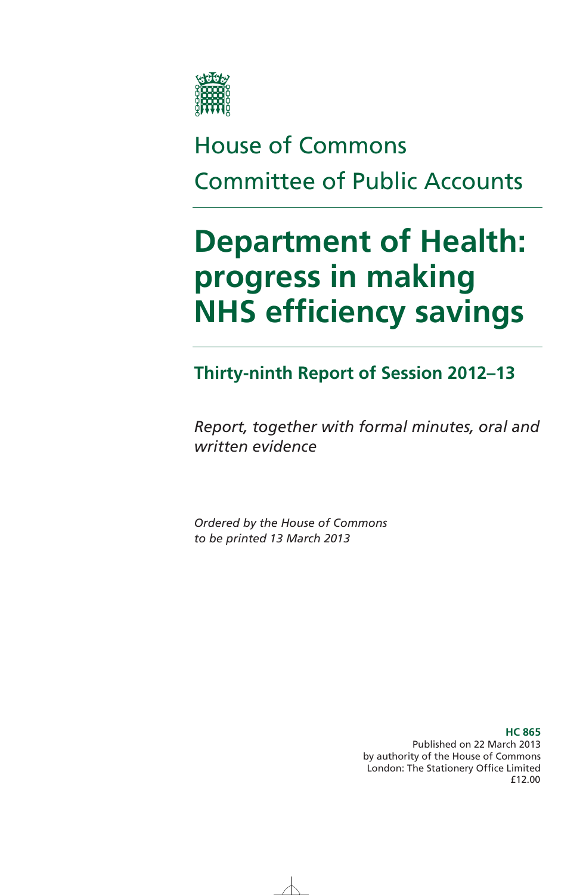House of Commons
Committee of Public Accounts

# Department of Health: progress in making NHS efficiency savings

## Thirty-ninth Report of Session 2012–13

*Report, together with formal minutes, oral and written evidence*

*Ordered by the House of Commons to be printed 13 March 2013*

**HC 865**
Published on 22 March 2013
by authority of the House of Commons
London: The Stationery Office Limited
£12.00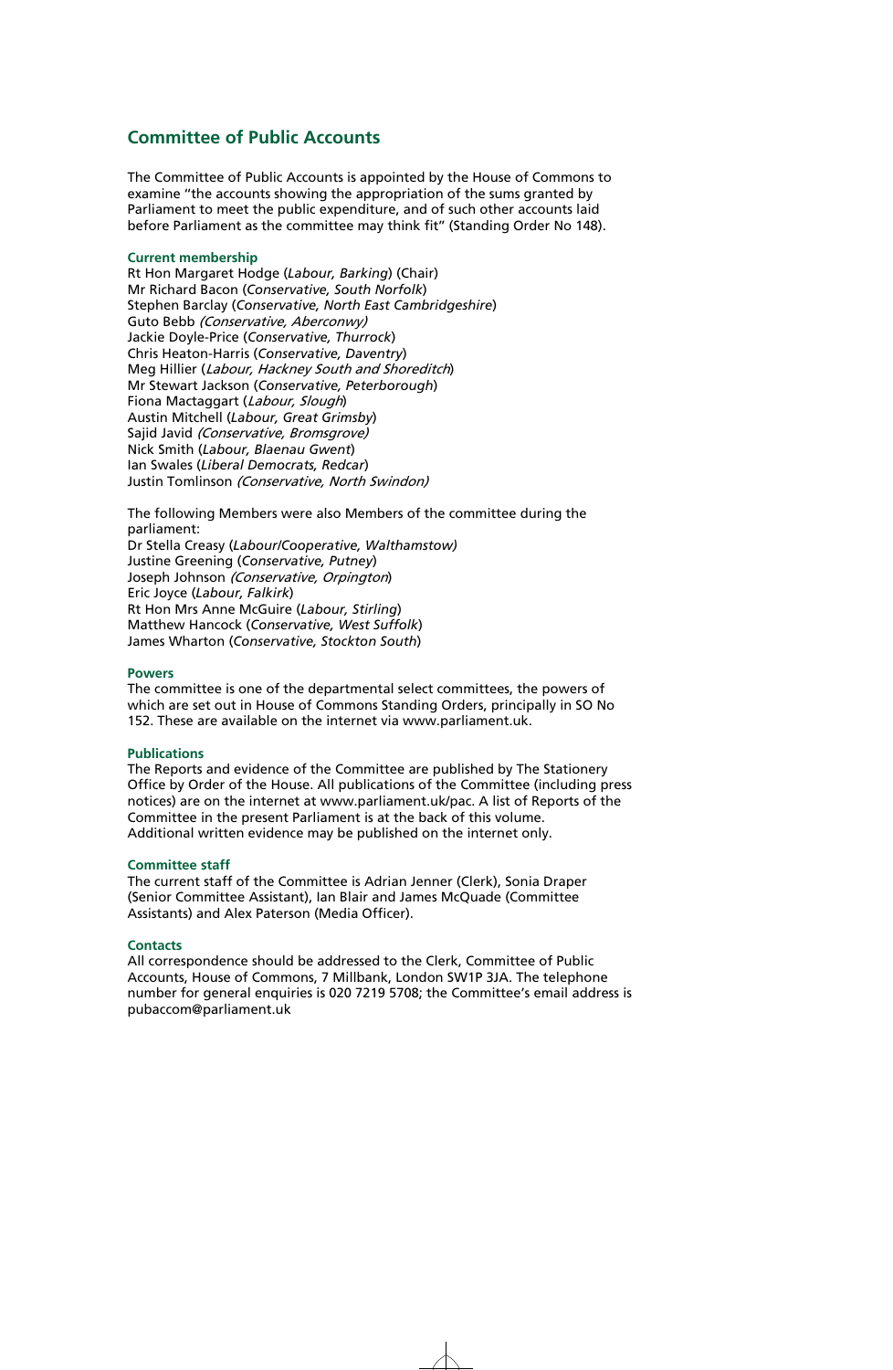## Committee of Public Accounts

The Committee of Public Accounts is appointed by the House of Commons to examine "the accounts showing the appropriation of the sums granted by Parliament to meet the public expenditure, and of such other accounts laid before Parliament as the committee may think fit" (Standing Order No 148).

### Current membership

Rt Hon Margaret Hodge (*Labour, Barking*) (Chair)
Mr Richard Bacon (*Conservative, South Norfolk*)
Stephen Barclay (*Conservative, North East Cambridgeshire*)
Guto Bebb *(Conservative, Aberconwy)*
Jackie Doyle-Price (*Conservative, Thurrock*)
Chris Heaton-Harris (*Conservative, Daventry*)
Meg Hillier (*Labour, Hackney South and Shoreditch*)
Mr Stewart Jackson (*Conservative, Peterborough*)
Fiona Mactaggart (*Labour, Slough*)
Austin Mitchell (*Labour, Great Grimsby*)
Sajid Javid *(Conservative, Bromsgrove)*
Nick Smith (*Labour, Blaenau Gwent*)
Ian Swales (*Liberal Democrats, Redcar*)
Justin Tomlinson *(Conservative, North Swindon)*

The following Members were also Members of the committee during the parliament:
Dr Stella Creasy (*Labour/Cooperative, Walthamstow)*
Justine Greening (*Conservative, Putney*)
Joseph Johnson *(Conservative, Orpington*)
Eric Joyce (*Labour, Falkirk*)
Rt Hon Mrs Anne McGuire (*Labour, Stirling*)
Matthew Hancock (*Conservative, West Suffolk*)
James Wharton (*Conservative, Stockton South*)

### Powers

The committee is one of the departmental select committees, the powers of which are set out in House of Commons Standing Orders, principally in SO No 152. These are available on the internet via www.parliament.uk.

### Publications

The Reports and evidence of the Committee are published by The Stationery Office by Order of the House. All publications of the Committee (including press notices) are on the internet at www.parliament.uk/pac. A list of Reports of the Committee in the present Parliament is at the back of this volume. Additional written evidence may be published on the internet only.

### Committee staff

The current staff of the Committee is Adrian Jenner (Clerk), Sonia Draper (Senior Committee Assistant), Ian Blair and James McQuade (Committee Assistants) and Alex Paterson (Media Officer).

### Contacts

All correspondence should be addressed to the Clerk, Committee of Public Accounts, House of Commons, 7 Millbank, London SW1P 3JA. The telephone number for general enquiries is 020 7219 5708; the Committee's email address is pubaccom@parliament.uk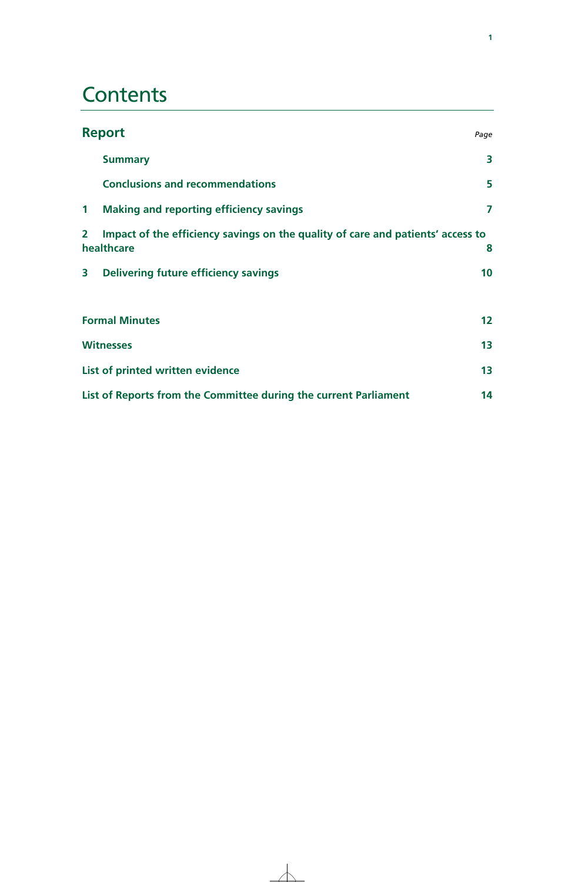# Contents

| **Report** | *Page* |
|---|---|
| **Summary** | **3** |
| **Conclusions and recommendations** | **5** |
| **1 Making and reporting efficiency savings** | **7** |
| **2 Impact of the efficiency savings on the quality of care and patients' access to healthcare** | **8** |
| **3 Delivering future efficiency savings** | **10** |
| | |
| **Formal Minutes** | **12** |
| **Witnesses** | **13** |
| **List of printed written evidence** | **13** |
| **List of Reports from the Committee during the current Parliament** | **14** |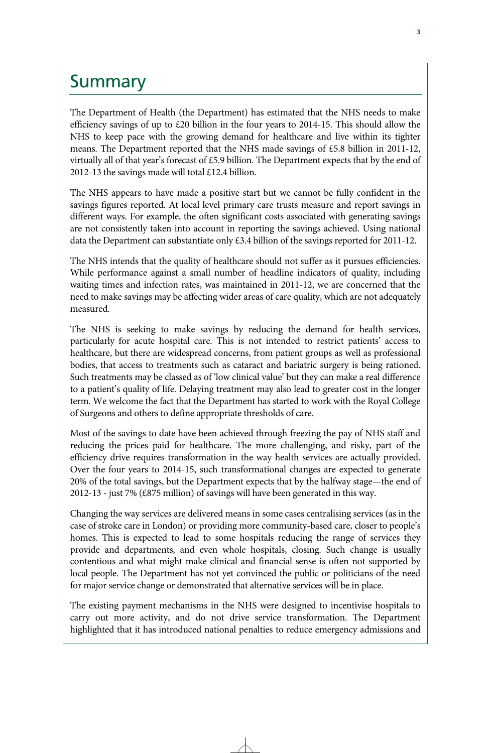# Summary

The Department of Health (the Department) has estimated that the NHS needs to make efficiency savings of up to £20 billion in the four years to 2014-15. This should allow the NHS to keep pace with the growing demand for healthcare and live within its tighter means. The Department reported that the NHS made savings of £5.8 billion in 2011-12, virtually all of that year's forecast of £5.9 billion. The Department expects that by the end of 2012-13 the savings made will total £12.4 billion.

The NHS appears to have made a positive start but we cannot be fully confident in the savings figures reported. At local level primary care trusts measure and report savings in different ways. For example, the often significant costs associated with generating savings are not consistently taken into account in reporting the savings achieved. Using national data the Department can substantiate only £3.4 billion of the savings reported for 2011-12.

The NHS intends that the quality of healthcare should not suffer as it pursues efficiencies. While performance against a small number of headline indicators of quality, including waiting times and infection rates, was maintained in 2011-12, we are concerned that the need to make savings may be affecting wider areas of care quality, which are not adequately measured.

The NHS is seeking to make savings by reducing the demand for health services, particularly for acute hospital care. This is not intended to restrict patients' access to healthcare, but there are widespread concerns, from patient groups as well as professional bodies, that access to treatments such as cataract and bariatric surgery is being rationed. Such treatments may be classed as of 'low clinical value' but they can make a real difference to a patient's quality of life. Delaying treatment may also lead to greater cost in the longer term. We welcome the fact that the Department has started to work with the Royal College of Surgeons and others to define appropriate thresholds of care.

Most of the savings to date have been achieved through freezing the pay of NHS staff and reducing the prices paid for healthcare. The more challenging, and risky, part of the efficiency drive requires transformation in the way health services are actually provided. Over the four years to 2014-15, such transformational changes are expected to generate 20% of the total savings, but the Department expects that by the halfway stage—the end of 2012-13 - just 7% (£875 million) of savings will have been generated in this way.

Changing the way services are delivered means in some cases centralising services (as in the case of stroke care in London) or providing more community-based care, closer to people's homes. This is expected to lead to some hospitals reducing the range of services they provide and departments, and even whole hospitals, closing. Such change is usually contentious and what might make clinical and financial sense is often not supported by local people. The Department has not yet convinced the public or politicians of the need for major service change or demonstrated that alternative services will be in place.

The existing payment mechanisms in the NHS were designed to incentivise hospitals to carry out more activity, and do not drive service transformation. The Department highlighted that it has introduced national penalties to reduce emergency admissions and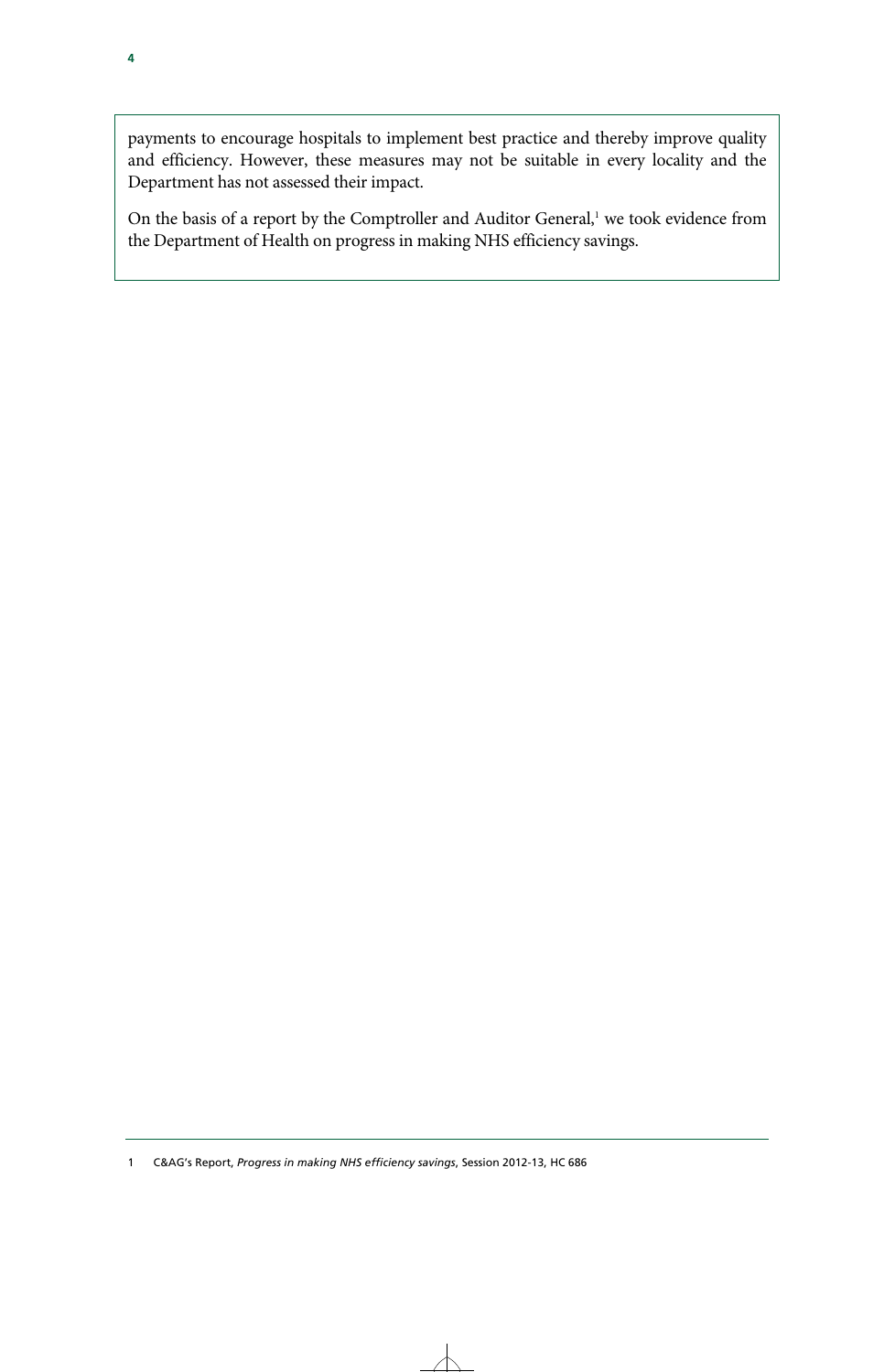payments to encourage hospitals to implement best practice and thereby improve quality and efficiency. However, these measures may not be suitable in every locality and the Department has not assessed their impact.

On the basis of a report by the Comptroller and Auditor General,[1] we took evidence from the Department of Health on progress in making NHS efficiency savings.

---

1 C&AG's Report, *Progress in making NHS efficiency savings*, Session 2012-13, HC 686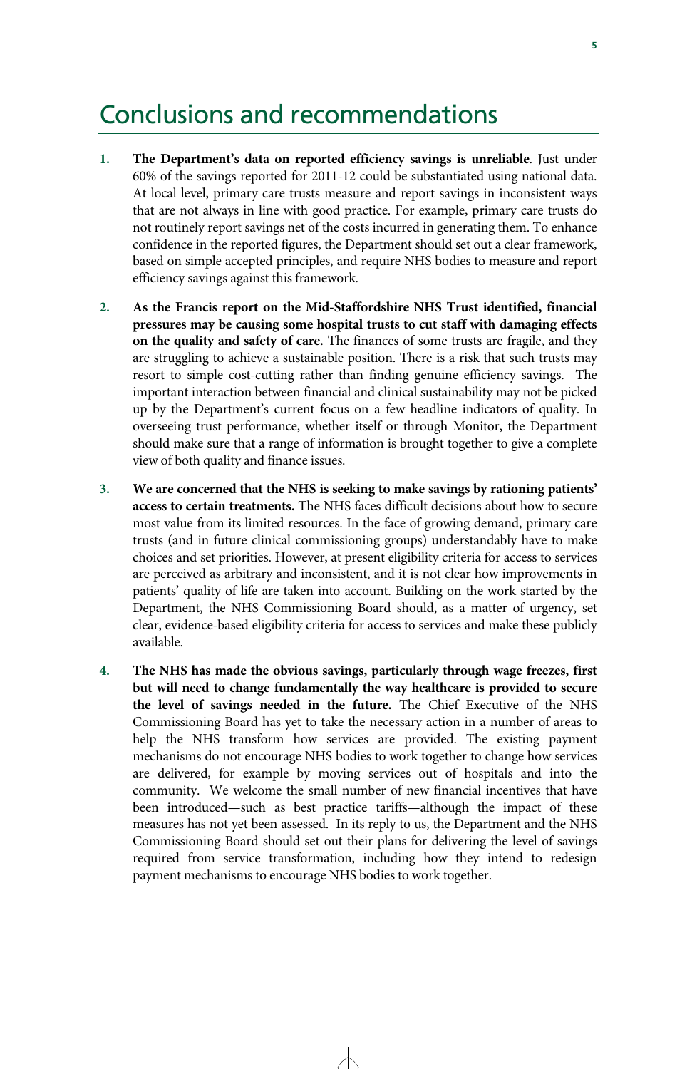# Conclusions and recommendations

1. **The Department's data on reported efficiency savings is unreliable**. Just under 60% of the savings reported for 2011-12 could be substantiated using national data. At local level, primary care trusts measure and report savings in inconsistent ways that are not always in line with good practice. For example, primary care trusts do not routinely report savings net of the costs incurred in generating them. To enhance confidence in the reported figures, the Department should set out a clear framework, based on simple accepted principles, and require NHS bodies to measure and report efficiency savings against this framework.

2. **As the Francis report on the Mid-Staffordshire NHS Trust identified, financial pressures may be causing some hospital trusts to cut staff with damaging effects on the quality and safety of care.** The finances of some trusts are fragile, and they are struggling to achieve a sustainable position. There is a risk that such trusts may resort to simple cost-cutting rather than finding genuine efficiency savings. The important interaction between financial and clinical sustainability may not be picked up by the Department's current focus on a few headline indicators of quality. In overseeing trust performance, whether itself or through Monitor, the Department should make sure that a range of information is brought together to give a complete view of both quality and finance issues.

3. **We are concerned that the NHS is seeking to make savings by rationing patients' access to certain treatments.** The NHS faces difficult decisions about how to secure most value from its limited resources. In the face of growing demand, primary care trusts (and in future clinical commissioning groups) understandably have to make choices and set priorities. However, at present eligibility criteria for access to services are perceived as arbitrary and inconsistent, and it is not clear how improvements in patients' quality of life are taken into account. Building on the work started by the Department, the NHS Commissioning Board should, as a matter of urgency, set clear, evidence-based eligibility criteria for access to services and make these publicly available.

4. **The NHS has made the obvious savings, particularly through wage freezes, first but will need to change fundamentally the way healthcare is provided to secure the level of savings needed in the future.** The Chief Executive of the NHS Commissioning Board has yet to take the necessary action in a number of areas to help the NHS transform how services are provided. The existing payment mechanisms do not encourage NHS bodies to work together to change how services are delivered, for example by moving services out of hospitals and into the community. We welcome the small number of new financial incentives that have been introduced—such as best practice tariffs—although the impact of these measures has not yet been assessed. In its reply to us, the Department and the NHS Commissioning Board should set out their plans for delivering the level of savings required from service transformation, including how they intend to redesign payment mechanisms to encourage NHS bodies to work together.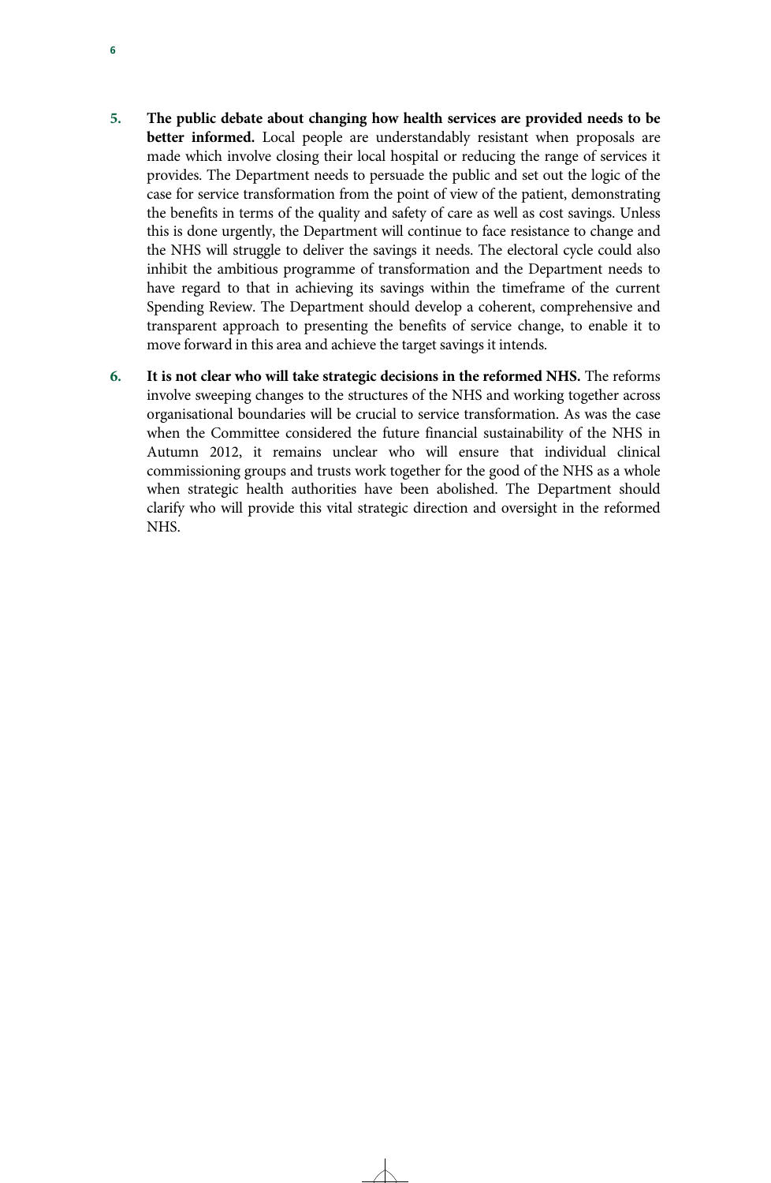5. **The public debate about changing how health services are provided needs to be better informed.** Local people are understandably resistant when proposals are made which involve closing their local hospital or reducing the range of services it provides. The Department needs to persuade the public and set out the logic of the case for service transformation from the point of view of the patient, demonstrating the benefits in terms of the quality and safety of care as well as cost savings. Unless this is done urgently, the Department will continue to face resistance to change and the NHS will struggle to deliver the savings it needs. The electoral cycle could also inhibit the ambitious programme of transformation and the Department needs to have regard to that in achieving its savings within the timeframe of the current Spending Review. The Department should develop a coherent, comprehensive and transparent approach to presenting the benefits of service change, to enable it to move forward in this area and achieve the target savings it intends.

6. **It is not clear who will take strategic decisions in the reformed NHS.** The reforms involve sweeping changes to the structures of the NHS and working together across organisational boundaries will be crucial to service transformation. As was the case when the Committee considered the future financial sustainability of the NHS in Autumn 2012, it remains unclear who will ensure that individual clinical commissioning groups and trusts work together for the good of the NHS as a whole when strategic health authorities have been abolished. The Department should clarify who will provide this vital strategic direction and oversight in the reformed NHS.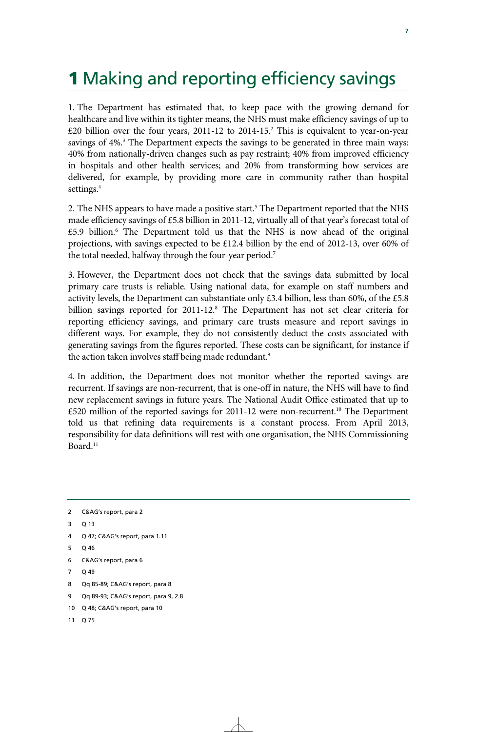# 1 Making and reporting efficiency savings

1. The Department has estimated that, to keep pace with the growing demand for healthcare and live within its tighter means, the NHS must make efficiency savings of up to £20 billion over the four years, 2011-12 to 2014-15.[2] This is equivalent to year-on-year savings of 4%.[3] The Department expects the savings to be generated in three main ways: 40% from nationally-driven changes such as pay restraint; 40% from improved efficiency in hospitals and other health services; and 20% from transforming how services are delivered, for example, by providing more care in community rather than hospital settings.[4]

2. The NHS appears to have made a positive start.[5] The Department reported that the NHS made efficiency savings of £5.8 billion in 2011-12, virtually all of that year's forecast total of £5.9 billion.[6] The Department told us that the NHS is now ahead of the original projections, with savings expected to be £12.4 billion by the end of 2012-13, over 60% of the total needed, halfway through the four-year period.[7]

3. However, the Department does not check that the savings data submitted by local primary care trusts is reliable. Using national data, for example on staff numbers and activity levels, the Department can substantiate only £3.4 billion, less than 60%, of the £5.8 billion savings reported for 2011-12.[8] The Department has not set clear criteria for reporting efficiency savings, and primary care trusts measure and report savings in different ways. For example, they do not consistently deduct the costs associated with generating savings from the figures reported. These costs can be significant, for instance if the action taken involves staff being made redundant.[9]

4. In addition, the Department does not monitor whether the reported savings are recurrent. If savings are non-recurrent, that is one-off in nature, the NHS will have to find new replacement savings in future years. The National Audit Office estimated that up to £520 million of the reported savings for 2011-12 were non-recurrent.[10] The Department told us that refining data requirements is a constant process. From April 2013, responsibility for data definitions will rest with one organisation, the NHS Commissioning Board.[11]

---

2 C&AG's report, para 2

3 Q 13

4 Q 47; C&AG's report, para 1.11

5 Q 46

6 C&AG's report, para 6

7 Q 49

8 Qq 85-89; C&AG's report, para 8

9 Qq 89-93; C&AG's report, para 9, 2.8

10 Q 48; C&AG's report, para 10

11 Q 75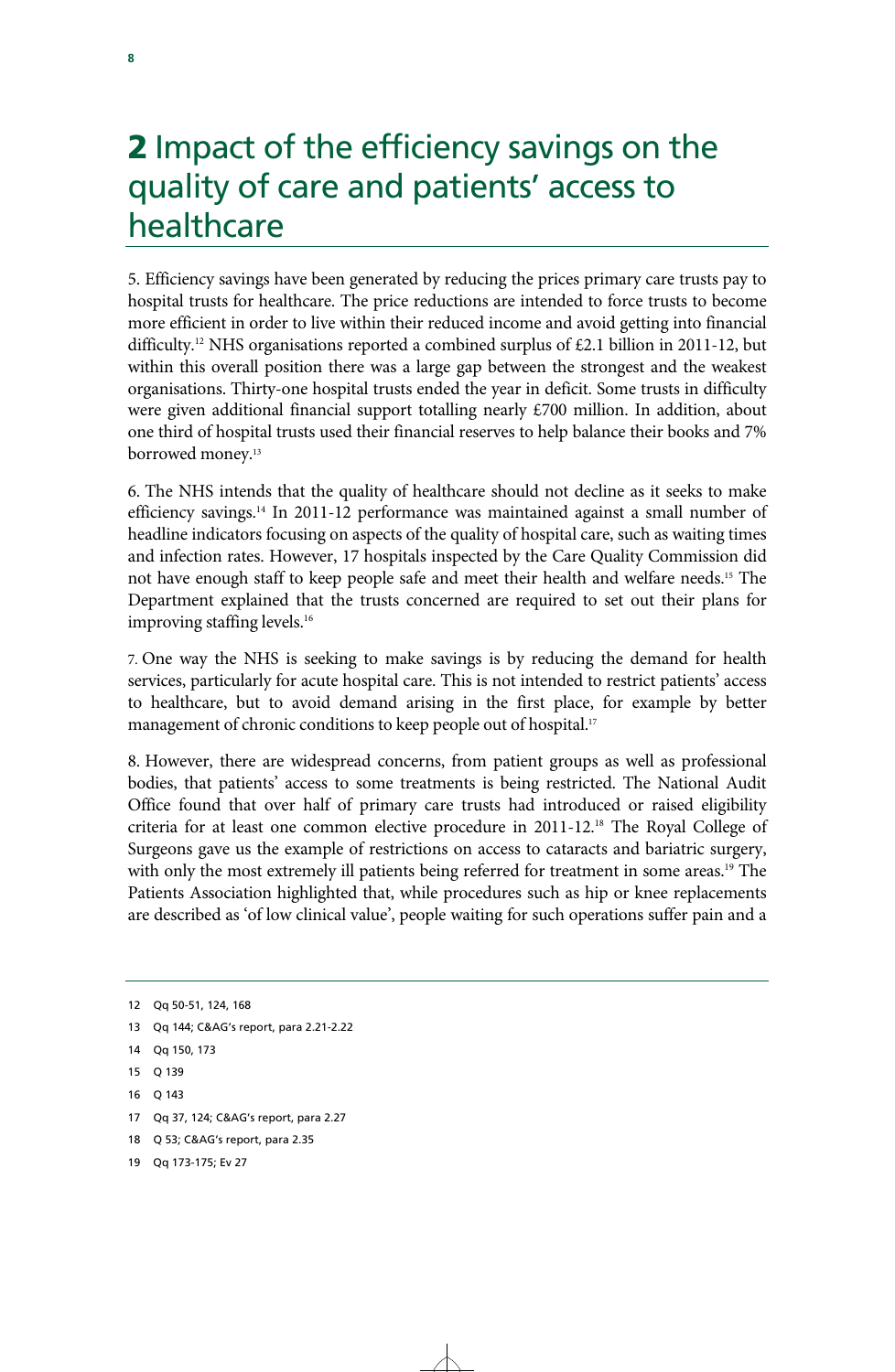# 2 Impact of the efficiency savings on the quality of care and patients' access to healthcare

5. Efficiency savings have been generated by reducing the prices primary care trusts pay to hospital trusts for healthcare. The price reductions are intended to force trusts to become more efficient in order to live within their reduced income and avoid getting into financial difficulty.[12] NHS organisations reported a combined surplus of £2.1 billion in 2011-12, but within this overall position there was a large gap between the strongest and the weakest organisations. Thirty-one hospital trusts ended the year in deficit. Some trusts in difficulty were given additional financial support totalling nearly £700 million. In addition, about one third of hospital trusts used their financial reserves to help balance their books and 7% borrowed money.[13]

6. The NHS intends that the quality of healthcare should not decline as it seeks to make efficiency savings.[14] In 2011-12 performance was maintained against a small number of headline indicators focusing on aspects of the quality of hospital care, such as waiting times and infection rates. However, 17 hospitals inspected by the Care Quality Commission did not have enough staff to keep people safe and meet their health and welfare needs.[15] The Department explained that the trusts concerned are required to set out their plans for improving staffing levels.[16]

7. One way the NHS is seeking to make savings is by reducing the demand for health services, particularly for acute hospital care. This is not intended to restrict patients' access to healthcare, but to avoid demand arising in the first place, for example by better management of chronic conditions to keep people out of hospital.[17]

8. However, there are widespread concerns, from patient groups as well as professional bodies, that patients' access to some treatments is being restricted. The National Audit Office found that over half of primary care trusts had introduced or raised eligibility criteria for at least one common elective procedure in 2011-12.[18] The Royal College of Surgeons gave us the example of restrictions on access to cataracts and bariatric surgery, with only the most extremely ill patients being referred for treatment in some areas.[19] The Patients Association highlighted that, while procedures such as hip or knee replacements are described as 'of low clinical value', people waiting for such operations suffer pain and a

12 Qq 50-51, 124, 168

13 Qq 144; C&AG's report, para 2.21-2.22

14 Qq 150, 173

15 Q 139

16 Q 143

17 Qq 37, 124; C&AG's report, para 2.27

18 Q 53; C&AG's report, para 2.35

19 Qq 173-175; Ev 27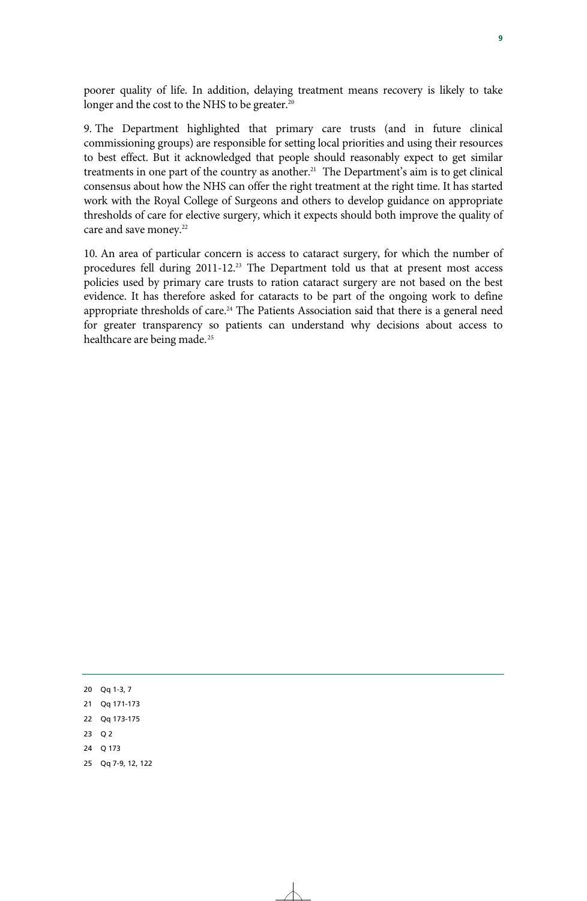poorer quality of life. In addition, delaying treatment means recovery is likely to take longer and the cost to the NHS to be greater.[20]

9. The Department highlighted that primary care trusts (and in future clinical commissioning groups) are responsible for setting local priorities and using their resources to best effect. But it acknowledged that people should reasonably expect to get similar treatments in one part of the country as another.[21] The Department's aim is to get clinical consensus about how the NHS can offer the right treatment at the right time. It has started work with the Royal College of Surgeons and others to develop guidance on appropriate thresholds of care for elective surgery, which it expects should both improve the quality of care and save money.[22]

10. An area of particular concern is access to cataract surgery, for which the number of procedures fell during 2011-12.[23] The Department told us that at present most access policies used by primary care trusts to ration cataract surgery are not based on the best evidence. It has therefore asked for cataracts to be part of the ongoing work to define appropriate thresholds of care.[24] The Patients Association said that there is a general need for greater transparency so patients can understand why decisions about access to healthcare are being made.[25]

---

20 Qq 1-3, 7

21 Qq 171-173

22 Qq 173-175

23 Q 2

24 Q 173

25 Qq 7-9, 12, 122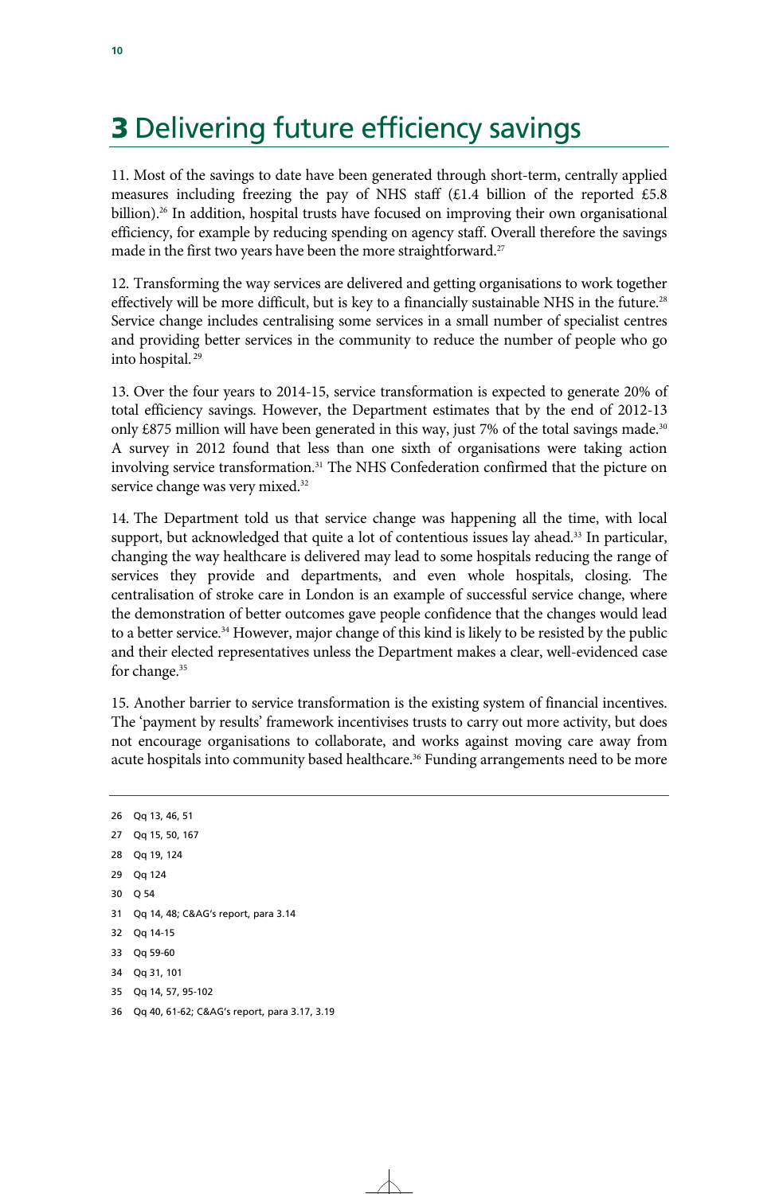# 3 Delivering future efficiency savings

11. Most of the savings to date have been generated through short-term, centrally applied measures including freezing the pay of NHS staff (£1.4 billion of the reported £5.8 billion).[26] In addition, hospital trusts have focused on improving their own organisational efficiency, for example by reducing spending on agency staff. Overall therefore the savings made in the first two years have been the more straightforward.[27]

12. Transforming the way services are delivered and getting organisations to work together effectively will be more difficult, but is key to a financially sustainable NHS in the future.[28] Service change includes centralising some services in a small number of specialist centres and providing better services in the community to reduce the number of people who go into hospital.[29]

13. Over the four years to 2014-15, service transformation is expected to generate 20% of total efficiency savings. However, the Department estimates that by the end of 2012-13 only £875 million will have been generated in this way, just 7% of the total savings made.[30] A survey in 2012 found that less than one sixth of organisations were taking action involving service transformation.[31] The NHS Confederation confirmed that the picture on service change was very mixed.[32]

14. The Department told us that service change was happening all the time, with local support, but acknowledged that quite a lot of contentious issues lay ahead.[33] In particular, changing the way healthcare is delivered may lead to some hospitals reducing the range of services they provide and departments, and even whole hospitals, closing. The centralisation of stroke care in London is an example of successful service change, where the demonstration of better outcomes gave people confidence that the changes would lead to a better service.[34] However, major change of this kind is likely to be resisted by the public and their elected representatives unless the Department makes a clear, well-evidenced case for change.[35]

15. Another barrier to service transformation is the existing system of financial incentives. The 'payment by results' framework incentivises trusts to carry out more activity, but does not encourage organisations to collaborate, and works against moving care away from acute hospitals into community based healthcare.[36] Funding arrangements need to be more

26 Qq 13, 46, 51

27 Qq 15, 50, 167

28 Qq 19, 124

29 Qq 124

30 Q 54

31 Qq 14, 48; C&AG's report, para 3.14

32 Qq 14-15

33 Qq 59-60

34 Qq 31, 101

35 Qq 14, 57, 95-102

36 Qq 40, 61-62; C&AG's report, para 3.17, 3.19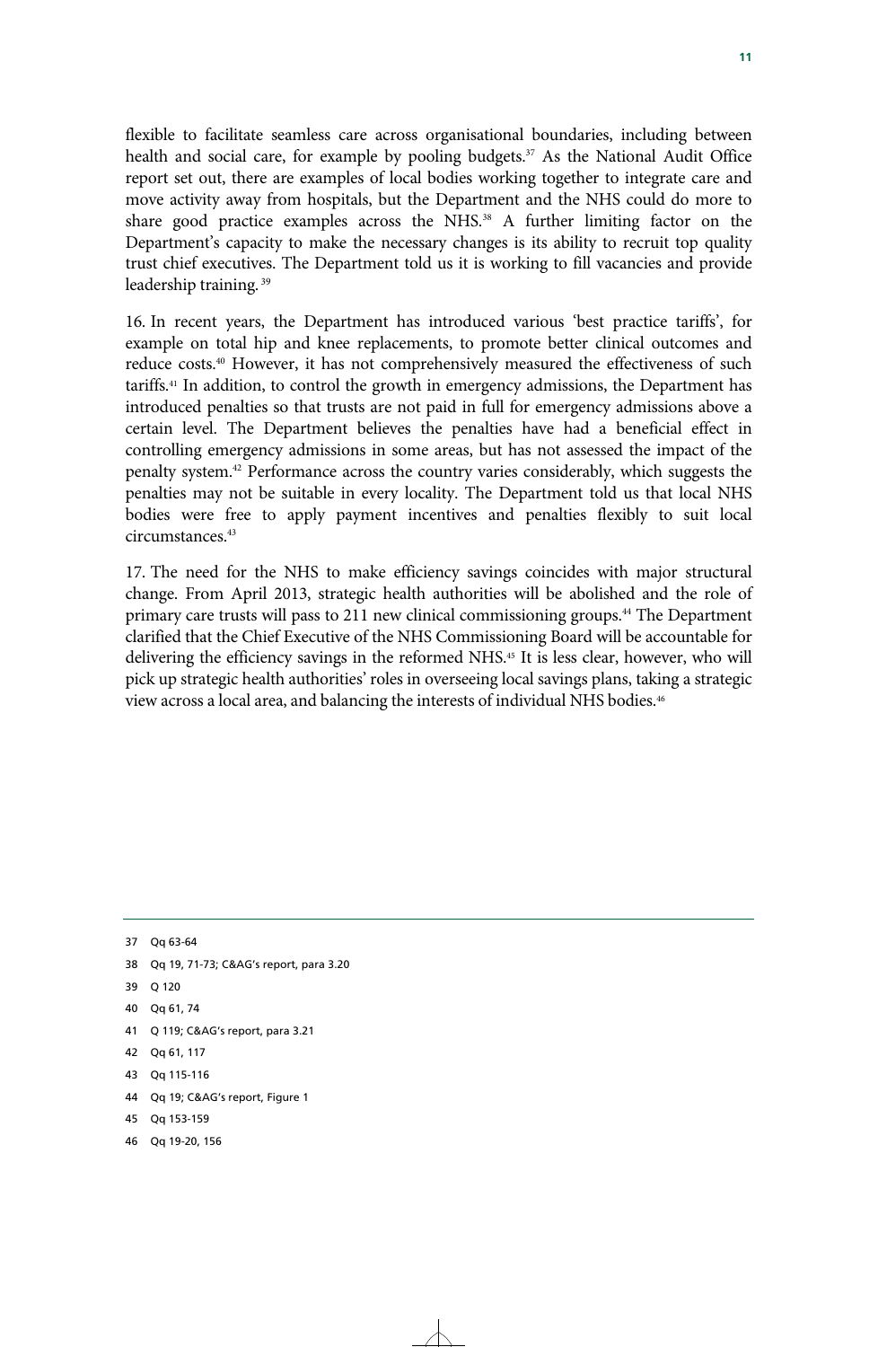flexible to facilitate seamless care across organisational boundaries, including between health and social care, for example by pooling budgets.[37] As the National Audit Office report set out, there are examples of local bodies working together to integrate care and move activity away from hospitals, but the Department and the NHS could do more to share good practice examples across the NHS.[38] A further limiting factor on the Department's capacity to make the necessary changes is its ability to recruit top quality trust chief executives. The Department told us it is working to fill vacancies and provide leadership training.[39]

16. In recent years, the Department has introduced various 'best practice tariffs', for example on total hip and knee replacements, to promote better clinical outcomes and reduce costs.[40] However, it has not comprehensively measured the effectiveness of such tariffs.[41] In addition, to control the growth in emergency admissions, the Department has introduced penalties so that trusts are not paid in full for emergency admissions above a certain level. The Department believes the penalties have had a beneficial effect in controlling emergency admissions in some areas, but has not assessed the impact of the penalty system.[42] Performance across the country varies considerably, which suggests the penalties may not be suitable in every locality. The Department told us that local NHS bodies were free to apply payment incentives and penalties flexibly to suit local circumstances.[43]

17. The need for the NHS to make efficiency savings coincides with major structural change. From April 2013, strategic health authorities will be abolished and the role of primary care trusts will pass to 211 new clinical commissioning groups.[44] The Department clarified that the Chief Executive of the NHS Commissioning Board will be accountable for delivering the efficiency savings in the reformed NHS.[45] It is less clear, however, who will pick up strategic health authorities' roles in overseeing local savings plans, taking a strategic view across a local area, and balancing the interests of individual NHS bodies.[46]

---

37 Qq 63-64

38 Qq 19, 71-73; C&AG's report, para 3.20

39 Q 120

40 Qq 61, 74

41 Q 119; C&AG's report, para 3.21

42 Qq 61, 117

43 Qq 115-116

44 Qq 19; C&AG's report, Figure 1

45 Qq 153-159

46 Qq 19-20, 156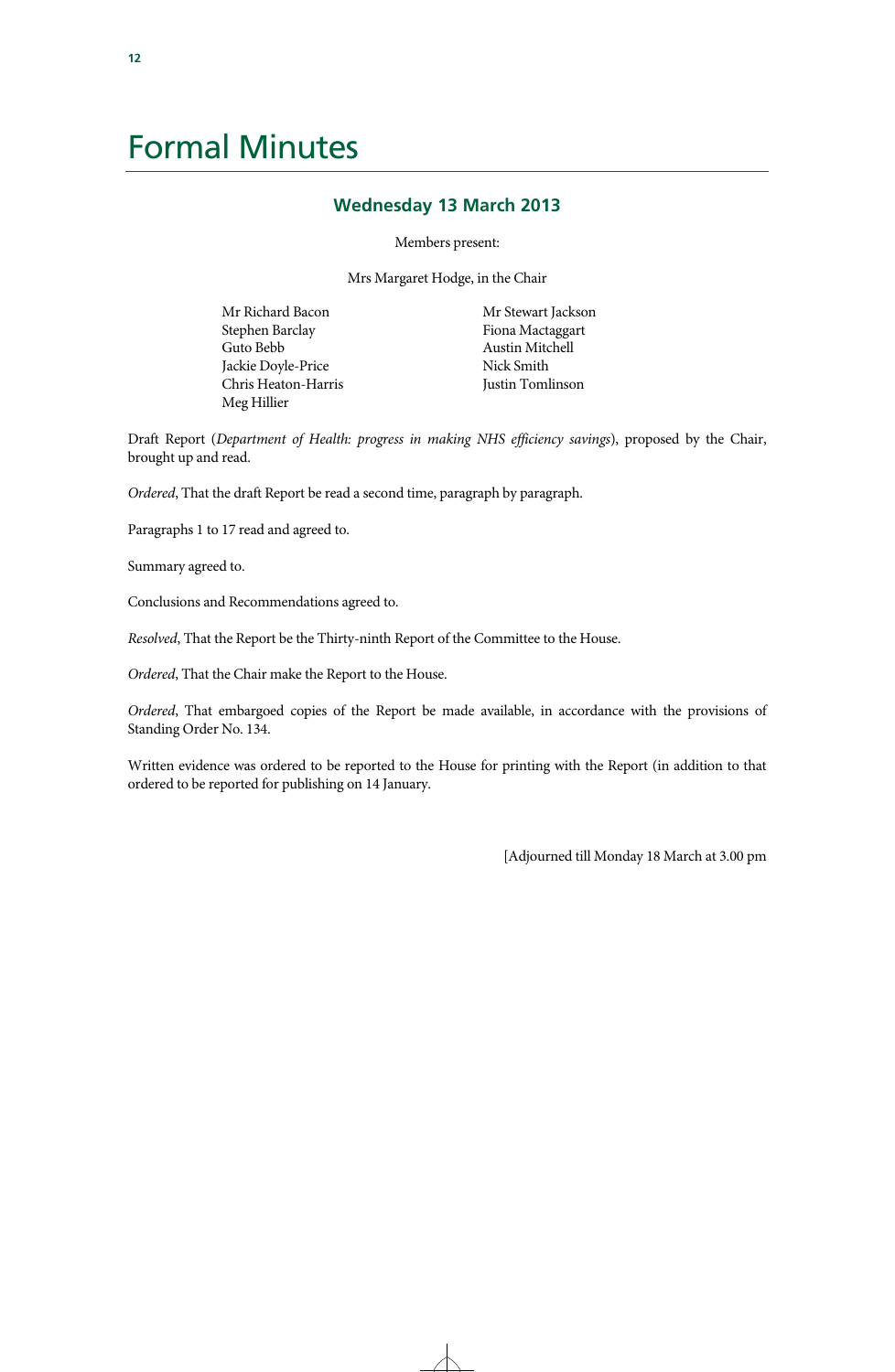# Formal Minutes

## Wednesday 13 March 2013

Members present:

Mrs Margaret Hodge, in the Chair

Mr Richard Bacon
Stephen Barclay
Guto Bebb
Jackie Doyle-Price
Chris Heaton-Harris
Meg Hillier
Mr Stewart Jackson
Fiona Mactaggart
Austin Mitchell
Nick Smith
Justin Tomlinson

Draft Report (*Department of Health: progress in making NHS efficiency savings*), proposed by the Chair, brought up and read.

*Ordered*, That the draft Report be read a second time, paragraph by paragraph.

Paragraphs 1 to 17 read and agreed to.

Summary agreed to.

Conclusions and Recommendations agreed to.

*Resolved*, That the Report be the Thirty-ninth Report of the Committee to the House.

*Ordered*, That the Chair make the Report to the House.

*Ordered*, That embargoed copies of the Report be made available, in accordance with the provisions of Standing Order No. 134.

Written evidence was ordered to be reported to the House for printing with the Report (in addition to that ordered to be reported for publishing on 14 January.

[Adjourned till Monday 18 March at 3.00 pm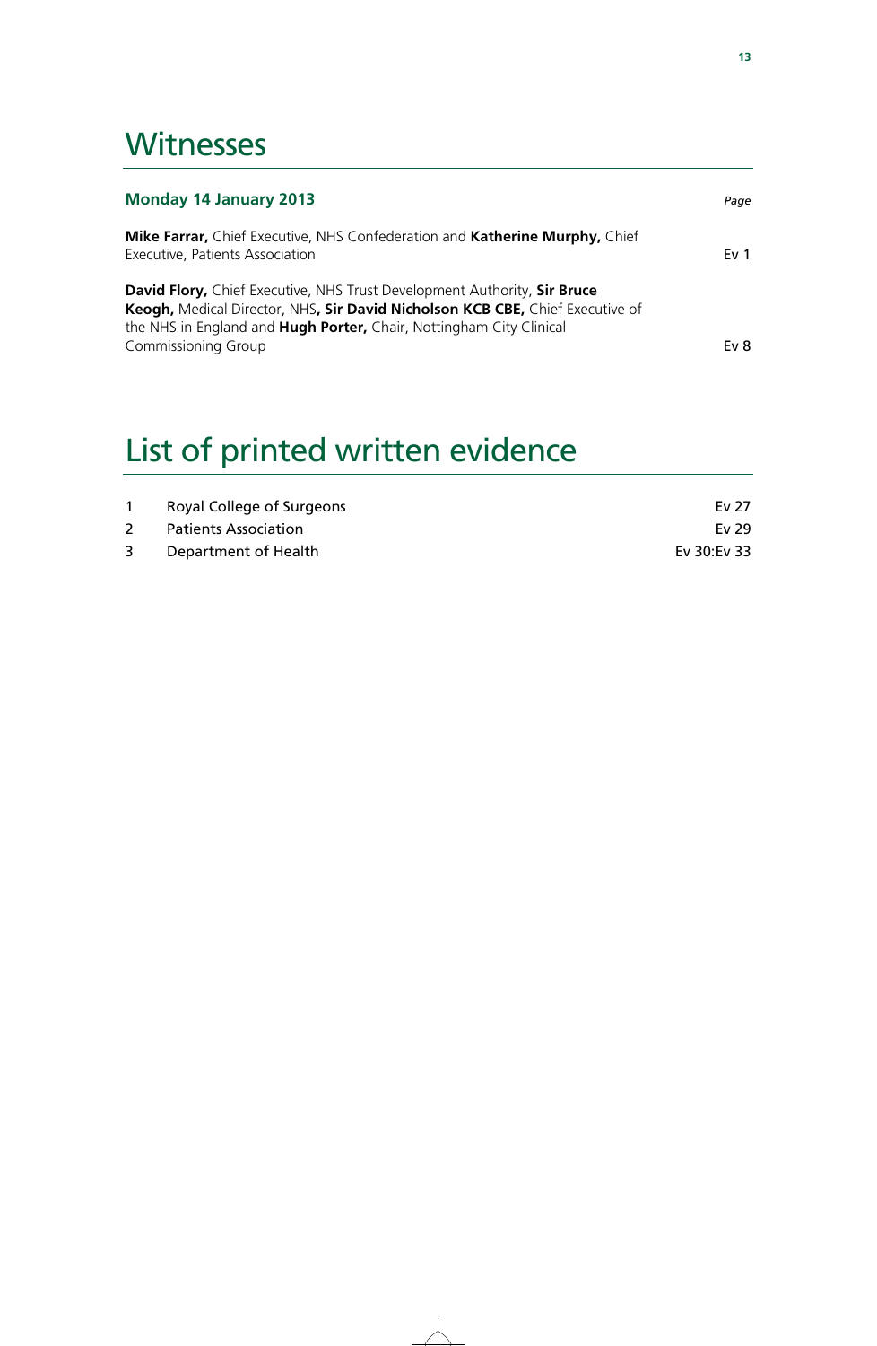# Witnesses

| **Monday 14 January 2013** | *Page* |
|---|---|
| **Mike Farrar,** Chief Executive, NHS Confederation and **Katherine Murphy,** Chief Executive, Patients Association | Ev 1 |
| **David Flory,** Chief Executive, NHS Trust Development Authority, **Sir Bruce Keogh,** Medical Director, NHS**, Sir David Nicholson KCB CBE,** Chief Executive of the NHS in England and **Hugh Porter,** Chair, Nottingham City Clinical Commissioning Group | Ev 8 |

# List of printed written evidence

| | | |
|---|---|---|
| 1 | Royal College of Surgeons | Ev 27 |
| 2 | Patients Association | Ev 29 |
| 3 | Department of Health | Ev 30:Ev 33 |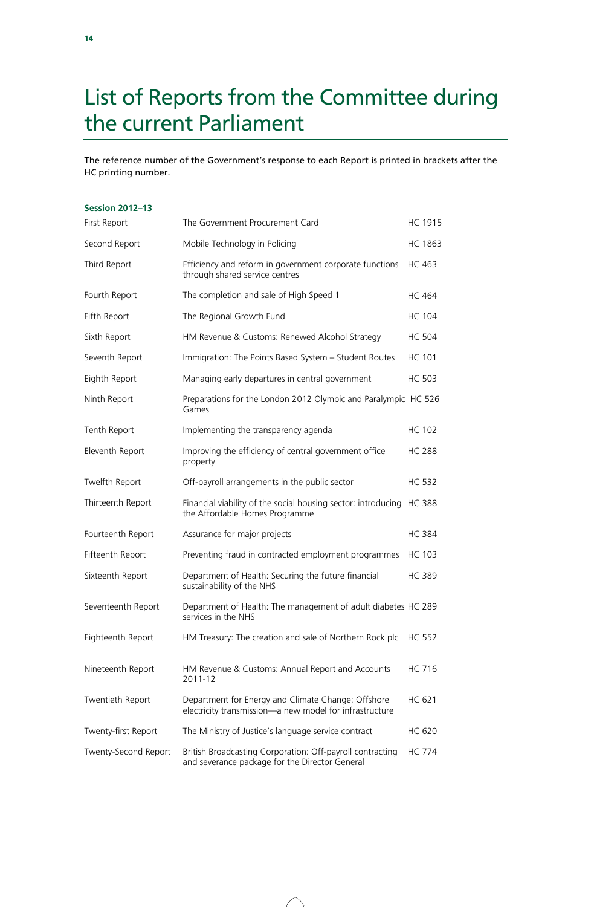# List of Reports from the Committee during the current Parliament

The reference number of the Government's response to each Report is printed in brackets after the HC printing number.

### Session 2012–13

| | | |
|---|---|---|
| First Report | The Government Procurement Card | HC 1915 |
| Second Report | Mobile Technology in Policing | HC 1863 |
| Third Report | Efficiency and reform in government corporate functions through shared service centres | HC 463 |
| Fourth Report | The completion and sale of High Speed 1 | HC 464 |
| Fifth Report | The Regional Growth Fund | HC 104 |
| Sixth Report | HM Revenue & Customs: Renewed Alcohol Strategy | HC 504 |
| Seventh Report | Immigration: The Points Based System – Student Routes | HC 101 |
| Eighth Report | Managing early departures in central government | HC 503 |
| Ninth Report | Preparations for the London 2012 Olympic and Paralympic Games | HC 526 |
| Tenth Report | Implementing the transparency agenda | HC 102 |
| Eleventh Report | Improving the efficiency of central government office property | HC 288 |
| Twelfth Report | Off-payroll arrangements in the public sector | HC 532 |
| Thirteenth Report | Financial viability of the social housing sector: introducing the Affordable Homes Programme | HC 388 |
| Fourteenth Report | Assurance for major projects | HC 384 |
| Fifteenth Report | Preventing fraud in contracted employment programmes | HC 103 |
| Sixteenth Report | Department of Health: Securing the future financial sustainability of the NHS | HC 389 |
| Seventeenth Report | Department of Health: The management of adult diabetes services in the NHS | HC 289 |
| Eighteenth Report | HM Treasury: The creation and sale of Northern Rock plc | HC 552 |
| Nineteenth Report | HM Revenue & Customs: Annual Report and Accounts 2011-12 | HC 716 |
| Twentieth Report | Department for Energy and Climate Change: Offshore electricity transmission—a new model for infrastructure | HC 621 |
| Twenty-first Report | The Ministry of Justice's language service contract | HC 620 |
| Twenty-Second Report | British Broadcasting Corporation: Off-payroll contracting and severance package for the Director General | HC 774 |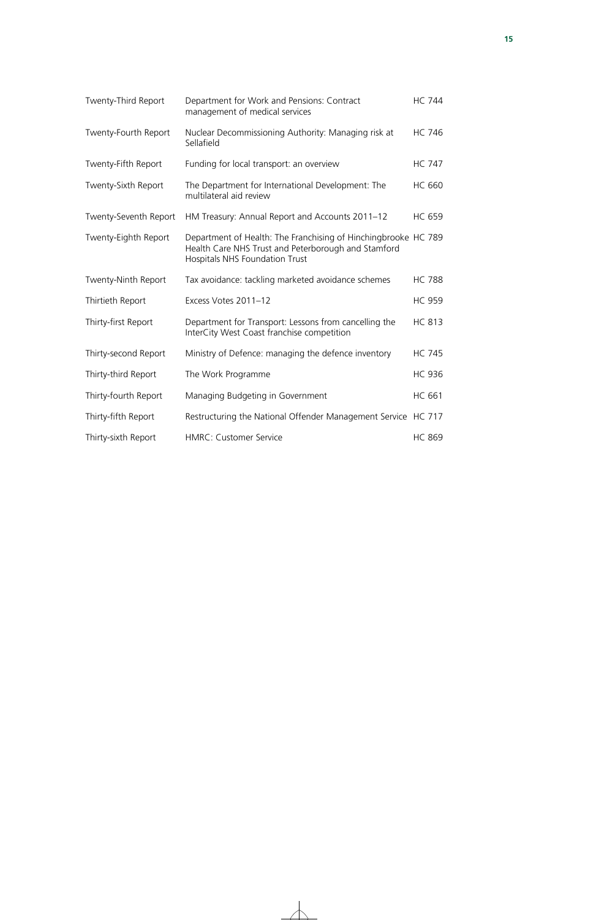| | | |
|---|---|---|
| Twenty-Third Report | Department for Work and Pensions: Contract management of medical services | HC 744 |
| Twenty-Fourth Report | Nuclear Decommissioning Authority: Managing risk at Sellafield | HC 746 |
| Twenty-Fifth Report | Funding for local transport: an overview | HC 747 |
| Twenty-Sixth Report | The Department for International Development: The multilateral aid review | HC 660 |
| Twenty-Seventh Report | HM Treasury: Annual Report and Accounts 2011–12 | HC 659 |
| Twenty-Eighth Report | Department of Health: The Franchising of Hinchingbrooke Health Care NHS Trust and Peterborough and Stamford Hospitals NHS Foundation Trust | HC 789 |
| Twenty-Ninth Report | Tax avoidance: tackling marketed avoidance schemes | HC 788 |
| Thirtieth Report | Excess Votes 2011–12 | HC 959 |
| Thirty-first Report | Department for Transport: Lessons from cancelling the InterCity West Coast franchise competition | HC 813 |
| Thirty-second Report | Ministry of Defence: managing the defence inventory | HC 745 |
| Thirty-third Report | The Work Programme | HC 936 |
| Thirty-fourth Report | Managing Budgeting in Government | HC 661 |
| Thirty-fifth Report | Restructuring the National Offender Management Service | HC 717 |
| Thirty-sixth Report | HMRC: Customer Service | HC 869 |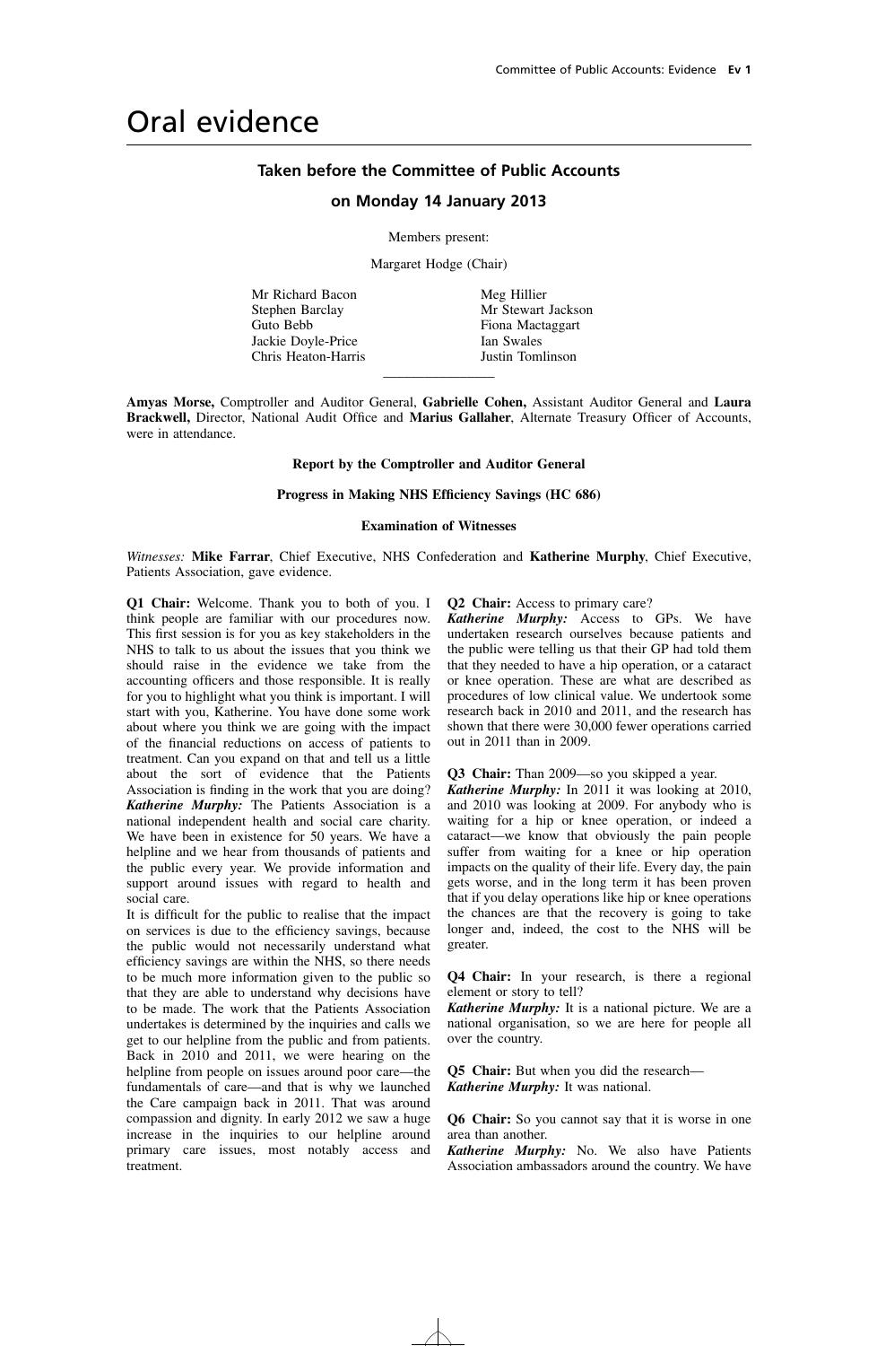# Oral evidence

## Taken before the Committee of Public Accounts

### on Monday 14 January 2013

Members present:

Margaret Hodge (Chair)

Mr Richard Bacon
Stephen Barclay
Guto Bebb
Jackie Doyle-Price
Chris Heaton-Harris
Meg Hillier
Mr Stewart Jackson
Fiona Mactaggart
Ian Swales
Justin Tomlinson

---

**Amyas Morse,** Comptroller and Auditor General, **Gabrielle Cohen,** Assistant Auditor General and **Laura Brackwell,** Director, National Audit Office and **Marius Gallaher**, Alternate Treasury Officer of Accounts, were in attendance.

**Report by the Comptroller and Auditor General**

**Progress in Making NHS Efficiency Savings (HC 686)**

**Examination of Witnesses**

*Witnesses:* **Mike Farrar**, Chief Executive, NHS Confederation and **Katherine Murphy**, Chief Executive, Patients Association, gave evidence.

**Q1 Chair:** Welcome. Thank you to both of you. I think people are familiar with our procedures now. This first session is for you as key stakeholders in the NHS to talk to us about the issues that you think we should raise in the evidence we take from the accounting officers and those responsible. It is really for you to highlight what you think is important. I will start with you, Katherine. You have done some work about where you think we are going with the impact of the financial reductions on access of patients to treatment. Can you expand on that and tell us a little about the sort of evidence that the Patients Association is finding in the work that you are doing?
***Katherine Murphy:*** The Patients Association is a national independent health and social care charity. We have been in existence for 50 years. We have a helpline and we hear from thousands of patients and the public every year. We provide information and support around issues with regard to health and social care.

It is difficult for the public to realise that the impact on services is due to the efficiency savings, because the public would not necessarily understand what efficiency savings are within the NHS, so there needs to be much more information given to the public so that they are able to understand why decisions have to be made. The work that the Patients Association undertakes is determined by the inquiries and calls we get to our helpline from the public and from patients. Back in 2010 and 2011, we were hearing on the helpline from people on issues around poor care—the fundamentals of care—and that is why we launched the Care campaign back in 2011. That was around compassion and dignity. In early 2012 we saw a huge increase in the inquiries to our helpline around primary care issues, most notably access and treatment.

**Q2 Chair:** Access to primary care?
***Katherine Murphy:*** Access to GPs. We have undertaken research ourselves because patients and the public were telling us that their GP had told them that they needed to have a hip operation, or a cataract or knee operation. These are what are described as procedures of low clinical value. We undertook some research back in 2010 and 2011, and the research has shown that there were 30,000 fewer operations carried out in 2011 than in 2009.

**Q3 Chair:** Than 2009—so you skipped a year.
***Katherine Murphy:*** In 2011 it was looking at 2010, and 2010 was looking at 2009. For anybody who is waiting for a hip or knee operation, or indeed a cataract—we know that obviously the pain people suffer from waiting for a knee or hip operation impacts on the quality of their life. Every day, the pain gets worse, and in the long term it has been proven that if you delay operations like hip or knee operations the chances are that the recovery is going to take longer and, indeed, the cost to the NHS will be greater.

**Q4 Chair:** In your research, is there a regional element or story to tell?
***Katherine Murphy:*** It is a national picture. We are a national organisation, so we are here for people all over the country.

**Q5 Chair:** But when you did the research—
***Katherine Murphy:*** It was national.

**Q6 Chair:** So you cannot say that it is worse in one area than another.
***Katherine Murphy:*** No. We also have Patients Association ambassadors around the country. We have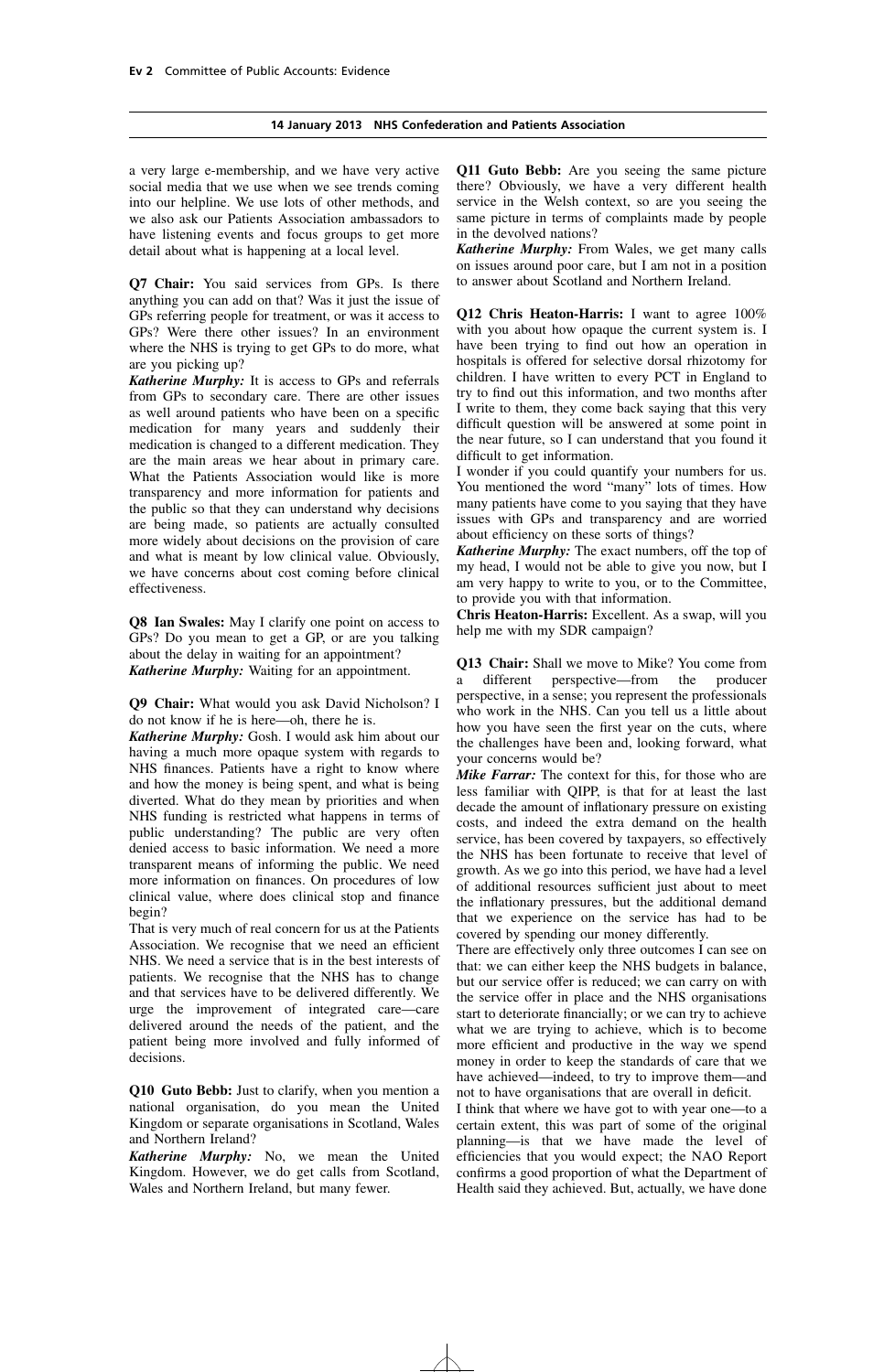a very large e-membership, and we have very active social media that we use when we see trends coming into our helpline. We use lots of other methods, and we also ask our Patients Association ambassadors to have listening events and focus groups to get more detail about what is happening at a local level.

**Q7 Chair:** You said services from GPs. Is there anything you can add on that? Was it just the issue of GPs referring people for treatment, or was it access to GPs? Were there other issues? In an environment where the NHS is trying to get GPs to do more, what are you picking up?

***Katherine Murphy:*** It is access to GPs and referrals from GPs to secondary care. There are other issues as well around patients who have been on a specific medication for many years and suddenly their medication is changed to a different medication. They are the main areas we hear about in primary care. What the Patients Association would like is more transparency and more information for patients and the public so that they can understand why decisions are being made, so patients are actually consulted more widely about decisions on the provision of care and what is meant by low clinical value. Obviously, we have concerns about cost coming before clinical effectiveness.

**Q8 Ian Swales:** May I clarify one point on access to GPs? Do you mean to get a GP, or are you talking about the delay in waiting for an appointment?

***Katherine Murphy:*** Waiting for an appointment.

**Q9 Chair:** What would you ask David Nicholson? I do not know if he is here—oh, there he is.

***Katherine Murphy:*** Gosh. I would ask him about our having a much more opaque system with regards to NHS finances. Patients have a right to know where and how the money is being spent, and what is being diverted. What do they mean by priorities and when NHS funding is restricted what happens in terms of public understanding? The public are very often denied access to basic information. We need a more transparent means of informing the public. We need more information on finances. On procedures of low clinical value, where does clinical stop and finance begin?

That is very much of real concern for us at the Patients Association. We recognise that we need an efficient NHS. We need a service that is in the best interests of patients. We recognise that the NHS has to change and that services have to be delivered differently. We urge the improvement of integrated care—care delivered around the needs of the patient, and the patient being more involved and fully informed of decisions.

**Q10 Guto Bebb:** Just to clarify, when you mention a national organisation, do you mean the United Kingdom or separate organisations in Scotland, Wales and Northern Ireland?

***Katherine Murphy:*** No, we mean the United Kingdom. However, we do get calls from Scotland, Wales and Northern Ireland, but many fewer.

**Q11 Guto Bebb:** Are you seeing the same picture there? Obviously, we have a very different health service in the Welsh context, so are you seeing the same picture in terms of complaints made by people in the devolved nations?

***Katherine Murphy:*** From Wales, we get many calls on issues around poor care, but I am not in a position to answer about Scotland and Northern Ireland.

**Q12 Chris Heaton-Harris:** I want to agree 100% with you about how opaque the current system is. I have been trying to find out how an operation in hospitals is offered for selective dorsal rhizotomy for children. I have written to every PCT in England to try to find out this information, and two months after I write to them, they come back saying that this very difficult question will be answered at some point in the near future, so I can understand that you found it difficult to get information.

I wonder if you could quantify your numbers for us. You mentioned the word "many" lots of times. How many patients have come to you saying that they have issues with GPs and transparency and are worried about efficiency on these sorts of things?

***Katherine Murphy:*** The exact numbers, off the top of my head, I would not be able to give you now, but I am very happy to write to you, or to the Committee, to provide you with that information.

**Chris Heaton-Harris:** Excellent. As a swap, will you help me with my SDR campaign?

**Q13 Chair:** Shall we move to Mike? You come from a different perspective—from the producer perspective, in a sense; you represent the professionals who work in the NHS. Can you tell us a little about how you have seen the first year on the cuts, where the challenges have been and, looking forward, what your concerns would be?

***Mike Farrar:*** The context for this, for those who are less familiar with QIPP, is that for at least the last decade the amount of inflationary pressure on existing costs, and indeed the extra demand on the health service, has been covered by taxpayers, so effectively the NHS has been fortunate to receive that level of growth. As we go into this period, we have had a level of additional resources sufficient just about to meet the inflationary pressures, but the additional demand that we experience on the service has had to be covered by spending our money differently.

There are effectively only three outcomes I can see on that: we can either keep the NHS budgets in balance, but our service offer is reduced; we can carry on with the service offer in place and the NHS organisations start to deteriorate financially; or we can try to achieve what we are trying to achieve, which is to become more efficient and productive in the way we spend money in order to keep the standards of care that we have achieved—indeed, to try to improve them—and not to have organisations that are overall in deficit.

I think that where we have got to with year one—to a certain extent, this was part of some of the original planning—is that we have made the level of efficiencies that you would expect; the NAO Report confirms a good proportion of what the Department of Health said they achieved. But, actually, we have done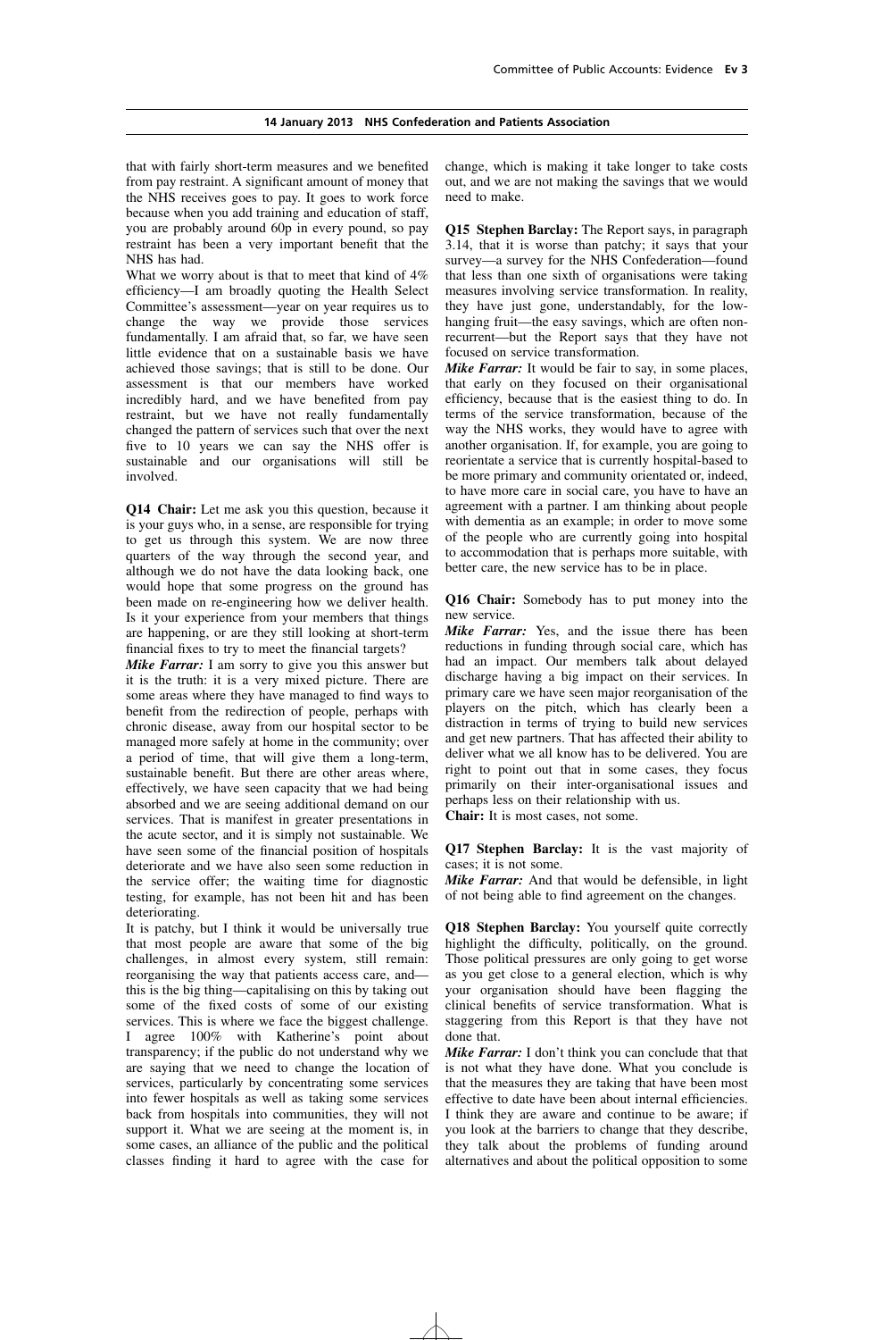that with fairly short-term measures and we benefited from pay restraint. A significant amount of money that the NHS receives goes to pay. It goes to work force because when you add training and education of staff, you are probably around 60p in every pound, so pay restraint has been a very important benefit that the NHS has had.

What we worry about is that to meet that kind of 4% efficiency—I am broadly quoting the Health Select Committee's assessment—year on year requires us to change the way we provide those services fundamentally. I am afraid that, so far, we have seen little evidence that on a sustainable basis we have achieved those savings; that is still to be done. Our assessment is that our members have worked incredibly hard, and we have benefited from pay restraint, but we have not really fundamentally changed the pattern of services such that over the next five to 10 years we can say the NHS offer is sustainable and our organisations will still be involved.

**Q14 Chair:** Let me ask you this question, because it is your guys who, in a sense, are responsible for trying to get us through this system. We are now three quarters of the way through the second year, and although we do not have the data looking back, one would hope that some progress on the ground has been made on re-engineering how we deliver health. Is it your experience from your members that things are happening, or are they still looking at short-term financial fixes to try to meet the financial targets?

***Mike Farrar:*** I am sorry to give you this answer but it is the truth: it is a very mixed picture. There are some areas where they have managed to find ways to benefit from the redirection of people, perhaps with chronic disease, away from our hospital sector to be managed more safely at home in the community; over a period of time, that will give them a long-term, sustainable benefit. But there are other areas where, effectively, we have seen capacity that we had being absorbed and we are seeing additional demand on our services. That is manifest in greater presentations in the acute sector, and it is simply not sustainable. We have seen some of the financial position of hospitals deteriorate and we have also seen some reduction in the service offer; the waiting time for diagnostic testing, for example, has not been hit and has been deteriorating.

It is patchy, but I think it would be universally true that most people are aware that some of the big challenges, in almost every system, still remain: reorganising the way that patients access care, and—this is the big thing—capitalising on this by taking out some of the fixed costs of some of our existing services. This is where we face the biggest challenge. I agree 100% with Katherine's point about transparency; if the public do not understand why we are saying that we need to change the location of services, particularly by concentrating some services into fewer hospitals as well as taking some services back from hospitals into communities, they will not support it. What we are seeing at the moment is, in some cases, an alliance of the public and the political classes finding it hard to agree with the case for change, which is making it take longer to take costs out, and we are not making the savings that we would need to make.

**Q15 Stephen Barclay:** The Report says, in paragraph 3.14, that it is worse than patchy; it says that your survey—a survey for the NHS Confederation—found that less than one sixth of organisations were taking measures involving service transformation. In reality, they have just gone, understandably, for the low-hanging fruit—the easy savings, which are often non-recurrent—but the Report says that they have not focused on service transformation.

***Mike Farrar:*** It would be fair to say, in some places, that early on they focused on their organisational efficiency, because that is the easiest thing to do. In terms of the service transformation, because of the way the NHS works, they would have to agree with another organisation. If, for example, you are going to reorientate a service that is currently hospital-based to be more primary and community orientated or, indeed, to have more care in social care, you have to have an agreement with a partner. I am thinking about people with dementia as an example; in order to move some of the people who are currently going into hospital to accommodation that is perhaps more suitable, with better care, the new service has to be in place.

**Q16 Chair:** Somebody has to put money into the new service.

***Mike Farrar:*** Yes, and the issue there has been reductions in funding through social care, which has had an impact. Our members talk about delayed discharge having a big impact on their services. In primary care we have seen major reorganisation of the players on the pitch, which has clearly been a distraction in terms of trying to build new services and get new partners. That has affected their ability to deliver what we all know has to be delivered. You are right to point out that in some cases, they focus primarily on their inter-organisational issues and perhaps less on their relationship with us.

**Chair:** It is most cases, not some.

**Q17 Stephen Barclay:** It is the vast majority of cases; it is not some.

***Mike Farrar:*** And that would be defensible, in light of not being able to find agreement on the changes.

**Q18 Stephen Barclay:** You yourself quite correctly highlight the difficulty, politically, on the ground. Those political pressures are only going to get worse as you get close to a general election, which is why your organisation should have been flagging the clinical benefits of service transformation. What is staggering from this Report is that they have not done that.

***Mike Farrar:*** I don't think you can conclude that that is not what they have done. What you conclude is that the measures they are taking that have been most effective to date have been about internal efficiencies. I think they are aware and continue to be aware; if you look at the barriers to change that they describe, they talk about the problems of funding around alternatives and about the political opposition to some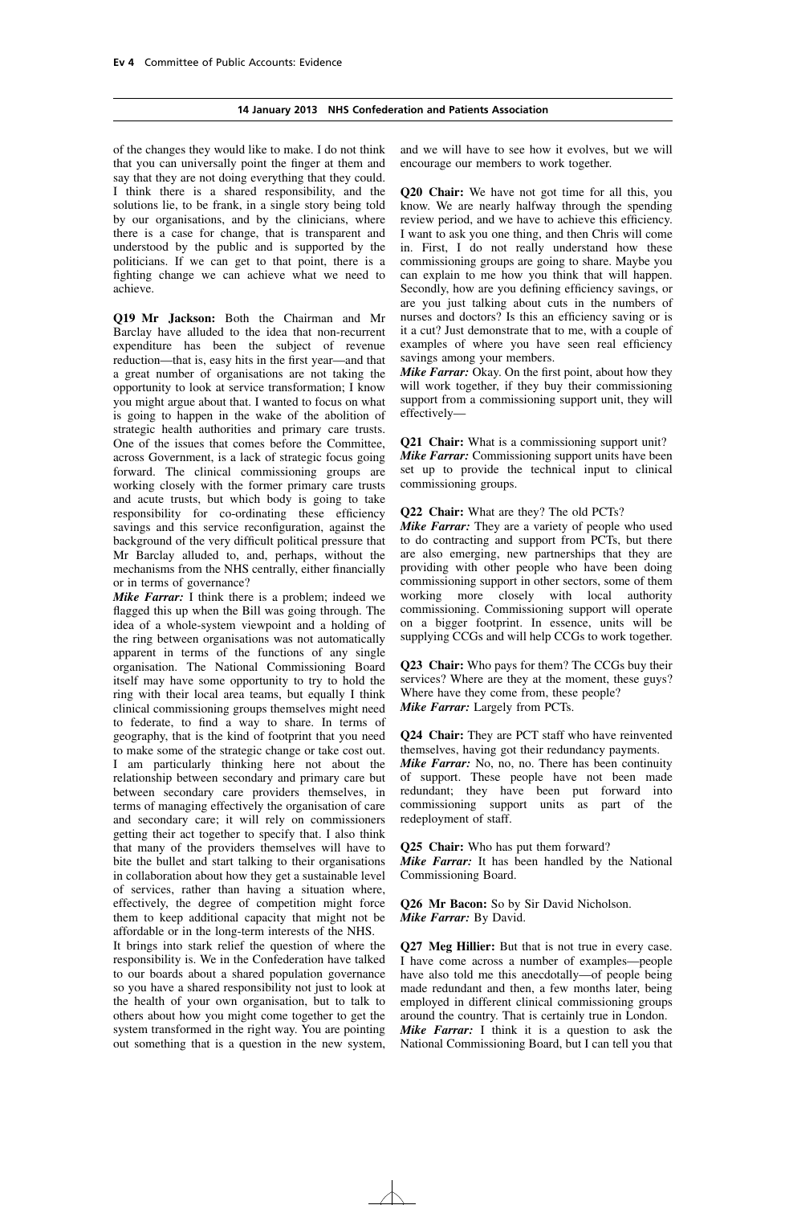of the changes they would like to make. I do not think that you can universally point the finger at them and say that they are not doing everything that they could. I think there is a shared responsibility, and the solutions lie, to be frank, in a single story being told by our organisations, and by the clinicians, where there is a case for change, that is transparent and understood by the public and is supported by the politicians. If we can get to that point, there is a fighting change we can achieve what we need to achieve.

**Q19 Mr Jackson:** Both the Chairman and Mr Barclay have alluded to the idea that non-recurrent expenditure has been the subject of revenue reduction—that is, easy hits in the first year—and that a great number of organisations are not taking the opportunity to look at service transformation; I know you might argue about that. I wanted to focus on what is going to happen in the wake of the abolition of strategic health authorities and primary care trusts. One of the issues that comes before the Committee, across Government, is a lack of strategic focus going forward. The clinical commissioning groups are working closely with the former primary care trusts and acute trusts, but which body is going to take responsibility for co-ordinating these efficiency savings and this service reconfiguration, against the background of the very difficult political pressure that Mr Barclay alluded to, and, perhaps, without the mechanisms from the NHS centrally, either financially or in terms of governance?

***Mike Farrar:*** I think there is a problem; indeed we flagged this up when the Bill was going through. The idea of a whole-system viewpoint and a holding of the ring between organisations was not automatically apparent in terms of the functions of any single organisation. The National Commissioning Board itself may have some opportunity to try to hold the ring with their local area teams, but equally I think clinical commissioning groups themselves might need to federate, to find a way to share. In terms of geography, that is the kind of footprint that you need to make some of the strategic change or take cost out. I am particularly thinking here not about the relationship between secondary and primary care but between secondary care providers themselves, in terms of managing effectively the organisation of care and secondary care; it will rely on commissioners getting their act together to specify that. I also think that many of the providers themselves will have to bite the bullet and start talking to their organisations in collaboration about how they get a sustainable level of services, rather than having a situation where, effectively, the degree of competition might force them to keep additional capacity that might not be affordable or in the long-term interests of the NHS.

It brings into stark relief the question of where the responsibility is. We in the Confederation have talked to our boards about a shared population governance so you have a shared responsibility not just to look at the health of your own organisation, but to talk to others about how you might come together to get the system transformed in the right way. You are pointing out something that is a question in the new system, and we will have to see how it evolves, but we will encourage our members to work together.

**Q20 Chair:** We have not got time for all this, you know. We are nearly halfway through the spending review period, and we have to achieve this efficiency. I want to ask you one thing, and then Chris will come in. First, I do not really understand how these commissioning groups are going to share. Maybe you can explain to me how you think that will happen. Secondly, how are you defining efficiency savings, or are you just talking about cuts in the numbers of nurses and doctors? Is this an efficiency saving or is it a cut? Just demonstrate that to me, with a couple of examples of where you have seen real efficiency savings among your members.

***Mike Farrar:*** Okay. On the first point, about how they will work together, if they buy their commissioning support from a commissioning support unit, they will effectively—

**Q21 Chair:** What is a commissioning support unit?

***Mike Farrar:*** Commissioning support units have been set up to provide the technical input to clinical commissioning groups.

**Q22 Chair:** What are they? The old PCTs?

***Mike Farrar:*** They are a variety of people who used to do contracting and support from PCTs, but there are also emerging, new partnerships that they are providing with other people who have been doing commissioning support in other sectors, some of them working more closely with local authority commissioning. Commissioning support will operate on a bigger footprint. In essence, units will be supplying CCGs and will help CCGs to work together.

**Q23 Chair:** Who pays for them? The CCGs buy their services? Where are they at the moment, these guys? Where have they come from, these people?

***Mike Farrar:*** Largely from PCTs.

**Q24 Chair:** They are PCT staff who have reinvented themselves, having got their redundancy payments.

***Mike Farrar:*** No, no, no. There has been continuity of support. These people have not been made redundant; they have been put forward into commissioning support units as part of the redeployment of staff.

**Q25 Chair:** Who has put them forward?

***Mike Farrar:*** It has been handled by the National Commissioning Board.

**Q26 Mr Bacon:** So by Sir David Nicholson.

***Mike Farrar:*** By David.

**Q27 Meg Hillier:** But that is not true in every case. I have come across a number of examples—people have also told me this anecdotally—of people being made redundant and then, a few months later, being employed in different clinical commissioning groups around the country. That is certainly true in London.

***Mike Farrar:*** I think it is a question to ask the National Commissioning Board, but I can tell you that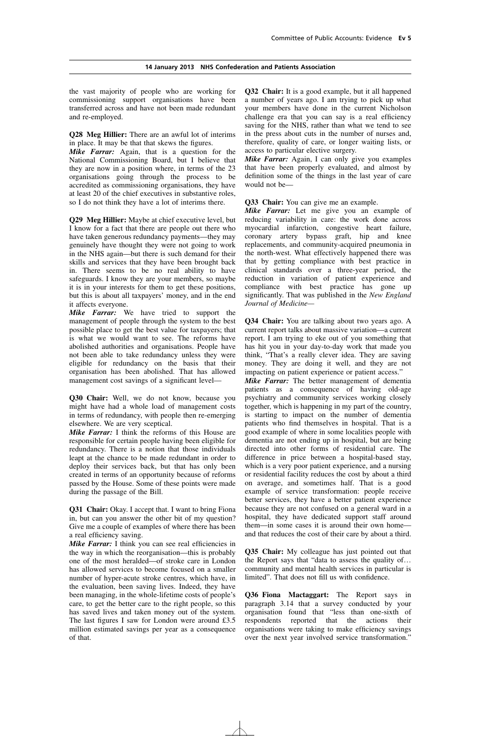the vast majority of people who are working for commissioning support organisations have been transferred across and have not been made redundant and re-employed.

**Q28 Meg Hillier:** There are an awful lot of interims in place. It may be that that skews the figures.

***Mike Farrar:*** Again, that is a question for the National Commissioning Board, but I believe that they are now in a position where, in terms of the 23 organisations going through the process to be accredited as commissioning organisations, they have at least 20 of the chief executives in substantive roles, so I do not think they have a lot of interims there.

**Q29 Meg Hillier:** Maybe at chief executive level, but I know for a fact that there are people out there who have taken generous redundancy payments—they may genuinely have thought they were not going to work in the NHS again—but there is such demand for their skills and services that they have been brought back in. There seems to be no real ability to have safeguards. I know they are your members, so maybe it is in your interests for them to get these positions, but this is about all taxpayers' money, and in the end it affects everyone.

***Mike Farrar:*** We have tried to support the management of people through the system to the best possible place to get the best value for taxpayers; that is what we would want to see. The reforms have abolished authorities and organisations. People have not been able to take redundancy unless they were eligible for redundancy on the basis that their organisation has been abolished. That has allowed management cost savings of a significant level—

**Q30 Chair:** Well, we do not know, because you might have had a whole load of management costs in terms of redundancy, with people then re-emerging elsewhere. We are very sceptical.

***Mike Farrar:*** I think the reforms of this House are responsible for certain people having been eligible for redundancy. There is a notion that those individuals leapt at the chance to be made redundant in order to deploy their services back, but that has only been created in terms of an opportunity because of reforms passed by the House. Some of these points were made during the passage of the Bill.

**Q31 Chair:** Okay. I accept that. I want to bring Fiona in, but can you answer the other bit of my question? Give me a couple of examples of where there has been a real efficiency saving.

***Mike Farrar:*** I think you can see real efficiencies in the way in which the reorganisation—this is probably one of the most heralded—of stroke care in London has allowed services to become focused on a smaller number of hyper-acute stroke centres, which have, in the evaluation, been saving lives. Indeed, they have been managing, in the whole-lifetime costs of people's care, to get the better care to the right people, so this has saved lives and taken money out of the system. The last figures I saw for London were around £3.5 million estimated savings per year as a consequence of that.

**Q32 Chair:** It is a good example, but it all happened a number of years ago. I am trying to pick up what your members have done in the current Nicholson challenge era that you can say is a real efficiency saving for the NHS, rather than what we tend to see in the press about cuts in the number of nurses and, therefore, quality of care, or longer waiting lists, or access to particular elective surgery.

***Mike Farrar:*** Again, I can only give you examples that have been properly evaluated, and almost by definition some of the things in the last year of care would not be—

**Q33 Chair:** You can give me an example.

***Mike Farrar:*** Let me give you an example of reducing variability in care: the work done across myocardial infarction, congestive heart failure, coronary artery bypass graft, hip and knee replacements, and community-acquired pneumonia in the north-west. What effectively happened there was that by getting compliance with best practice in clinical standards over a three-year period, the reduction in variation of patient experience and compliance with best practice has gone up significantly. That was published in the *New England Journal of Medicine*—

**Q34 Chair:** You are talking about two years ago. A current report talks about massive variation—a current report. I am trying to eke out of you something that has hit you in your day-to-day work that made you think, "That's a really clever idea. They are saving money. They are doing it well, and they are not impacting on patient experience or patient access."

***Mike Farrar:*** The better management of dementia patients as a consequence of having old-age psychiatry and community services working closely together, which is happening in my part of the country, is starting to impact on the number of dementia patients who find themselves in hospital. That is a good example of where in some localities people with dementia are not ending up in hospital, but are being directed into other forms of residential care. The difference in price between a hospital-based stay, which is a very poor patient experience, and a nursing or residential facility reduces the cost by about a third on average, and sometimes half. That is a good example of service transformation: people receive better services, they have a better patient experience because they are not confused on a general ward in a hospital, they have dedicated support staff around them—in some cases it is around their own home—and that reduces the cost of their care by about a third.

**Q35 Chair:** My colleague has just pointed out that the Report says that "data to assess the quality of… community and mental health services in particular is limited". That does not fill us with confidence.

**Q36 Fiona Mactaggart:** The Report says in paragraph 3.14 that a survey conducted by your organisation found that "less than one-sixth of respondents reported that the actions their organisations were taking to make efficiency savings over the next year involved service transformation."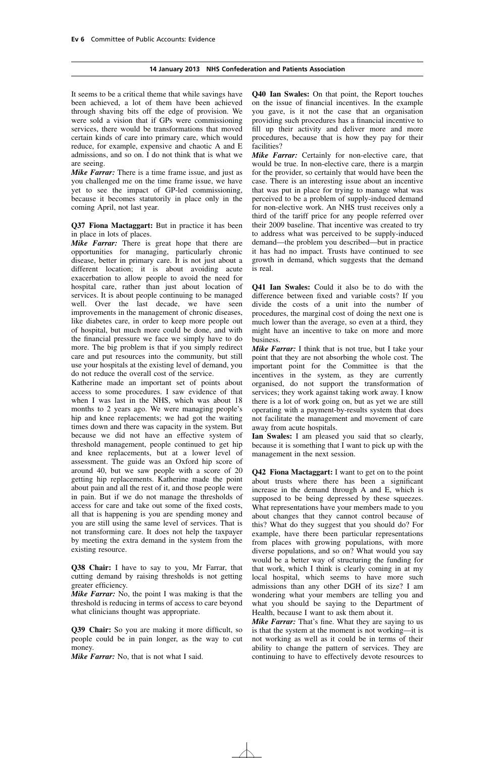It seems to be a critical theme that while savings have been achieved, a lot of them have been achieved through shaving bits off the edge of provision. We were sold a vision that if GPs were commissioning services, there would be transformations that moved certain kinds of care into primary care, which would reduce, for example, expensive and chaotic A and E admissions, and so on. I do not think that is what we are seeing.

***Mike Farrar:*** There is a time frame issue, and just as you challenged me on the time frame issue, we have yet to see the impact of GP-led commissioning, because it becomes statutorily in place only in the coming April, not last year.

**Q37 Fiona Mactaggart:** But in practice it has been in place in lots of places.

***Mike Farrar:*** There is great hope that there are opportunities for managing, particularly chronic disease, better in primary care. It is not just about a different location; it is about avoiding acute exacerbation to allow people to avoid the need for hospital care, rather than just about location of services. It is about people continuing to be managed well. Over the last decade, we have seen improvements in the management of chronic diseases, like diabetes care, in order to keep more people out of hospital, but much more could be done, and with the financial pressure we face we simply have to do more. The big problem is that if you simply redirect care and put resources into the community, but still use your hospitals at the existing level of demand, you do not reduce the overall cost of the service.

Katherine made an important set of points about access to some procedures. I saw evidence of that when I was last in the NHS, which was about 18 months to 2 years ago. We were managing people's hip and knee replacements; we had got the waiting times down and there was capacity in the system. But because we did not have an effective system of threshold management, people continued to get hip and knee replacements, but at a lower level of assessment. The guide was an Oxford hip score of around 40, but we saw people with a score of 20 getting hip replacements. Katherine made the point about pain and all the rest of it, and those people were in pain. But if we do not manage the thresholds of access for care and take out some of the fixed costs, all that is happening is you are spending money and you are still using the same level of services. That is not transforming care. It does not help the taxpayer by meeting the extra demand in the system from the existing resource.

**Q38 Chair:** I have to say to you, Mr Farrar, that cutting demand by raising thresholds is not getting greater efficiency.

***Mike Farrar:*** No, the point I was making is that the threshold is reducing in terms of access to care beyond what clinicians thought was appropriate.

**Q39 Chair:** So you are making it more difficult, so people could be in pain longer, as the way to cut money.

***Mike Farrar:*** No, that is not what I said.

**Q40 Ian Swales:** On that point, the Report touches on the issue of financial incentives. In the example you gave, is it not the case that an organisation providing such procedures has a financial incentive to fill up their activity and deliver more and more procedures, because that is how they pay for their facilities?

***Mike Farrar:*** Certainly for non-elective care, that would be true. In non-elective care, there is a margin for the provider, so certainly that would have been the case. There is an interesting issue about an incentive that was put in place for trying to manage what was perceived to be a problem of supply-induced demand for non-elective work. An NHS trust receives only a third of the tariff price for any people referred over their 2009 baseline. That incentive was created to try to address what was perceived to be supply-induced demand—the problem you described—but in practice it has had no impact. Trusts have continued to see growth in demand, which suggests that the demand is real.

**Q41 Ian Swales:** Could it also be to do with the difference between fixed and variable costs? If you divide the costs of a unit into the number of procedures, the marginal cost of doing the next one is much lower than the average, so even at a third, they might have an incentive to take on more and more business.

***Mike Farrar:*** I think that is not true, but I take your point that they are not absorbing the whole cost. The important point for the Committee is that the incentives in the system, as they are currently organised, do not support the transformation of services; they work against taking work away. I know there is a lot of work going on, but as yet we are still operating with a payment-by-results system that does not facilitate the management and movement of care away from acute hospitals.

**Ian Swales:** I am pleased you said that so clearly, because it is something that I want to pick up with the management in the next session.

**Q42 Fiona Mactaggart:** I want to get on to the point about trusts where there has been a significant increase in the demand through A and E, which is supposed to be being depressed by these squeezes. What representations have your members made to you about changes that they cannot control because of this? What do they suggest that you should do? For example, have there been particular representations from places with growing populations, with more diverse populations, and so on? What would you say would be a better way of structuring the funding for that work, which I think is clearly coming in at my local hospital, which seems to have more such admissions than any other DGH of its size? I am wondering what your members are telling you and what you should be saying to the Department of Health, because I want to ask them about it.

***Mike Farrar:*** That's fine. What they are saying to us is that the system at the moment is not working—it is not working as well as it could be in terms of their ability to change the pattern of services. They are continuing to have to effectively devote resources to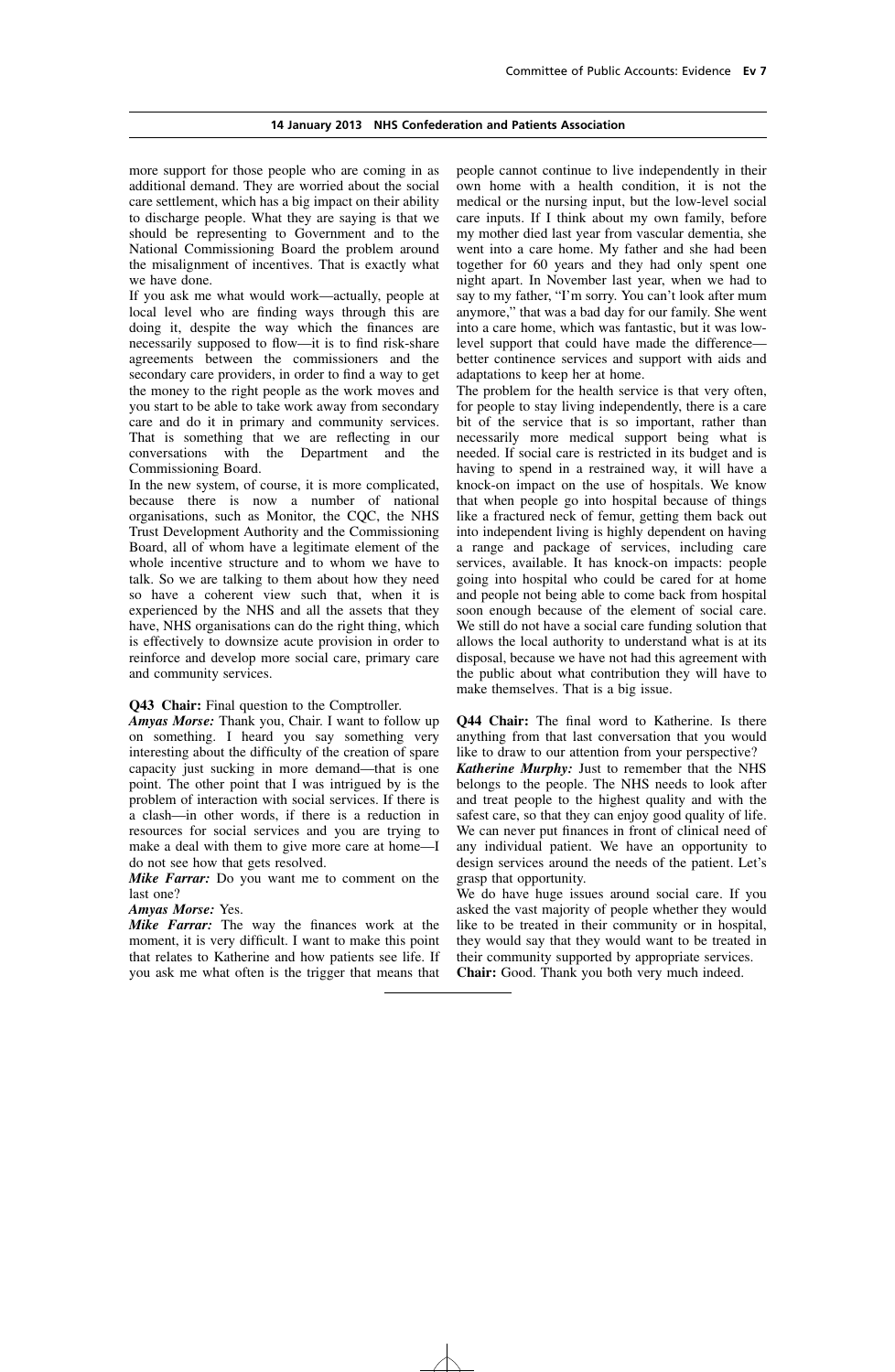more support for those people who are coming in as additional demand. They are worried about the social care settlement, which has a big impact on their ability to discharge people. What they are saying is that we should be representing to Government and to the National Commissioning Board the problem around the misalignment of incentives. That is exactly what we have done.

If you ask me what would work—actually, people at local level who are finding ways through this are doing it, despite the way which the finances are necessarily supposed to flow—it is to find risk-share agreements between the commissioners and the secondary care providers, in order to find a way to get the money to the right people as the work moves and you start to be able to take work away from secondary care and do it in primary and community services. That is something that we are reflecting in our conversations with the Department and the Commissioning Board.

In the new system, of course, it is more complicated, because there is now a number of national organisations, such as Monitor, the CQC, the NHS Trust Development Authority and the Commissioning Board, all of whom have a legitimate element of the whole incentive structure and to whom we have to talk. So we are talking to them about how they need so have a coherent view such that, when it is experienced by the NHS and all the assets that they have, NHS organisations can do the right thing, which is effectively to downsize acute provision in order to reinforce and develop more social care, primary care and community services.

**Q43 Chair:** Final question to the Comptroller.

***Amyas Morse:*** Thank you, Chair. I want to follow up on something. I heard you say something very interesting about the difficulty of the creation of spare capacity just sucking in more demand—that is one point. The other point that I was intrigued by is the problem of interaction with social services. If there is a clash—in other words, if there is a reduction in resources for social services and you are trying to make a deal with them to give more care at home—I do not see how that gets resolved.

***Mike Farrar:*** Do you want me to comment on the last one?

***Amyas Morse:*** Yes.

***Mike Farrar:*** The way the finances work at the moment, it is very difficult. I want to make this point that relates to Katherine and how patients see life. If you ask me what often is the trigger that means that people cannot continue to live independently in their own home with a health condition, it is not the medical or the nursing input, but the low-level social care inputs. If I think about my own family, before my mother died last year from vascular dementia, she went into a care home. My father and she had been together for 60 years and they had only spent one night apart. In November last year, when we had to say to my father, "I'm sorry. You can't look after mum anymore," that was a bad day for our family. She went into a care home, which was fantastic, but it was low-level support that could have made the difference—better continence services and support with aids and adaptations to keep her at home.

The problem for the health service is that very often, for people to stay living independently, there is a care bit of the service that is so important, rather than necessarily more medical support being what is needed. If social care is restricted in its budget and is having to spend in a restrained way, it will have a knock-on impact on the use of hospitals. We know that when people go into hospital because of things like a fractured neck of femur, getting them back out into independent living is highly dependent on having a range and package of services, including care services, available. It has knock-on impacts: people going into hospital who could be cared for at home and people not being able to come back from hospital soon enough because of the element of social care. We still do not have a social care funding solution that allows the local authority to understand what is at its disposal, because we have not had this agreement with the public about what contribution they will have to make themselves. That is a big issue.

**Q44 Chair:** The final word to Katherine. Is there anything from that last conversation that you would like to draw to our attention from your perspective?

***Katherine Murphy:*** Just to remember that the NHS belongs to the people. The NHS needs to look after and treat people to the highest quality and with the safest care, so that they can enjoy good quality of life. We can never put finances in front of clinical need of any individual patient. We have an opportunity to design services around the needs of the patient. Let's grasp that opportunity.

We do have huge issues around social care. If you asked the vast majority of people whether they would like to be treated in their community or in hospital, they would say that they would want to be treated in their community supported by appropriate services.

**Chair:** Good. Thank you both very much indeed.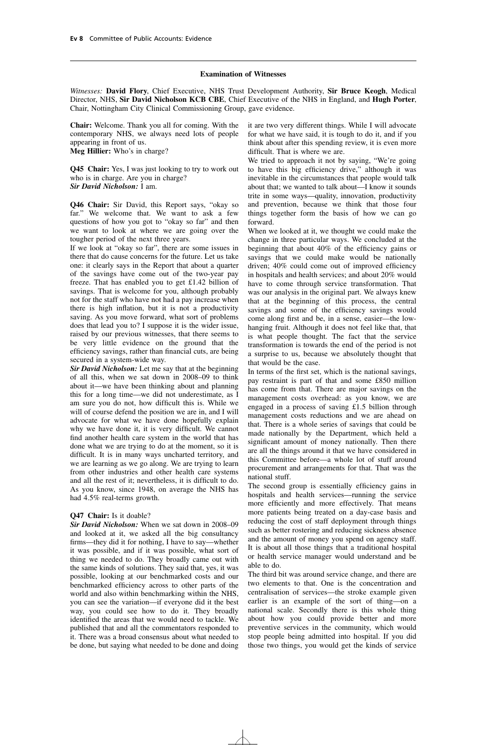## Examination of Witnesses

*Witnesses:* **David Flory**, Chief Executive, NHS Trust Development Authority, **Sir Bruce Keogh**, Medical Director, NHS, **Sir David Nicholson KCB CBE**, Chief Executive of the NHS in England, and **Hugh Porter**, Chair, Nottingham City Clinical Commissioning Group, gave evidence.

**Chair:** Welcome. Thank you all for coming. With the contemporary NHS, we always need lots of people appearing in front of us.

**Meg Hillier:** Who's in charge?

**Q45 Chair:** Yes, I was just looking to try to work out who is in charge. Are you in charge?

***Sir David Nicholson:*** I am.

**Q46 Chair:** Sir David, this Report says, "okay so far." We welcome that. We want to ask a few questions of how you got to "okay so far" and then we want to look at where we are going over the tougher period of the next three years.

If we look at "okay so far", there are some issues in there that do cause concerns for the future. Let us take one: it clearly says in the Report that about a quarter of the savings have come out of the two-year pay freeze. That has enabled you to get £1.42 billion of savings. That is welcome for you, although probably not for the staff who have not had a pay increase when there is high inflation, but it is not a productivity saving. As you move forward, what sort of problems does that lead you to? I suppose it is the wider issue, raised by our previous witnesses, that there seems to be very little evidence on the ground that the efficiency savings, rather than financial cuts, are being secured in a system-wide way.

***Sir David Nicholson:*** Let me say that at the beginning of all this, when we sat down in 2008–09 to think about it—we have been thinking about and planning this for a long time—we did not underestimate, as I am sure you do not, how difficult this is. While we will of course defend the position we are in, and I will advocate for what we have done hopefully explain why we have done it, it is very difficult. We cannot find another health care system in the world that has done what we are trying to do at the moment, so it is difficult. It is in many ways uncharted territory, and we are learning as we go along. We are trying to learn from other industries and other health care systems and all the rest of it; nevertheless, it is difficult to do. As you know, since 1948, on average the NHS has had 4.5% real-terms growth.

**Q47 Chair:** Is it doable?

***Sir David Nicholson:*** When we sat down in 2008–09 and looked at it, we asked all the big consultancy firms—they did it for nothing, I have to say—whether it was possible, and if it was possible, what sort of thing we needed to do. They broadly came out with the same kinds of solutions. They said that, yes, it was possible, looking at our benchmarked costs and our benchmarked efficiency across to other parts of the world and also within benchmarking within the NHS, you can see the variation—if everyone did it the best way, you could see how to do it. They broadly identified the areas that we would need to tackle. We published that and all the commentators responded to it. There was a broad consensus about what needed to be done, but saying what needed to be done and doing it are two very different things. While I will advocate for what we have said, it is tough to do it, and if you think about after this spending review, it is even more difficult. That is where we are.

We tried to approach it not by saying, "We're going to have this big efficiency drive," although it was inevitable in the circumstances that people would talk about that; we wanted to talk about—I know it sounds trite in some ways—quality, innovation, productivity and prevention, because we think that those four things together form the basis of how we can go forward.

When we looked at it, we thought we could make the change in three particular ways. We concluded at the beginning that about 40% of the efficiency gains or savings that we could make would be nationally driven; 40% could come out of improved efficiency in hospitals and health services; and about 20% would have to come through service transformation. That was our analysis in the original part. We always knew that at the beginning of this process, the central savings and some of the efficiency savings would come along first and be, in a sense, easier—the low-hanging fruit. Although it does not feel like that, that is what people thought. The fact that the service transformation is towards the end of the period is not a surprise to us, because we absolutely thought that that would be the case.

In terms of the first set, which is the national savings, pay restraint is part of that and some £850 million has come from that. There are major savings on the management costs overhead: as you know, we are engaged in a process of saving £1.5 billion through management costs reductions and we are ahead on that. There is a whole series of savings that could be made nationally by the Department, which held a significant amount of money nationally. Then there are all the things around it that we have considered in this Committee before—a whole lot of stuff around procurement and arrangements for that. That was the national stuff.

The second group is essentially efficiency gains in hospitals and health services—running the service more efficiently and more effectively. That means more patients being treated on a day-case basis and reducing the cost of staff deployment through things such as better rostering and reducing sickness absence and the amount of money you spend on agency staff. It is about all those things that a traditional hospital or health service manager would understand and be able to do.

The third bit was around service change, and there are two elements to that. One is the concentration and centralisation of services—the stroke example given earlier is an example of the sort of thing—on a national scale. Secondly there is this whole thing about how you could provide better and more preventive services in the community, which would stop people being admitted into hospital. If you did those two things, you would get the kinds of service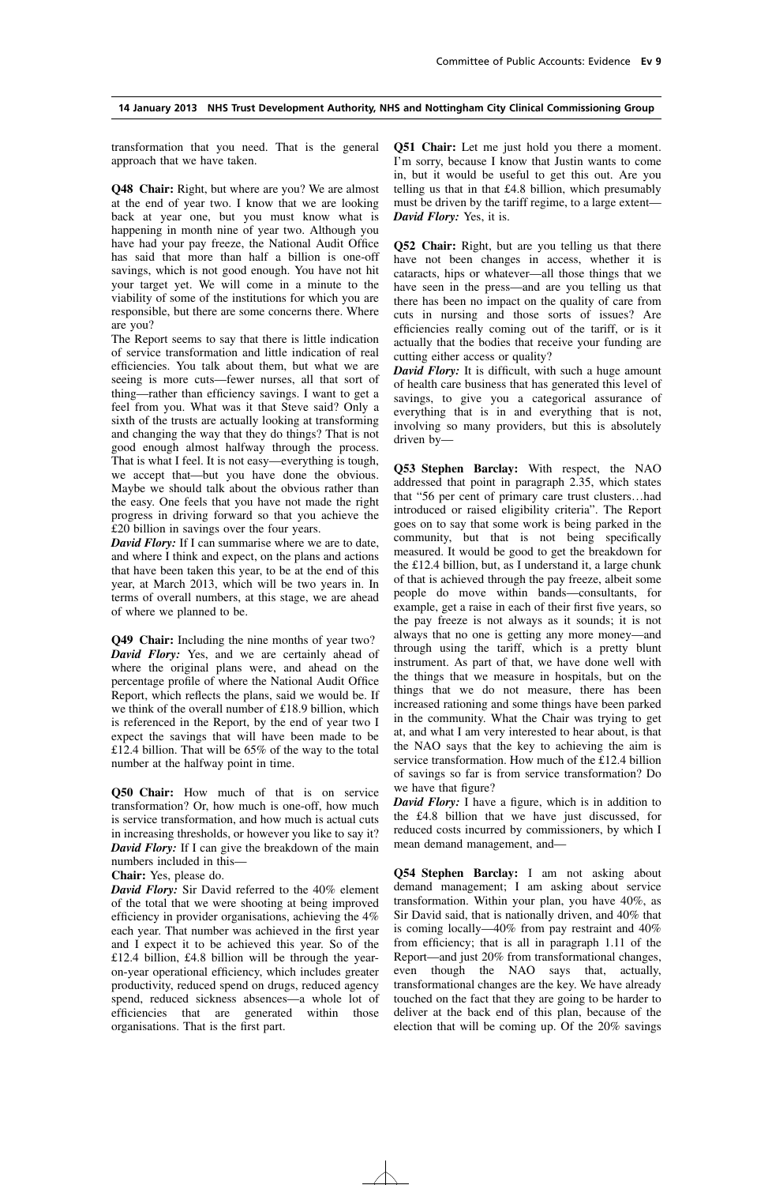transformation that you need. That is the general approach that we have taken.

**Q48 Chair:** Right, but where are you? We are almost at the end of year two. I know that we are looking back at year one, but you must know what is happening in month nine of year two. Although you have had your pay freeze, the National Audit Office has said that more than half a billion is one-off savings, which is not good enough. You have not hit your target yet. We will come in a minute to the viability of some of the institutions for which you are responsible, but there are some concerns there. Where are you?

The Report seems to say that there is little indication of service transformation and little indication of real efficiencies. You talk about them, but what we are seeing is more cuts—fewer nurses, all that sort of thing—rather than efficiency savings. I want to get a feel from you. What was it that Steve said? Only a sixth of the trusts are actually looking at transforming and changing the way that they do things? That is not good enough almost halfway through the process. That is what I feel. It is not easy—everything is tough, we accept that—but you have done the obvious. Maybe we should talk about the obvious rather than the easy. One feels that you have not made the right progress in driving forward so that you achieve the £20 billion in savings over the four years.

***David Flory:*** If I can summarise where we are to date, and where I think and expect, on the plans and actions that have been taken this year, to be at the end of this year, at March 2013, which will be two years in. In terms of overall numbers, at this stage, we are ahead of where we planned to be.

**Q49 Chair:** Including the nine months of year two?

***David Flory:*** Yes, and we are certainly ahead of where the original plans were, and ahead on the percentage profile of where the National Audit Office Report, which reflects the plans, said we would be. If we think of the overall number of £18.9 billion, which is referenced in the Report, by the end of year two I expect the savings that will have been made to be £12.4 billion. That will be 65% of the way to the total number at the halfway point in time.

**Q50 Chair:** How much of that is on service transformation? Or, how much is one-off, how much is service transformation, and how much is actual cuts in increasing thresholds, or however you like to say it?

***David Flory:*** If I can give the breakdown of the main numbers included in this—

**Chair:** Yes, please do.

***David Flory:*** Sir David referred to the 40% element of the total that we were shooting at being improved efficiency in provider organisations, achieving the 4% each year. That number was achieved in the first year and I expect it to be achieved this year. So of the £12.4 billion, £4.8 billion will be through the year-on-year operational efficiency, which includes greater productivity, reduced spend on drugs, reduced agency spend, reduced sickness absences—a whole lot of efficiencies that are generated within those organisations. That is the first part.

**Q51 Chair:** Let me just hold you there a moment. I'm sorry, because I know that Justin wants to come in, but it would be useful to get this out. Are you telling us that in that £4.8 billion, which presumably must be driven by the tariff regime, to a large extent—

***David Flory:*** Yes, it is.

**Q52 Chair:** Right, but are you telling us that there have not been changes in access, whether it is cataracts, hips or whatever—all those things that we have seen in the press—and are you telling us that there has been no impact on the quality of care from cuts in nursing and those sorts of issues? Are efficiencies really coming out of the tariff, or is it actually that the bodies that receive your funding are cutting either access or quality?

***David Flory:*** It is difficult, with such a huge amount of health care business that has generated this level of savings, to give you a categorical assurance of everything that is in and everything that is not, involving so many providers, but this is absolutely driven by—

**Q53 Stephen Barclay:** With respect, the NAO addressed that point in paragraph 2.35, which states that "56 per cent of primary care trust clusters…had introduced or raised eligibility criteria". The Report goes on to say that some work is being parked in the community, but that is not being specifically measured. It would be good to get the breakdown for the £12.4 billion, but, as I understand it, a large chunk of that is achieved through the pay freeze, albeit some people do move within bands—consultants, for example, get a raise in each of their first five years, so the pay freeze is not always as it sounds; it is not always that no one is getting any more money—and through using the tariff, which is a pretty blunt instrument. As part of that, we have done well with the things that we measure in hospitals, but on the things that we do not measure, there has been increased rationing and some things have been parked in the community. What the Chair was trying to get at, and what I am very interested to hear about, is that the NAO says that the key to achieving the aim is service transformation. How much of the £12.4 billion of savings so far is from service transformation? Do we have that figure?

***David Flory:*** I have a figure, which is in addition to the £4.8 billion that we have just discussed, for reduced costs incurred by commissioners, by which I mean demand management, and—

**Q54 Stephen Barclay:** I am not asking about demand management; I am asking about service transformation. Within your plan, you have 40%, as Sir David said, that is nationally driven, and 40% that is coming locally—40% from pay restraint and 40% from efficiency; that is all in paragraph 1.11 of the Report—and just 20% from transformational changes, even though the NAO says that, actually, transformational changes are the key. We have already touched on the fact that they are going to be harder to deliver at the back end of this plan, because of the election that will be coming up. Of the 20% savings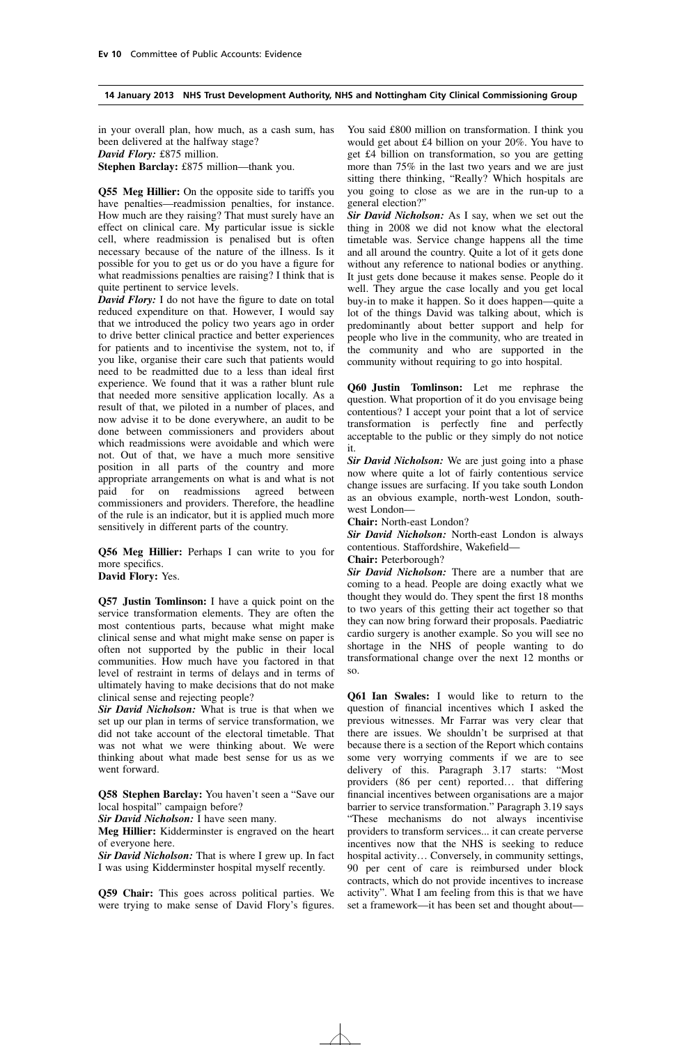in your overall plan, how much, as a cash sum, has been delivered at the halfway stage?

***David Flory:*** £875 million.

**Stephen Barclay:** £875 million—thank you.

**Q55 Meg Hillier:** On the opposite side to tariffs you have penalties—readmission penalties, for instance. How much are they raising? That must surely have an effect on clinical care. My particular issue is sickle cell, where readmission is penalised but is often necessary because of the nature of the illness. Is it possible for you to get us or do you have a figure for what readmissions penalties are raising? I think that is quite pertinent to service levels.

***David Flory:*** I do not have the figure to date on total reduced expenditure on that. However, I would say that we introduced the policy two years ago in order to drive better clinical practice and better experiences for patients and to incentivise the system, not to, if you like, organise their care such that patients would need to be readmitted due to a less than ideal first experience. We found that it was a rather blunt rule that needed more sensitive application locally. As a result of that, we piloted in a number of places, and now advise it to be done everywhere, an audit to be done between commissioners and providers about which readmissions were avoidable and which were not. Out of that, we have a much more sensitive position in all parts of the country and more appropriate arrangements on what is and what is not paid for on readmissions agreed between commissioners and providers. Therefore, the headline of the rule is an indicator, but it is applied much more sensitively in different parts of the country.

**Q56 Meg Hillier:** Perhaps I can write to you for more specifics.

**David Flory:** Yes.

**Q57 Justin Tomlinson:** I have a quick point on the service transformation elements. They are often the most contentious parts, because what might make clinical sense and what might make sense on paper is often not supported by the public in their local communities. How much have you factored in that level of restraint in terms of delays and in terms of ultimately having to make decisions that do not make clinical sense and rejecting people?

***Sir David Nicholson:*** What is true is that when we set up our plan in terms of service transformation, we did not take account of the electoral timetable. That was not what we were thinking about. We were thinking about what made best sense for us as we went forward.

**Q58 Stephen Barclay:** You haven't seen a "Save our local hospital" campaign before?

***Sir David Nicholson:*** I have seen many.

**Meg Hillier:** Kidderminster is engraved on the heart of everyone here.

***Sir David Nicholson:*** That is where I grew up. In fact I was using Kidderminster hospital myself recently.

**Q59 Chair:** This goes across political parties. We were trying to make sense of David Flory's figures. You said £800 million on transformation. I think you would get about £4 billion on your 20%. You have to get £4 billion on transformation, so you are getting more than 75% in the last two years and we are just sitting there thinking, "Really? Which hospitals are you going to close as we are in the run-up to a general election?"

***Sir David Nicholson:*** As I say, when we set out the thing in 2008 we did not know what the electoral timetable was. Service change happens all the time and all around the country. Quite a lot of it gets done without any reference to national bodies or anything. It just gets done because it makes sense. People do it well. They argue the case locally and you get local buy-in to make it happen. So it does happen—quite a lot of the things David was talking about, which is predominantly about better support and help for people who live in the community, who are treated in the community and who are supported in the community without requiring to go into hospital.

**Q60 Justin Tomlinson:** Let me rephrase the question. What proportion of it do you envisage being contentious? I accept your point that a lot of service transformation is perfectly fine and perfectly acceptable to the public or they simply do not notice it.

***Sir David Nicholson:*** We are just going into a phase now where quite a lot of fairly contentious service change issues are surfacing. If you take south London as an obvious example, north-west London, south-west London—

**Chair:** North-east London?

***Sir David Nicholson:*** North-east London is always contentious. Staffordshire, Wakefield—

**Chair:** Peterborough?

***Sir David Nicholson:*** There are a number that are coming to a head. People are doing exactly what we thought they would do. They spent the first 18 months to two years of this getting their act together so that they can now bring forward their proposals. Paediatric cardio surgery is another example. So you will see no shortage in the NHS of people wanting to do transformational change over the next 12 months or so.

**Q61 Ian Swales:** I would like to return to the question of financial incentives which I asked the previous witnesses. Mr Farrar was very clear that there are issues. We shouldn't be surprised at that because there is a section of the Report which contains some very worrying comments if we are to see delivery of this. Paragraph 3.17 starts: "Most providers (86 per cent) reported… that differing financial incentives between organisations are a major barrier to service transformation." Paragraph 3.19 says "These mechanisms do not always incentivise providers to transform services... it can create perverse incentives now that the NHS is seeking to reduce hospital activity… Conversely, in community settings, 90 per cent of care is reimbursed under block contracts, which do not provide incentives to increase activity". What I am feeling from this is that we have set a framework—it has been set and thought about—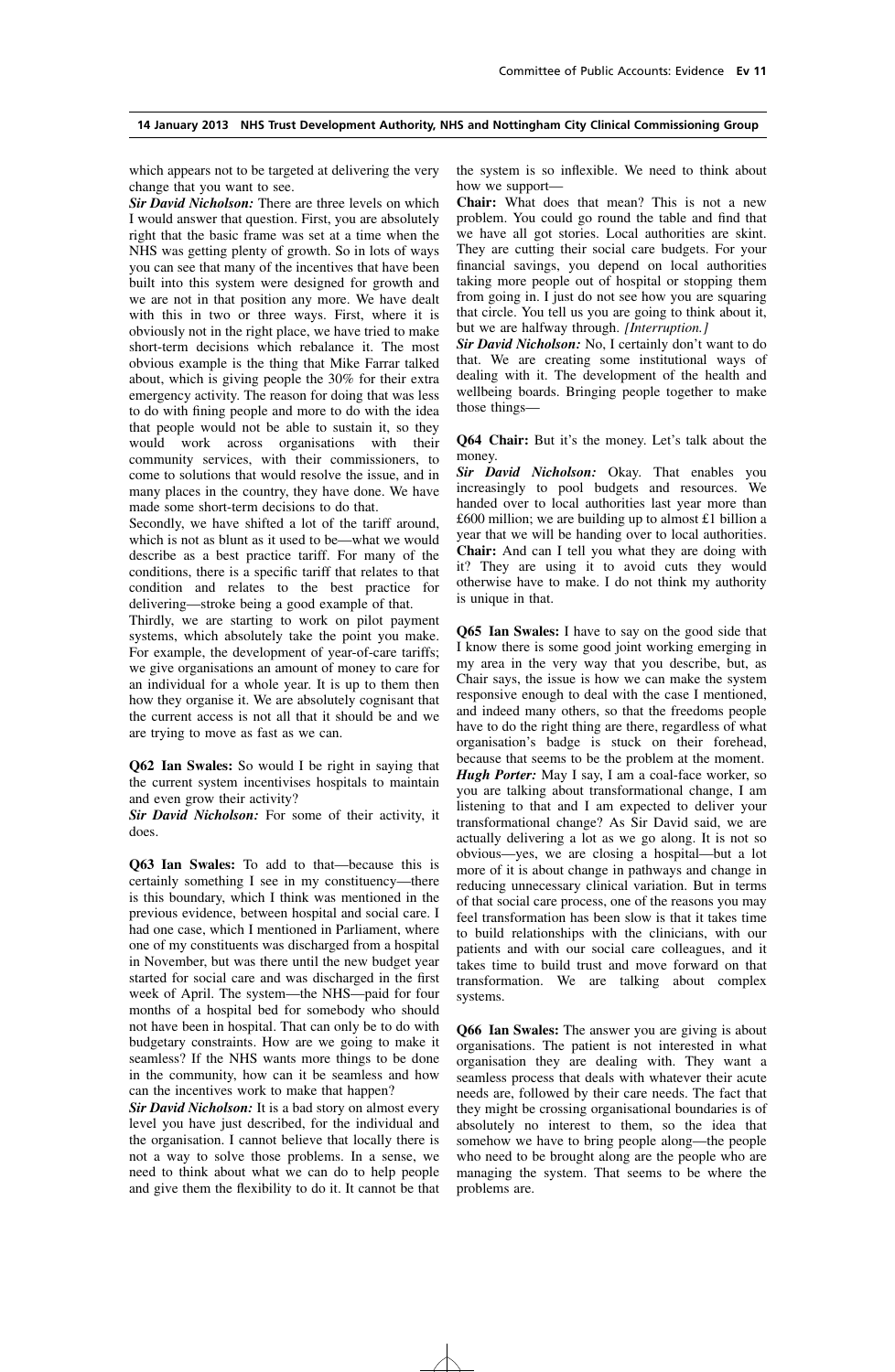which appears not to be targeted at delivering the very change that you want to see.

***Sir David Nicholson:*** There are three levels on which I would answer that question. First, you are absolutely right that the basic frame was set at a time when the NHS was getting plenty of growth. So in lots of ways you can see that many of the incentives that have been built into this system were designed for growth and we are not in that position any more. We have dealt with this in two or three ways. First, where it is obviously not in the right place, we have tried to make short-term decisions which rebalance it. The most obvious example is the thing that Mike Farrar talked about, which is giving people the 30% for their extra emergency activity. The reason for doing that was less to do with fining people and more to do with the idea that people would not be able to sustain it, so they would work across organisations with their community services, with their commissioners, to come to solutions that would resolve the issue, and in many places in the country, they have done. We have made some short-term decisions to do that.

Secondly, we have shifted a lot of the tariff around, which is not as blunt as it used to be—what we would describe as a best practice tariff. For many of the conditions, there is a specific tariff that relates to that condition and relates to the best practice for delivering—stroke being a good example of that.

Thirdly, we are starting to work on pilot payment systems, which absolutely take the point you make. For example, the development of year-of-care tariffs; we give organisations an amount of money to care for an individual for a whole year. It is up to them then how they organise it. We are absolutely cognisant that the current access is not all that it should be and we are trying to move as fast as we can.

**Q62 Ian Swales:** So would I be right in saying that the current system incentivises hospitals to maintain and even grow their activity?

***Sir David Nicholson:*** For some of their activity, it does.

**Q63 Ian Swales:** To add to that—because this is certainly something I see in my constituency—there is this boundary, which I think was mentioned in the previous evidence, between hospital and social care. I had one case, which I mentioned in Parliament, where one of my constituents was discharged from a hospital in November, but was there until the new budget year started for social care and was discharged in the first week of April. The system—the NHS—paid for four months of a hospital bed for somebody who should not have been in hospital. That can only be to do with budgetary constraints. How are we going to make it seamless? If the NHS wants more things to be done in the community, how can it be seamless and how can the incentives work to make that happen?

***Sir David Nicholson:*** It is a bad story on almost every level you have just described, for the individual and the organisation. I cannot believe that locally there is not a way to solve those problems. In a sense, we need to think about what we can do to help people and give them the flexibility to do it. It cannot be that the system is so inflexible. We need to think about how we support—

**Chair:** What does that mean? This is not a new problem. You could go round the table and find that we have all got stories. Local authorities are skint. They are cutting their social care budgets. For your financial savings, you depend on local authorities taking more people out of hospital or stopping them from going in. I just do not see how you are squaring that circle. You tell us you are going to think about it, but we are halfway through. *[Interruption.]*

***Sir David Nicholson:*** No, I certainly don't want to do that. We are creating some institutional ways of dealing with it. The development of the health and wellbeing boards. Bringing people together to make those things—

**Q64 Chair:** But it's the money. Let's talk about the money.

***Sir David Nicholson:*** Okay. That enables you increasingly to pool budgets and resources. We handed over to local authorities last year more than £600 million; we are building up to almost £1 billion a year that we will be handing over to local authorities.

**Chair:** And can I tell you what they are doing with it? They are using it to avoid cuts they would otherwise have to make. I do not think my authority is unique in that.

**Q65 Ian Swales:** I have to say on the good side that I know there is some good joint working emerging in my area in the very way that you describe, but, as Chair says, the issue is how we can make the system responsive enough to deal with the case I mentioned, and indeed many others, so that the freedoms people have to do the right thing are there, regardless of what organisation's badge is stuck on their forehead, because that seems to be the problem at the moment.

***Hugh Porter:*** May I say, I am a coal-face worker, so you are talking about transformational change, I am listening to that and I am expected to deliver your transformational change? As Sir David said, we are actually delivering a lot as we go along. It is not so obvious—yes, we are closing a hospital—but a lot more of it is about change in pathways and change in reducing unnecessary clinical variation. But in terms of that social care process, one of the reasons you may feel transformation has been slow is that it takes time to build relationships with the clinicians, with our patients and with our social care colleagues, and it takes time to build trust and move forward on that transformation. We are talking about complex systems.

**Q66 Ian Swales:** The answer you are giving is about organisations. The patient is not interested in what organisation they are dealing with. They want a seamless process that deals with whatever their acute needs are, followed by their care needs. The fact that they might be crossing organisational boundaries is of absolutely no interest to them, so the idea that somehow we have to bring people along—the people who need to be brought along are the people who are managing the system. That seems to be where the problems are.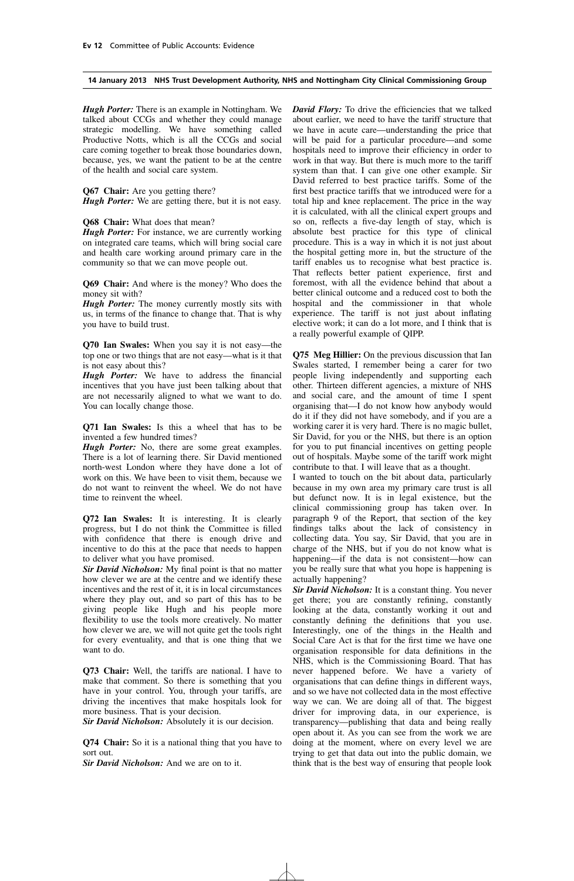***Hugh Porter:*** There is an example in Nottingham. We talked about CCGs and whether they could manage strategic modelling. We have something called Productive Notts, which is all the CCGs and social care coming together to break those boundaries down, because, yes, we want the patient to be at the centre of the health and social care system.

**Q67 Chair:** Are you getting there?
***Hugh Porter:*** We are getting there, but it is not easy.

**Q68 Chair:** What does that mean?
***Hugh Porter:*** For instance, we are currently working on integrated care teams, which will bring social care and health care working around primary care in the community so that we can move people out.

**Q69 Chair:** And where is the money? Who does the money sit with?
***Hugh Porter:*** The money currently mostly sits with us, in terms of the finance to change that. That is why you have to build trust.

**Q70 Ian Swales:** When you say it is not easy—the top one or two things that are not easy—what is it that is not easy about this?
***Hugh Porter:*** We have to address the financial incentives that you have just been talking about that are not necessarily aligned to what we want to do. You can locally change those.

**Q71 Ian Swales:** Is this a wheel that has to be invented a few hundred times?
***Hugh Porter:*** No, there are some great examples. There is a lot of learning there. Sir David mentioned north-west London where they have done a lot of work on this. We have been to visit them, because we do not want to reinvent the wheel. We do not have time to reinvent the wheel.

**Q72 Ian Swales:** It is interesting. It is clearly progress, but I do not think the Committee is filled with confidence that there is enough drive and incentive to do this at the pace that needs to happen to deliver what you have promised.
***Sir David Nicholson:*** My final point is that no matter how clever we are at the centre and we identify these incentives and the rest of it, it is in local circumstances where they play out, and so part of this has to be giving people like Hugh and his people more flexibility to use the tools more creatively. No matter how clever we are, we will not quite get the tools right for every eventuality, and that is one thing that we want to do.

**Q73 Chair:** Well, the tariffs are national. I have to make that comment. So there is something that you have in your control. You, through your tariffs, are driving the incentives that make hospitals look for more business. That is your decision.
***Sir David Nicholson:*** Absolutely it is our decision.

**Q74 Chair:** So it is a national thing that you have to sort out.
***Sir David Nicholson:*** And we are on to it.

***David Flory:*** To drive the efficiencies that we talked about earlier, we need to have the tariff structure that we have in acute care—understanding the price that will be paid for a particular procedure—and some hospitals need to improve their efficiency in order to work in that way. But there is much more to the tariff system than that. I can give one other example. Sir David referred to best practice tariffs. Some of the first best practice tariffs that we introduced were for a total hip and knee replacement. The price in the way it is calculated, with all the clinical expert groups and so on, reflects a five-day length of stay, which is absolute best practice for this type of clinical procedure. This is a way in which it is not just about the hospital getting more in, but the structure of the tariff enables us to recognise what best practice is. That reflects better patient experience, first and foremost, with all the evidence behind that about a better clinical outcome and a reduced cost to both the hospital and the commissioner in that whole experience. The tariff is not just about inflating elective work; it can do a lot more, and I think that is a really powerful example of QIPP.

**Q75 Meg Hillier:** On the previous discussion that Ian Swales started, I remember being a carer for two people living independently and supporting each other. Thirteen different agencies, a mixture of NHS and social care, and the amount of time I spent organising that—I do not know how anybody would do it if they did not have somebody, and if you are a working carer it is very hard. There is no magic bullet, Sir David, for you or the NHS, but there is an option for you to put financial incentives on getting people out of hospitals. Maybe some of the tariff work might contribute to that. I will leave that as a thought.

I wanted to touch on the bit about data, particularly because in my own area my primary care trust is all but defunct now. It is in legal existence, but the clinical commissioning group has taken over. In paragraph 9 of the Report, that section of the key findings talks about the lack of consistency in collecting data. You say, Sir David, that you are in charge of the NHS, but if you do not know what is happening—if the data is not consistent—how can you be really sure that what you hope is happening is actually happening?
***Sir David Nicholson:*** It is a constant thing. You never get there; you are constantly refining, constantly looking at the data, constantly working it out and constantly defining the definitions that you use. Interestingly, one of the things in the Health and Social Care Act is that for the first time we have one organisation responsible for data definitions in the NHS, which is the Commissioning Board. That has never happened before. We have a variety of organisations that can define things in different ways, and so we have not collected data in the most effective way we can. We are doing all of that. The biggest driver for improving data, in our experience, is transparency—publishing that data and being really open about it. As you can see from the work we are doing at the moment, where on every level we are trying to get that data out into the public domain, we think that is the best way of ensuring that people look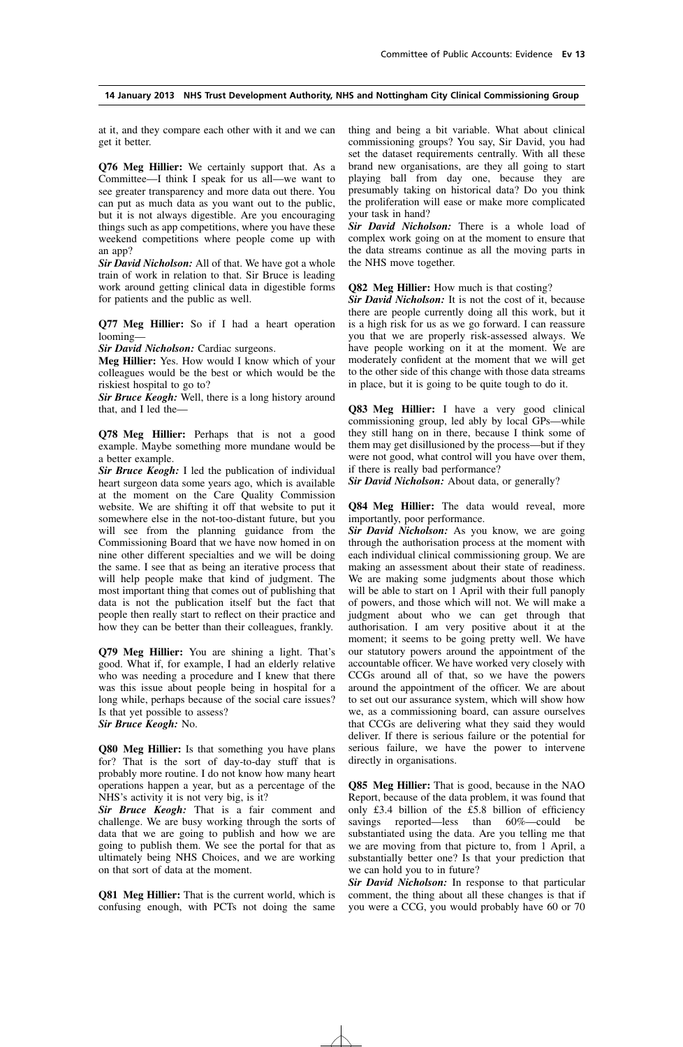at it, and they compare each other with it and we can get it better.

**Q76 Meg Hillier:** We certainly support that. As a Committee—I think I speak for us all—we want to see greater transparency and more data out there. You can put as much data as you want out to the public, but it is not always digestible. Are you encouraging things such as app competitions, where you have these weekend competitions where people come up with an app?

***Sir David Nicholson:*** All of that. We have got a whole train of work in relation to that. Sir Bruce is leading work around getting clinical data in digestible forms for patients and the public as well.

**Q77 Meg Hillier:** So if I had a heart operation looming—

***Sir David Nicholson:*** Cardiac surgeons.

**Meg Hillier:** Yes. How would I know which of your colleagues would be the best or which would be the riskiest hospital to go to?

***Sir Bruce Keogh:*** Well, there is a long history around that, and I led the—

**Q78 Meg Hillier:** Perhaps that is not a good example. Maybe something more mundane would be a better example.

***Sir Bruce Keogh:*** I led the publication of individual heart surgeon data some years ago, which is available at the moment on the Care Quality Commission website. We are shifting it off that website to put it somewhere else in the not-too-distant future, but you will see from the planning guidance from the Commissioning Board that we have now homed in on nine other different specialties and we will be doing the same. I see that as being an iterative process that will help people make that kind of judgment. The most important thing that comes out of publishing that data is not the publication itself but the fact that people then really start to reflect on their practice and how they can be better than their colleagues, frankly.

**Q79 Meg Hillier:** You are shining a light. That's good. What if, for example, I had an elderly relative who was needing a procedure and I knew that there was this issue about people being in hospital for a long while, perhaps because of the social care issues? Is that yet possible to assess?

***Sir Bruce Keogh:*** No.

**Q80 Meg Hillier:** Is that something you have plans for? That is the sort of day-to-day stuff that is probably more routine. I do not know how many heart operations happen a year, but as a percentage of the NHS's activity it is not very big, is it?

***Sir Bruce Keogh:*** That is a fair comment and challenge. We are busy working through the sorts of data that we are going to publish and how we are going to publish them. We see the portal for that as ultimately being NHS Choices, and we are working on that sort of data at the moment.

**Q81 Meg Hillier:** That is the current world, which is confusing enough, with PCTs not doing the same thing and being a bit variable. What about clinical commissioning groups? You say, Sir David, you had set the dataset requirements centrally. With all these brand new organisations, are they all going to start playing ball from day one, because they are presumably taking on historical data? Do you think the proliferation will ease or make more complicated your task in hand?

***Sir David Nicholson:*** There is a whole load of complex work going on at the moment to ensure that the data streams continue as all the moving parts in the NHS move together.

**Q82 Meg Hillier:** How much is that costing?

***Sir David Nicholson:*** It is not the cost of it, because there are people currently doing all this work, but it is a high risk for us as we go forward. I can reassure you that we are properly risk-assessed always. We have people working on it at the moment. We are moderately confident at the moment that we will get to the other side of this change with those data streams in place, but it is going to be quite tough to do it.

**Q83 Meg Hillier:** I have a very good clinical commissioning group, led ably by local GPs—while they still hang on in there, because I think some of them may get disillusioned by the process—but if they were not good, what control will you have over them, if there is really bad performance?

***Sir David Nicholson:*** About data, or generally?

**Q84 Meg Hillier:** The data would reveal, more importantly, poor performance.

***Sir David Nicholson:*** As you know, we are going through the authorisation process at the moment with each individual clinical commissioning group. We are making an assessment about their state of readiness. We are making some judgments about those which will be able to start on 1 April with their full panoply of powers, and those which will not. We will make a judgment about who we can get through that authorisation. I am very positive about it at the moment; it seems to be going pretty well. We have our statutory powers around the appointment of the accountable officer. We have worked very closely with CCGs around all of that, so we have the powers around the appointment of the officer. We are about to set out our assurance system, which will show how we, as a commissioning board, can assure ourselves that CCGs are delivering what they said they would deliver. If there is serious failure or the potential for serious failure, we have the power to intervene directly in organisations.

**Q85 Meg Hillier:** That is good, because in the NAO Report, because of the data problem, it was found that only £3.4 billion of the £5.8 billion of efficiency savings reported—less than 60%—could be substantiated using the data. Are you telling me that we are moving from that picture to, from 1 April, a substantially better one? Is that your prediction that we can hold you to in future?

***Sir David Nicholson:*** In response to that particular comment, the thing about all these changes is that if you were a CCG, you would probably have 60 or 70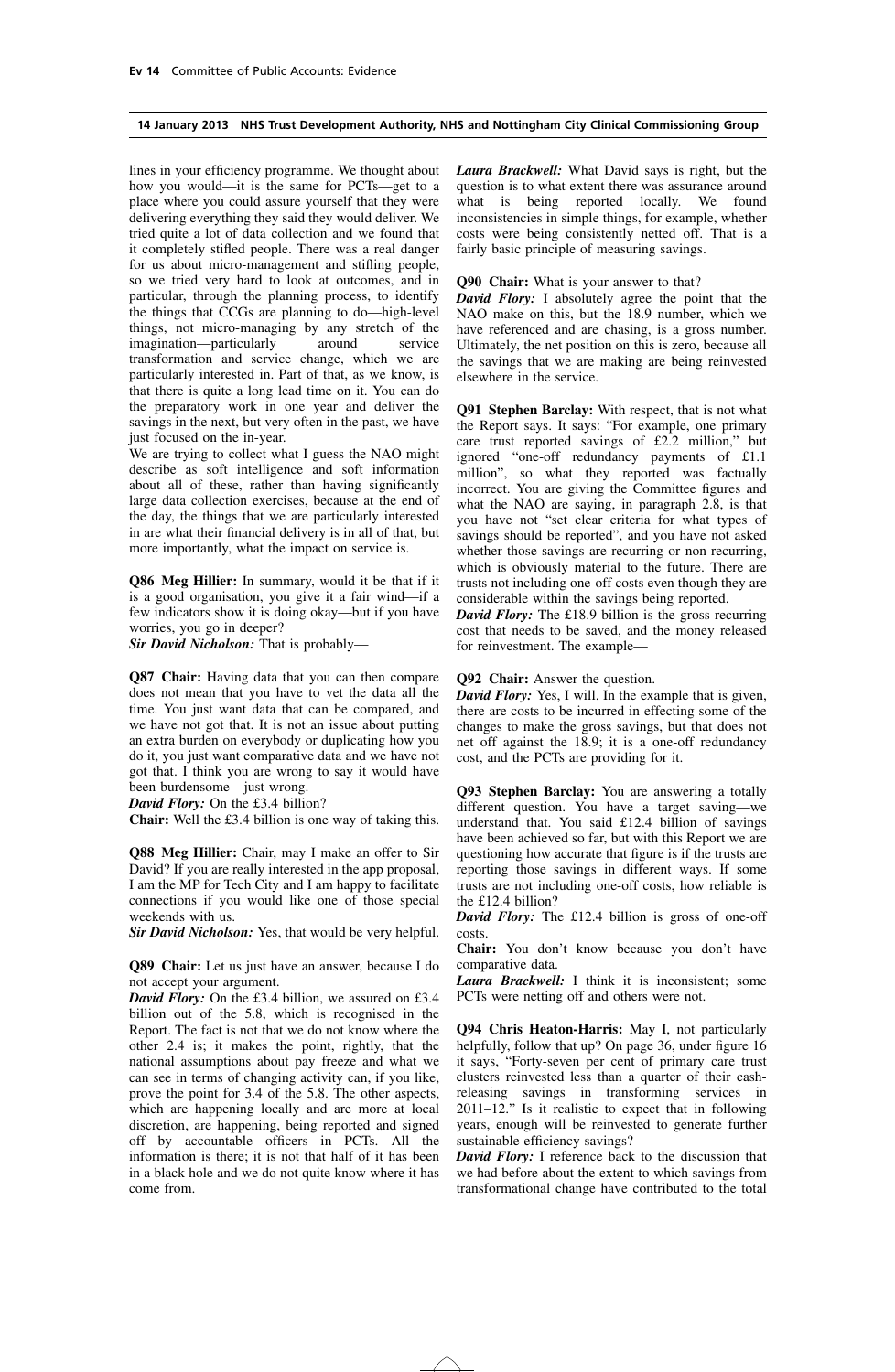lines in your efficiency programme. We thought about how you would—it is the same for PCTs—get to a place where you could assure yourself that they were delivering everything they said they would deliver. We tried quite a lot of data collection and we found that it completely stifled people. There was a real danger for us about micro-management and stifling people, so we tried very hard to look at outcomes, and in particular, through the planning process, to identify the things that CCGs are planning to do—high-level things, not micro-managing by any stretch of the imagination—particularly around service transformation and service change, which we are particularly interested in. Part of that, as we know, is that there is quite a long lead time on it. You can do the preparatory work in one year and deliver the savings in the next, but very often in the past, we have just focused on the in-year.

We are trying to collect what I guess the NAO might describe as soft intelligence and soft information about all of these, rather than having significantly large data collection exercises, because at the end of the day, the things that we are particularly interested in are what their financial delivery is in all of that, but more importantly, what the impact on service is.

**Q86 Meg Hillier:** In summary, would it be that if it is a good organisation, you give it a fair wind—if a few indicators show it is doing okay—but if you have worries, you go in deeper?

***Sir David Nicholson:*** That is probably—

**Q87 Chair:** Having data that you can then compare does not mean that you have to vet the data all the time. You just want data that can be compared, and we have not got that. It is not an issue about putting an extra burden on everybody or duplicating how you do it, you just want comparative data and we have not got that. I think you are wrong to say it would have been burdensome—just wrong.

***David Flory:*** On the £3.4 billion?

**Chair:** Well the £3.4 billion is one way of taking this.

**Q88 Meg Hillier:** Chair, may I make an offer to Sir David? If you are really interested in the app proposal, I am the MP for Tech City and I am happy to facilitate connections if you would like one of those special weekends with us.

***Sir David Nicholson:*** Yes, that would be very helpful.

**Q89 Chair:** Let us just have an answer, because I do not accept your argument.

***David Flory:*** On the £3.4 billion, we assured on £3.4 billion out of the 5.8, which is recognised in the Report. The fact is not that we do not know where the other 2.4 is; it makes the point, rightly, that the national assumptions about pay freeze and what we can see in terms of changing activity can, if you like, prove the point for 3.4 of the 5.8. The other aspects, which are happening locally and are more at local discretion, are happening, being reported and signed off by accountable officers in PCTs. All the information is there; it is not that half of it has been in a black hole and we do not quite know where it has come from.

***Laura Brackwell:*** What David says is right, but the question is to what extent there was assurance around what is being reported locally. We found inconsistencies in simple things, for example, whether costs were being consistently netted off. That is a fairly basic principle of measuring savings.

**Q90 Chair:** What is your answer to that?

***David Flory:*** I absolutely agree the point that the NAO make on this, but the 18.9 number, which we have referenced and are chasing, is a gross number. Ultimately, the net position on this is zero, because all the savings that we are making are being reinvested elsewhere in the service.

**Q91 Stephen Barclay:** With respect, that is not what the Report says. It says: "For example, one primary care trust reported savings of £2.2 million," but ignored "one-off redundancy payments of £1.1 million", so what they reported was factually incorrect. You are giving the Committee figures and what the NAO are saying, in paragraph 2.8, is that you have not "set clear criteria for what types of savings should be reported", and you have not asked whether those savings are recurring or non-recurring, which is obviously material to the future. There are trusts not including one-off costs even though they are considerable within the savings being reported.

***David Flory:*** The £18.9 billion is the gross recurring cost that needs to be saved, and the money released for reinvestment. The example—

**Q92 Chair:** Answer the question.

***David Flory:*** Yes, I will. In the example that is given, there are costs to be incurred in effecting some of the changes to make the gross savings, but that does not net off against the 18.9; it is a one-off redundancy cost, and the PCTs are providing for it.

**Q93 Stephen Barclay:** You are answering a totally different question. You have a target saving—we understand that. You said £12.4 billion of savings have been achieved so far, but with this Report we are questioning how accurate that figure is if the trusts are reporting those savings in different ways. If some trusts are not including one-off costs, how reliable is the £12.4 billion?

***David Flory:*** The £12.4 billion is gross of one-off costs.

**Chair:** You don't know because you don't have comparative data.

***Laura Brackwell:*** I think it is inconsistent; some PCTs were netting off and others were not.

**Q94 Chris Heaton-Harris:** May I, not particularly helpfully, follow that up? On page 36, under figure 16 it says, "Forty-seven per cent of primary care trust clusters reinvested less than a quarter of their cash-releasing savings in transforming services in 2011–12." Is it realistic to expect that in following years, enough will be reinvested to generate further sustainable efficiency savings?

***David Flory:*** I reference back to the discussion that we had before about the extent to which savings from transformational change have contributed to the total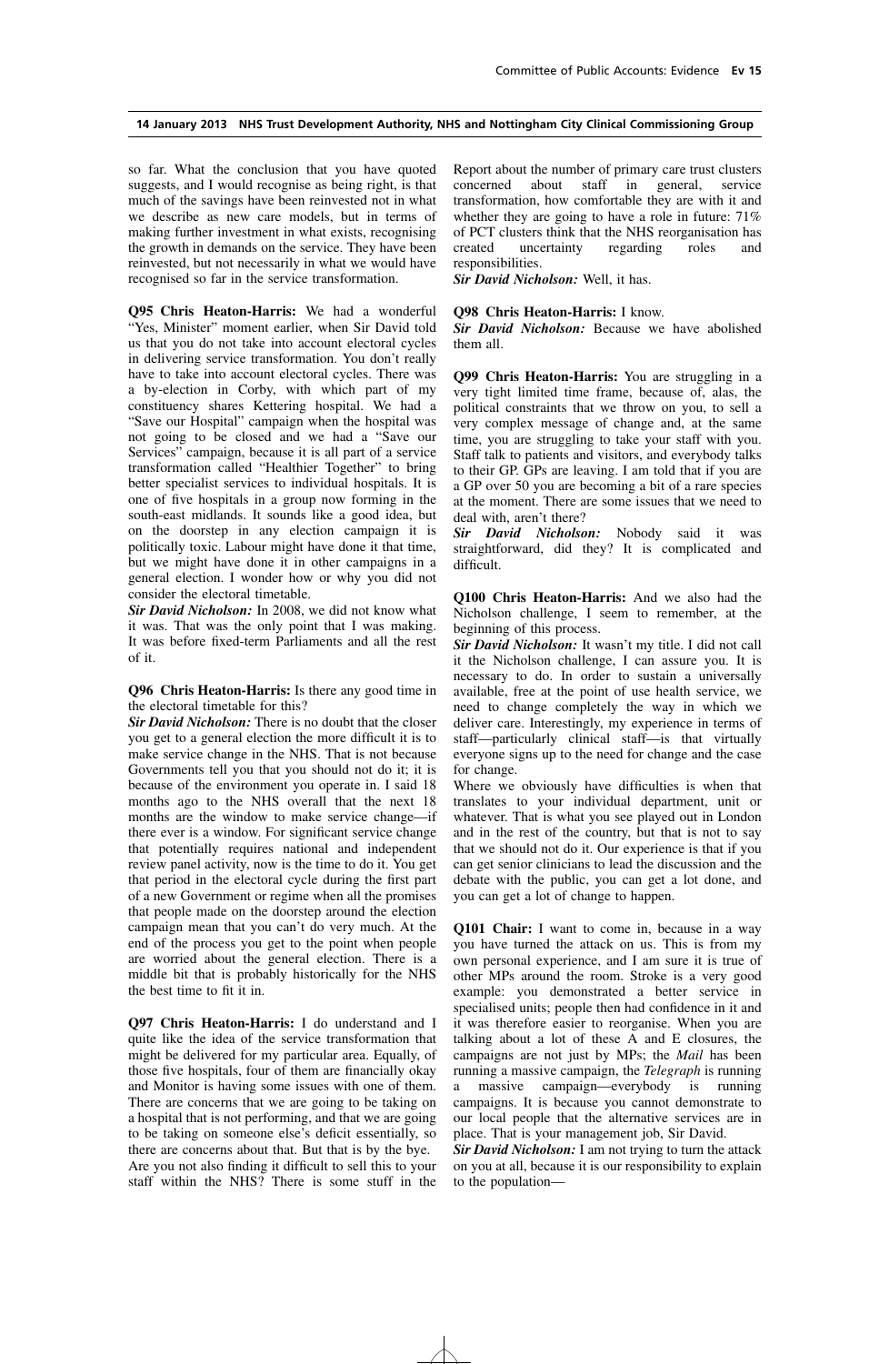so far. What the conclusion that you have quoted suggests, and I would recognise as being right, is that much of the savings have been reinvested not in what we describe as new care models, but in terms of making further investment in what exists, recognising the growth in demands on the service. They have been reinvested, but not necessarily in what we would have recognised so far in the service transformation.

**Q95 Chris Heaton-Harris:** We had a wonderful "Yes, Minister" moment earlier, when Sir David told us that you do not take into account electoral cycles in delivering service transformation. You don't really have to take into account electoral cycles. There was a by-election in Corby, with which part of my constituency shares Kettering hospital. We had a "Save our Hospital" campaign when the hospital was not going to be closed and we had a "Save our Services" campaign, because it is all part of a service transformation called "Healthier Together" to bring better specialist services to individual hospitals. It is one of five hospitals in a group now forming in the south-east midlands. It sounds like a good idea, but on the doorstep in any election campaign it is politically toxic. Labour might have done it that time, but we might have done it in other campaigns in a general election. I wonder how or why you did not consider the electoral timetable.

***Sir David Nicholson:*** In 2008, we did not know what it was. That was the only point that I was making. It was before fixed-term Parliaments and all the rest of it.

**Q96 Chris Heaton-Harris:** Is there any good time in the electoral timetable for this?

***Sir David Nicholson:*** There is no doubt that the closer you get to a general election the more difficult it is to make service change in the NHS. That is not because Governments tell you that you should not do it; it is because of the environment you operate in. I said 18 months ago to the NHS overall that the next 18 months are the window to make service change—if there ever is a window. For significant service change that potentially requires national and independent review panel activity, now is the time to do it. You get that period in the electoral cycle during the first part of a new Government or regime when all the promises that people made on the doorstep around the election campaign mean that you can't do very much. At the end of the process you get to the point when people are worried about the general election. There is a middle bit that is probably historically for the NHS the best time to fit it in.

**Q97 Chris Heaton-Harris:** I do understand and I quite like the idea of the service transformation that might be delivered for my particular area. Equally, of those five hospitals, four of them are financially okay and Monitor is having some issues with one of them. There are concerns that we are going to be taking on a hospital that is not performing, and that we are going to be taking on someone else's deficit essentially, so there are concerns about that. But that is by the bye. Are you not also finding it difficult to sell this to your staff within the NHS? There is some stuff in the Report about the number of primary care trust clusters concerned about staff in general, service transformation, how comfortable they are with it and whether they are going to have a role in future: 71% of PCT clusters think that the NHS reorganisation has created uncertainty regarding roles and responsibilities.

***Sir David Nicholson:*** Well, it has.

**Q98 Chris Heaton-Harris:** I know.

***Sir David Nicholson:*** Because we have abolished them all.

**Q99 Chris Heaton-Harris:** You are struggling in a very tight limited time frame, because of, alas, the political constraints that we throw on you, to sell a very complex message of change and, at the same time, you are struggling to take your staff with you. Staff talk to patients and visitors, and everybody talks to their GP. GPs are leaving. I am told that if you are a GP over 50 you are becoming a bit of a rare species at the moment. There are some issues that we need to deal with, aren't there?

***Sir David Nicholson:*** Nobody said it was straightforward, did they? It is complicated and difficult.

**Q100 Chris Heaton-Harris:** And we also had the Nicholson challenge, I seem to remember, at the beginning of this process.

***Sir David Nicholson:*** It wasn't my title. I did not call it the Nicholson challenge, I can assure you. It is necessary to do. In order to sustain a universally available, free at the point of use health service, we need to change completely the way in which we deliver care. Interestingly, my experience in terms of staff—particularly clinical staff—is that virtually everyone signs up to the need for change and the case for change.

Where we obviously have difficulties is when that translates to your individual department, unit or whatever. That is what you see played out in London and in the rest of the country, but that is not to say that we should not do it. Our experience is that if you can get senior clinicians to lead the discussion and the debate with the public, you can get a lot done, and you can get a lot of change to happen.

**Q101 Chair:** I want to come in, because in a way you have turned the attack on us. This is from my own personal experience, and I am sure it is true of other MPs around the room. Stroke is a very good example: you demonstrated a better service in specialised units; people then had confidence in it and it was therefore easier to reorganise. When you are talking about a lot of these A and E closures, the campaigns are not just by MPs; the *Mail* has been running a massive campaign, the *Telegraph* is running a massive campaign—everybody is running campaigns. It is because you cannot demonstrate to our local people that the alternative services are in place. That is your management job, Sir David.

***Sir David Nicholson:*** I am not trying to turn the attack on you at all, because it is our responsibility to explain to the population—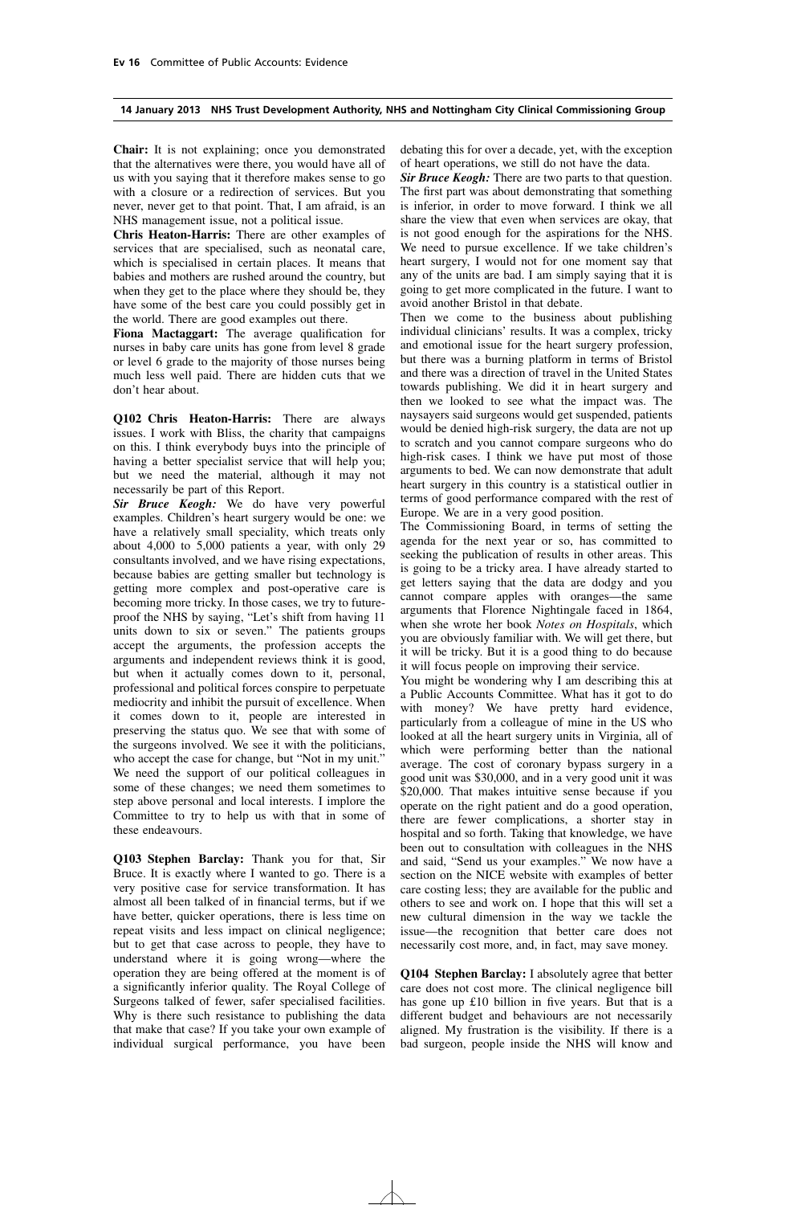**Chair:** It is not explaining; once you demonstrated that the alternatives were there, you would have all of us with you saying that it therefore makes sense to go with a closure or a redirection of services. But you never, never get to that point. That, I am afraid, is an NHS management issue, not a political issue.

**Chris Heaton-Harris:** There are other examples of services that are specialised, such as neonatal care, which is specialised in certain places. It means that babies and mothers are rushed around the country, but when they get to the place where they should be, they have some of the best care you could possibly get in the world. There are good examples out there.

**Fiona Mactaggart:** The average qualification for nurses in baby care units has gone from level 8 grade or level 6 grade to the majority of those nurses being much less well paid. There are hidden cuts that we don't hear about.

**Q102 Chris Heaton-Harris:** There are always issues. I work with Bliss, the charity that campaigns on this. I think everybody buys into the principle of having a better specialist service that will help you; but we need the material, although it may not necessarily be part of this Report.

***Sir Bruce Keogh:*** We do have very powerful examples. Children's heart surgery would be one: we have a relatively small speciality, which treats only about 4,000 to 5,000 patients a year, with only 29 consultants involved, and we have rising expectations, because babies are getting smaller but technology is getting more complex and post-operative care is becoming more tricky. In those cases, we try to future-proof the NHS by saying, "Let's shift from having 11 units down to six or seven." The patients groups accept the arguments, the profession accepts the arguments and independent reviews think it is good, but when it actually comes down to it, personal, professional and political forces conspire to perpetuate mediocrity and inhibit the pursuit of excellence. When it comes down to it, people are interested in preserving the status quo. We see that with some of the surgeons involved. We see it with the politicians, who accept the case for change, but "Not in my unit." We need the support of our political colleagues in some of these changes; we need them sometimes to step above personal and local interests. I implore the Committee to try to help us with that in some of these endeavours.

**Q103 Stephen Barclay:** Thank you for that, Sir Bruce. It is exactly where I wanted to go. There is a very positive case for service transformation. It has almost all been talked of in financial terms, but if we have better, quicker operations, there is less time on repeat visits and less impact on clinical negligence; but to get that case across to people, they have to understand where it is going wrong—where the operation they are being offered at the moment is of a significantly inferior quality. The Royal College of Surgeons talked of fewer, safer specialised facilities. Why is there such resistance to publishing the data that make that case? If you take your own example of individual surgical performance, you have been debating this for over a decade, yet, with the exception of heart operations, we still do not have the data.

***Sir Bruce Keogh:*** There are two parts to that question. The first part was about demonstrating that something is inferior, in order to move forward. I think we all share the view that even when services are okay, that is not good enough for the aspirations for the NHS. We need to pursue excellence. If we take children's heart surgery, I would not for one moment say that any of the units are bad. I am simply saying that it is going to get more complicated in the future. I want to avoid another Bristol in that debate.

Then we come to the business about publishing individual clinicians' results. It was a complex, tricky and emotional issue for the heart surgery profession, but there was a burning platform in terms of Bristol and there was a direction of travel in the United States towards publishing. We did it in heart surgery and then we looked to see what the impact was. The naysayers said surgeons would get suspended, patients would be denied high-risk surgery, the data are not up to scratch and you cannot compare surgeons who do high-risk cases. I think we have put most of those arguments to bed. We can now demonstrate that adult heart surgery in this country is a statistical outlier in terms of good performance compared with the rest of Europe. We are in a very good position.

The Commissioning Board, in terms of setting the agenda for the next year or so, has committed to seeking the publication of results in other areas. This is going to be a tricky area. I have already started to get letters saying that the data are dodgy and you cannot compare apples with oranges—the same arguments that Florence Nightingale faced in 1864, when she wrote her book *Notes on Hospitals*, which you are obviously familiar with. We will get there, but it will be tricky. But it is a good thing to do because it will focus people on improving their service.

You might be wondering why I am describing this at a Public Accounts Committee. What has it got to do with money? We have pretty hard evidence, particularly from a colleague of mine in the US who looked at all the heart surgery units in Virginia, all of which were performing better than the national average. The cost of coronary bypass surgery in a good unit was $30,000, and in a very good unit it was $20,000. That makes intuitive sense because if you operate on the right patient and do a good operation, there are fewer complications, a shorter stay in hospital and so forth. Taking that knowledge, we have been out to consultation with colleagues in the NHS and said, "Send us your examples." We now have a section on the NICE website with examples of better care costing less; they are available for the public and others to see and work on. I hope that this will set a new cultural dimension in the way we tackle the issue—the recognition that better care does not necessarily cost more, and, in fact, may save money.

**Q104 Stephen Barclay:** I absolutely agree that better care does not cost more. The clinical negligence bill has gone up £10 billion in five years. But that is a different budget and behaviours are not necessarily aligned. My frustration is the visibility. If there is a bad surgeon, people inside the NHS will know and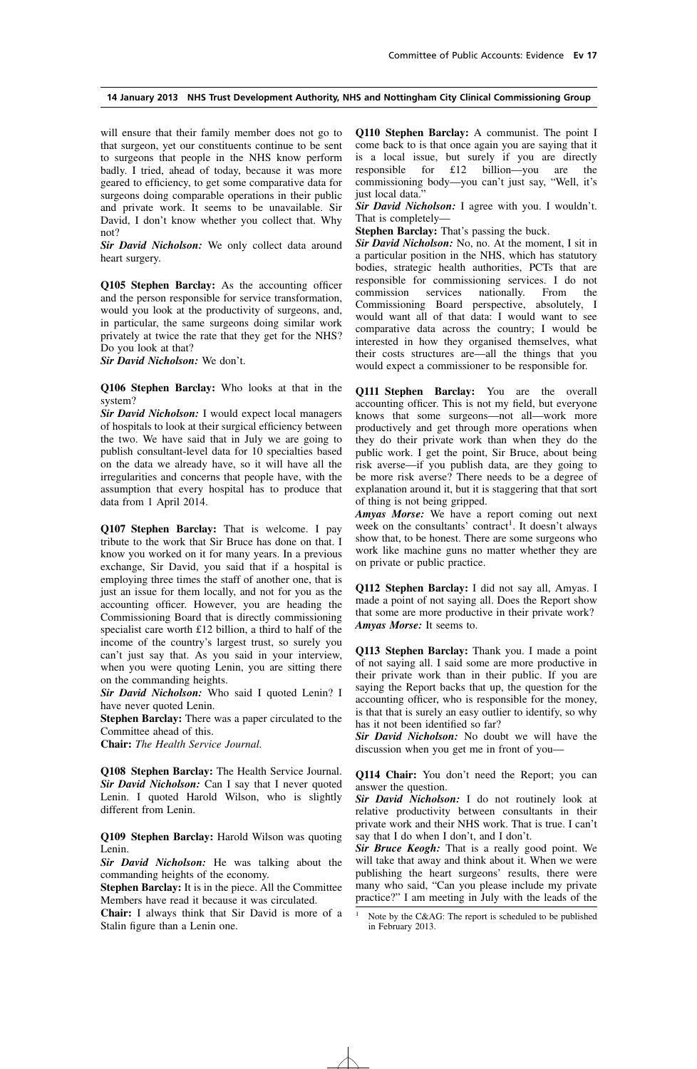will ensure that their family member does not go to that surgeon, yet our constituents continue to be sent to surgeons that people in the NHS know perform badly. I tried, ahead of today, because it was more geared to efficiency, to get some comparative data for surgeons doing comparable operations in their public and private work. It seems to be unavailable. Sir David, I don't know whether you collect that. Why not?

***Sir David Nicholson:*** We only collect data around heart surgery.

**Q105 Stephen Barclay:** As the accounting officer and the person responsible for service transformation, would you look at the productivity of surgeons, and, in particular, the same surgeons doing similar work privately at twice the rate that they get for the NHS? Do you look at that?

***Sir David Nicholson:*** We don't.

**Q106 Stephen Barclay:** Who looks at that in the system?

***Sir David Nicholson:*** I would expect local managers of hospitals to look at their surgical efficiency between the two. We have said that in July we are going to publish consultant-level data for 10 specialties based on the data we already have, so it will have all the irregularities and concerns that people have, with the assumption that every hospital has to produce that data from 1 April 2014.

**Q107 Stephen Barclay:** That is welcome. I pay tribute to the work that Sir Bruce has done on that. I know you worked on it for many years. In a previous exchange, Sir David, you said that if a hospital is employing three times the staff of another one, that is just an issue for them locally, and not for you as the accounting officer. However, you are heading the Commissioning Board that is directly commissioning specialist care worth £12 billion, a third to half of the income of the country's largest trust, so surely you can't just say that. As you said in your interview, when you were quoting Lenin, you are sitting there on the commanding heights.

***Sir David Nicholson:*** Who said I quoted Lenin? I have never quoted Lenin.

**Stephen Barclay:** There was a paper circulated to the Committee ahead of this.

**Chair:** *The Health Service Journal.*

**Q108 Stephen Barclay:** The Health Service Journal.

***Sir David Nicholson:*** Can I say that I never quoted Lenin. I quoted Harold Wilson, who is slightly different from Lenin.

**Q109 Stephen Barclay:** Harold Wilson was quoting Lenin.

***Sir David Nicholson:*** He was talking about the commanding heights of the economy.

**Stephen Barclay:** It is in the piece. All the Committee Members have read it because it was circulated.

**Chair:** I always think that Sir David is more of a Stalin figure than a Lenin one.

**Q110 Stephen Barclay:** A communist. The point I come back to is that once again you are saying that it is a local issue, but surely if you are directly responsible for £12 billion—you are the commissioning body—you can't just say, "Well, it's just local data."

***Sir David Nicholson:*** I agree with you. I wouldn't. That is completely—

**Stephen Barclay:** That's passing the buck.

***Sir David Nicholson:*** No, no. At the moment, I sit in a particular position in the NHS, which has statutory bodies, strategic health authorities, PCTs that are responsible for commissioning services. I do not commission services nationally. From the Commissioning Board perspective, absolutely, I would want all of that data: I would want to see comparative data across the country; I would be interested in how they organised themselves, what their costs structures are—all the things that you would expect a commissioner to be responsible for.

**Q111 Stephen Barclay:** You are the overall accounting officer. This is not my field, but everyone knows that some surgeons—not all—work more productively and get through more operations when they do their private work than when they do the public work. I get the point, Sir Bruce, about being risk averse—if you publish data, are they going to be more risk averse? There needs to be a degree of explanation around it, but it is staggering that that sort of thing is not being gripped.

***Amyas Morse:*** We have a report coming out next week on the consultants' contract[1]. It doesn't always show that, to be honest. There are some surgeons who work like machine guns no matter whether they are on private or public practice.

**Q112 Stephen Barclay:** I did not say all, Amyas. I made a point of not saying all. Does the Report show that some are more productive in their private work?

***Amyas Morse:*** It seems to.

**Q113 Stephen Barclay:** Thank you. I made a point of not saying all. I said some are more productive in their private work than in their public. If you are saying the Report backs that up, the question for the accounting officer, who is responsible for the money, is that that is surely an easy outlier to identify, so why has it not been identified so far?

***Sir David Nicholson:*** No doubt we will have the discussion when you get me in front of you—

**Q114 Chair:** You don't need the Report; you can answer the question.

***Sir David Nicholson:*** I do not routinely look at relative productivity between consultants in their private work and their NHS work. That is true. I can't say that I do when I don't, and I don't.

***Sir Bruce Keogh:*** That is a really good point. We will take that away and think about it. When we were publishing the heart surgeons' results, there were many who said, "Can you please include my private practice?" I am meeting in July with the leads of the

[1] Note by the C&AG: The report is scheduled to be published in February 2013.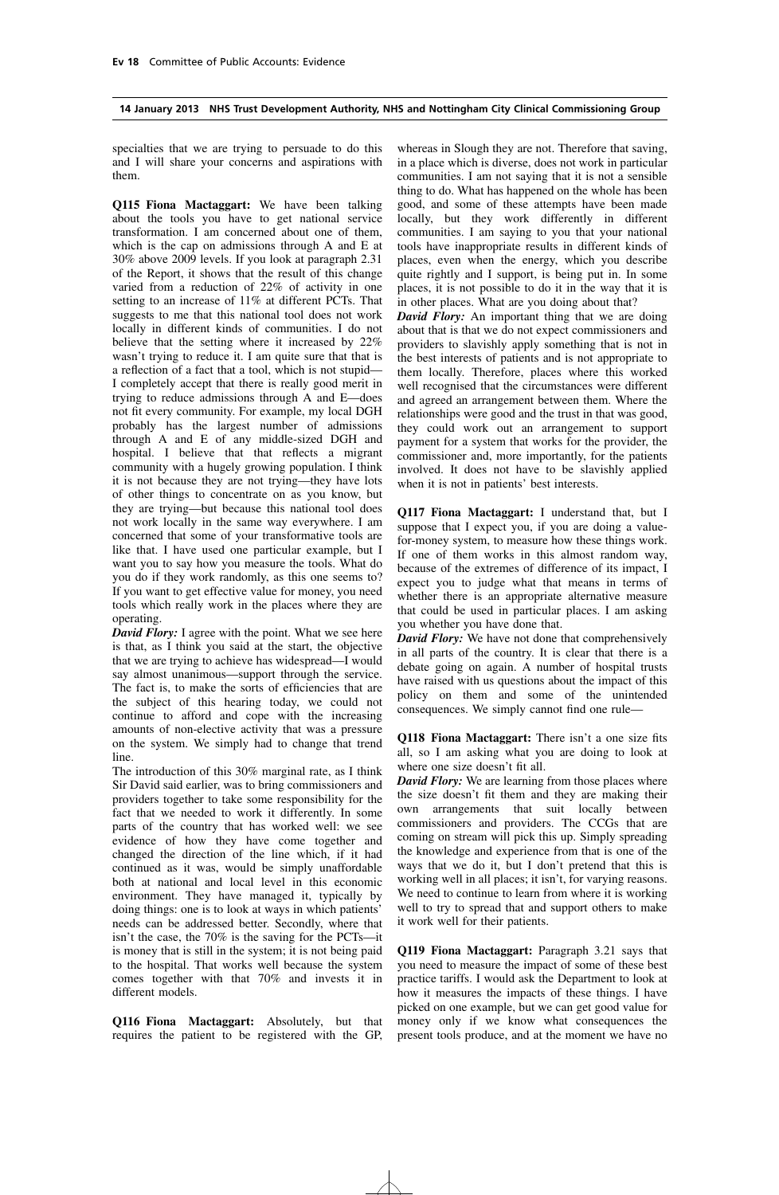specialties that we are trying to persuade to do this and I will share your concerns and aspirations with them.

**Q115 Fiona Mactaggart:** We have been talking about the tools you have to get national service transformation. I am concerned about one of them, which is the cap on admissions through A and E at 30% above 2009 levels. If you look at paragraph 2.31 of the Report, it shows that the result of this change varied from a reduction of 22% of activity in one setting to an increase of 11% at different PCTs. That suggests to me that this national tool does not work locally in different kinds of communities. I do not believe that the setting where it increased by 22% wasn't trying to reduce it. I am quite sure that that is a reflection of a fact that a tool, which is not stupid—I completely accept that there is really good merit in trying to reduce admissions through A and E—does not fit every community. For example, my local DGH probably has the largest number of admissions through A and E of any middle-sized DGH and hospital. I believe that that reflects a migrant community with a hugely growing population. I think it is not because they are not trying—they have lots of other things to concentrate on as you know, but they are trying—but because this national tool does not work locally in the same way everywhere. I am concerned that some of your transformative tools are like that. I have used one particular example, but I want you to say how you measure the tools. What do you do if they work randomly, as this one seems to? If you want to get effective value for money, you need tools which really work in the places where they are operating.

***David Flory:*** I agree with the point. What we see here is that, as I think you said at the start, the objective that we are trying to achieve has widespread—I would say almost unanimous—support through the service. The fact is, to make the sorts of efficiencies that are the subject of this hearing today, we could not continue to afford and cope with the increasing amounts of non-elective activity that was a pressure on the system. We simply had to change that trend line.

The introduction of this 30% marginal rate, as I think Sir David said earlier, was to bring commissioners and providers together to take some responsibility for the fact that we needed to work it differently. In some parts of the country that has worked well: we see evidence of how they have come together and changed the direction of the line which, if it had continued as it was, would be simply unaffordable both at national and local level in this economic environment. They have managed it, typically by doing things: one is to look at ways in which patients' needs can be addressed better. Secondly, where that isn't the case, the 70% is the saving for the PCTs—it is money that is still in the system; it is not being paid to the hospital. That works well because the system comes together with that 70% and invests it in different models.

**Q116 Fiona Mactaggart:** Absolutely, but that requires the patient to be registered with the GP, whereas in Slough they are not. Therefore that saving, in a place which is diverse, does not work in particular communities. I am not saying that it is not a sensible thing to do. What has happened on the whole has been good, and some of these attempts have been made locally, but they work differently in different communities. I am saying to you that your national tools have inappropriate results in different kinds of places, even when the energy, which you describe quite rightly and I support, is being put in. In some places, it is not possible to do it in the way that it is in other places. What are you doing about that?

***David Flory:*** An important thing that we are doing about that is that we do not expect commissioners and providers to slavishly apply something that is not in the best interests of patients and is not appropriate to them locally. Therefore, places where this worked well recognised that the circumstances were different and agreed an arrangement between them. Where the relationships were good and the trust in that was good, they could work out an arrangement to support payment for a system that works for the provider, the commissioner and, more importantly, for the patients involved. It does not have to be slavishly applied when it is not in patients' best interests.

**Q117 Fiona Mactaggart:** I understand that, but I suppose that I expect you, if you are doing a value-for-money system, to measure how these things work. If one of them works in this almost random way, because of the extremes of difference of its impact, I expect you to judge what that means in terms of whether there is an appropriate alternative measure that could be used in particular places. I am asking you whether you have done that.

***David Flory:*** We have not done that comprehensively in all parts of the country. It is clear that there is a debate going on again. A number of hospital trusts have raised with us questions about the impact of this policy on them and some of the unintended consequences. We simply cannot find one rule—

**Q118 Fiona Mactaggart:** There isn't a one size fits all, so I am asking what you are doing to look at where one size doesn't fit all.

***David Flory:*** We are learning from those places where the size doesn't fit them and they are making their own arrangements that suit locally between commissioners and providers. The CCGs that are coming on stream will pick this up. Simply spreading the knowledge and experience from that is one of the ways that we do it, but I don't pretend that this is working well in all places; it isn't, for varying reasons. We need to continue to learn from where it is working well to try to spread that and support others to make it work well for their patients.

**Q119 Fiona Mactaggart:** Paragraph 3.21 says that you need to measure the impact of some of these best practice tariffs. I would ask the Department to look at how it measures the impacts of these things. I have picked on one example, but we can get good value for money only if we know what consequences the present tools produce, and at the moment we have no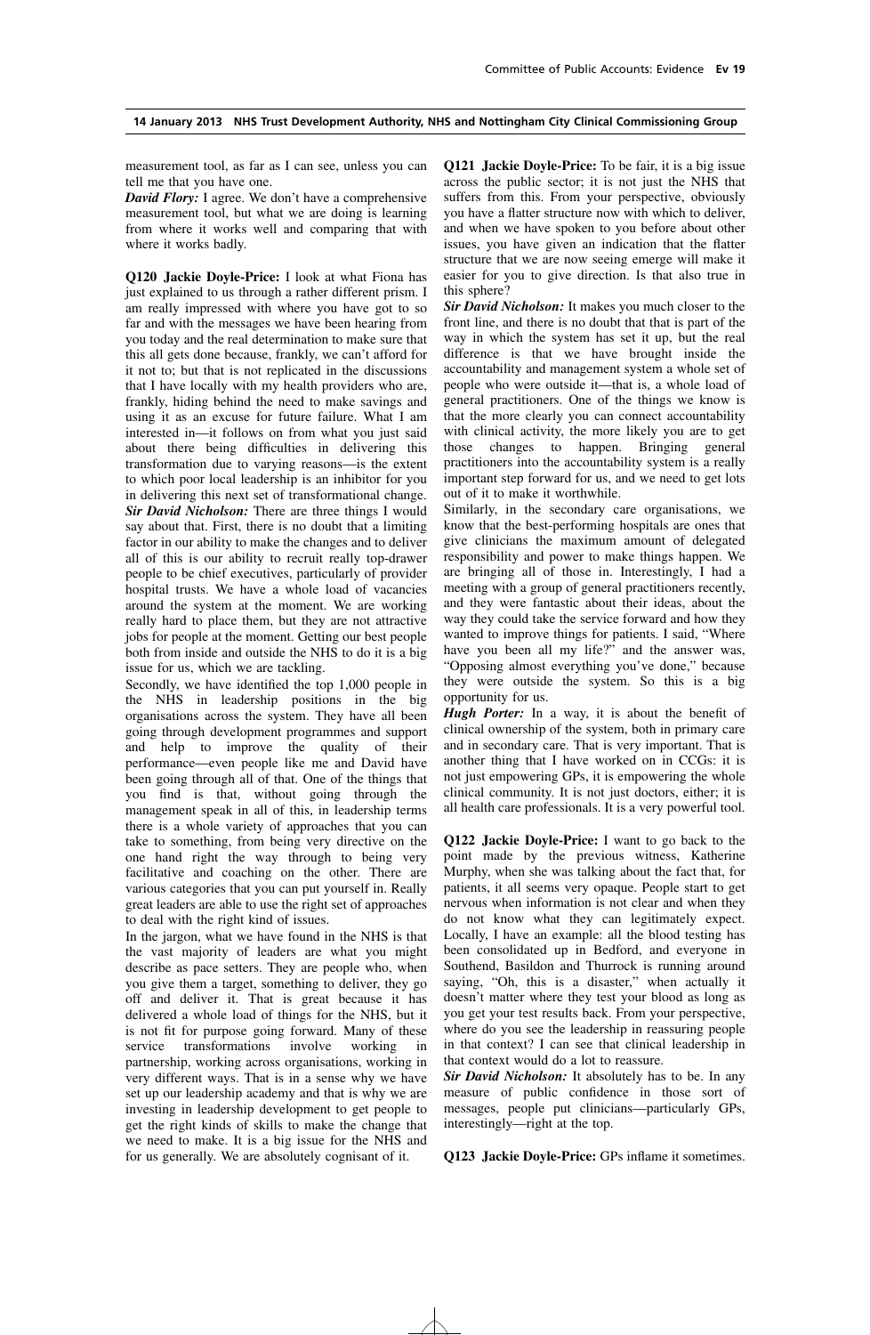measurement tool, as far as I can see, unless you can tell me that you have one.

***David Flory:*** I agree. We don't have a comprehensive measurement tool, but what we are doing is learning from where it works well and comparing that with where it works badly.

**Q120 Jackie Doyle-Price:** I look at what Fiona has just explained to us through a rather different prism. I am really impressed with where you have got to so far and with the messages we have been hearing from you today and the real determination to make sure that this all gets done because, frankly, we can't afford for it not to; but that is not replicated in the discussions that I have locally with my health providers who are, frankly, hiding behind the need to make savings and using it as an excuse for future failure. What I am interested in—it follows on from what you just said about there being difficulties in delivering this transformation due to varying reasons—is the extent to which poor local leadership is an inhibitor for you in delivering this next set of transformational change.

***Sir David Nicholson:*** There are three things I would say about that. First, there is no doubt that a limiting factor in our ability to make the changes and to deliver all of this is our ability to recruit really top-drawer people to be chief executives, particularly of provider hospital trusts. We have a whole load of vacancies around the system at the moment. We are working really hard to place them, but they are not attractive jobs for people at the moment. Getting our best people both from inside and outside the NHS to do it is a big issue for us, which we are tackling.

Secondly, we have identified the top 1,000 people in the NHS in leadership positions in the big organisations across the system. They have all been going through development programmes and support and help to improve the quality of their performance—even people like me and David have been going through all of that. One of the things that you find is that, without going through the management speak in all of this, in leadership terms there is a whole variety of approaches that you can take to something, from being very directive on the one hand right the way through to being very facilitative and coaching on the other. There are various categories that you can put yourself in. Really great leaders are able to use the right set of approaches to deal with the right kind of issues.

In the jargon, what we have found in the NHS is that the vast majority of leaders are what you might describe as pace setters. They are people who, when you give them a target, something to deliver, they go off and deliver it. That is great because it has delivered a whole load of things for the NHS, but it is not fit for purpose going forward. Many of these service transformations involve working in partnership, working across organisations, working in very different ways. That is in a sense why we have set up our leadership academy and that is why we are investing in leadership development to get people to get the right kinds of skills to make the change that we need to make. It is a big issue for the NHS and for us generally. We are absolutely cognisant of it.

**Q121 Jackie Doyle-Price:** To be fair, it is a big issue across the public sector; it is not just the NHS that suffers from this. From your perspective, obviously you have a flatter structure now with which to deliver, and when we have spoken to you before about other issues, you have given an indication that the flatter structure that we are now seeing emerge will make it easier for you to give direction. Is that also true in this sphere?

***Sir David Nicholson:*** It makes you much closer to the front line, and there is no doubt that that is part of the way in which the system has set it up, but the real difference is that we have brought inside the accountability and management system a whole set of people who were outside it—that is, a whole load of general practitioners. One of the things that we know is that the more clearly you can connect accountability with clinical activity, the more likely you are to get those changes to happen. Bringing general practitioners into the accountability system is a really important step forward for us, and we need to get lots out of it to make it worthwhile.

Similarly, in the secondary care organisations, we know that the best-performing hospitals are ones that give clinicians the maximum amount of delegated responsibility and power to make things happen. We are bringing all of those in. Interestingly, I had a meeting with a group of general practitioners recently, and they were fantastic about their ideas, about the way they could take the service forward and how they wanted to improve things for patients. I said, "Where have you been all my life?" and the answer was, "Opposing almost everything you've done," because they were outside the system. So this is a big opportunity for us.

***Hugh Porter:*** In a way, it is about the benefit of clinical ownership of the system, both in primary care and in secondary care. That is very important. That is another thing that I have worked on in CCGs: it is not just empowering GPs, it is empowering the whole clinical community. It is not just doctors, either; it is all health care professionals. It is a very powerful tool.

**Q122 Jackie Doyle-Price:** I want to go back to the point made by the previous witness, Katherine Murphy, when she was talking about the fact that, for patients, it all seems very opaque. People start to get nervous when information is not clear and when they do not know what they can legitimately expect. Locally, I have an example: all the blood testing has been consolidated up in Bedford, and everyone in Southend, Basildon and Thurrock is running around saying, "Oh, this is a disaster," when actually it doesn't matter where they test your blood as long as you get your test results back. From your perspective, where do you see the leadership in reassuring people in that context? I can see that clinical leadership in that context would do a lot to reassure.

***Sir David Nicholson:*** It absolutely has to be. In any measure of public confidence in those sort of messages, people put clinicians—particularly GPs, interestingly—right at the top.

**Q123 Jackie Doyle-Price:** GPs inflame it sometimes.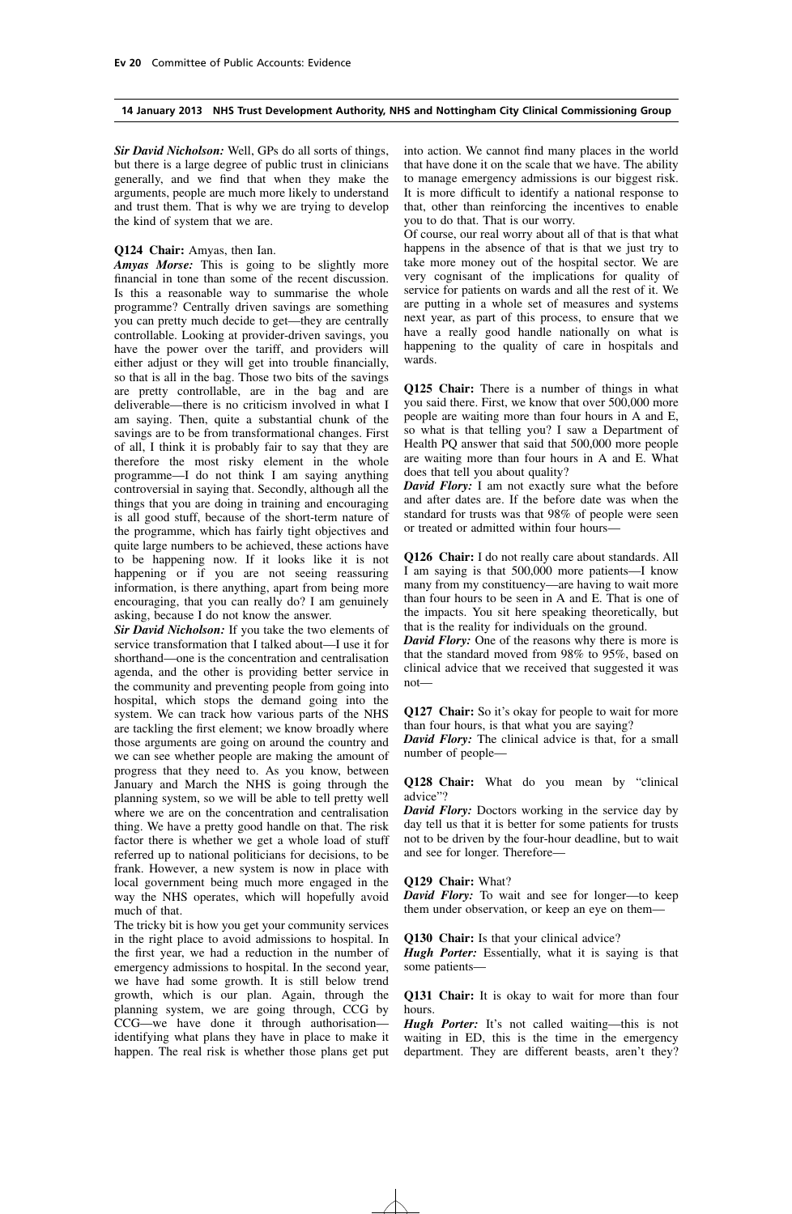*Sir David Nicholson:* Well, GPs do all sorts of things, but there is a large degree of public trust in clinicians generally, and we find that when they make the arguments, people are much more likely to understand and trust them. That is why we are trying to develop the kind of system that we are.

**Q124 Chair:** Amyas, then Ian.

*Amyas Morse:* This is going to be slightly more financial in tone than some of the recent discussion. Is this a reasonable way to summarise the whole programme? Centrally driven savings are something you can pretty much decide to get—they are centrally controllable. Looking at provider-driven savings, you have the power over the tariff, and providers will either adjust or they will get into trouble financially, so that is all in the bag. Those two bits of the savings are pretty controllable, are in the bag and are deliverable—there is no criticism involved in what I am saying. Then, quite a substantial chunk of the savings are to be from transformational changes. First of all, I think it is probably fair to say that they are therefore the most risky element in the whole programme—I do not think I am saying anything controversial in saying that. Secondly, although all the things that you are doing in training and encouraging is all good stuff, because of the short-term nature of the programme, which has fairly tight objectives and quite large numbers to be achieved, these actions have to be happening now. If it looks like it is not happening or if you are not seeing reassuring information, is there anything, apart from being more encouraging, that you can really do? I am genuinely asking, because I do not know the answer.

*Sir David Nicholson:* If you take the two elements of service transformation that I talked about—I use it for shorthand—one is the concentration and centralisation agenda, and the other is providing better service in the community and preventing people from going into hospital, which stops the demand going into the system. We can track how various parts of the NHS are tackling the first element; we know broadly where those arguments are going on around the country and we can see whether people are making the amount of progress that they need to. As you know, between January and March the NHS is going through the planning system, so we will be able to tell pretty well where we are on the concentration and centralisation thing. We have a pretty good handle on that. The risk factor there is whether we get a whole load of stuff referred up to national politicians for decisions, to be frank. However, a new system is now in place with local government being much more engaged in the way the NHS operates, which will hopefully avoid much of that.

The tricky bit is how you get your community services in the right place to avoid admissions to hospital. In the first year, we had a reduction in the number of emergency admissions to hospital. In the second year, we have had some growth. It is still below trend growth, which is our plan. Again, through the planning system, we are going through, CCG by CCG—we have done it through authorisation—identifying what plans they have in place to make it happen. The real risk is whether those plans get put into action. We cannot find many places in the world that have done it on the scale that we have. The ability to manage emergency admissions is our biggest risk. It is more difficult to identify a national response to that, other than reinforcing the incentives to enable you to do that. That is our worry.

Of course, our real worry about all of that is that what happens in the absence of that is that we just try to take more money out of the hospital sector. We are very cognisant of the implications for quality of service for patients on wards and all the rest of it. We are putting in a whole set of measures and systems next year, as part of this process, to ensure that we have a really good handle nationally on what is happening to the quality of care in hospitals and wards.

**Q125 Chair:** There is a number of things in what you said there. First, we know that over 500,000 more people are waiting more than four hours in A and E, so what is that telling you? I saw a Department of Health PQ answer that said that 500,000 more people are waiting more than four hours in A and E. What does that tell you about quality?

*David Flory:* I am not exactly sure what the before and after dates are. If the before date was when the standard for trusts was that 98% of people were seen or treated or admitted within four hours—

**Q126 Chair:** I do not really care about standards. All I am saying is that 500,000 more patients—I know many from my constituency—are having to wait more than four hours to be seen in A and E. That is one of the impacts. You sit here speaking theoretically, but that is the reality for individuals on the ground.

*David Flory:* One of the reasons why there is more is that the standard moved from 98% to 95%, based on clinical advice that we received that suggested it was not—

**Q127 Chair:** So it's okay for people to wait for more than four hours, is that what you are saying?

*David Flory:* The clinical advice is that, for a small number of people—

**Q128 Chair:** What do you mean by "clinical advice"?

*David Flory:* Doctors working in the service day by day tell us that it is better for some patients for trusts not to be driven by the four-hour deadline, but to wait and see for longer. Therefore—

**Q129 Chair:** What?

*David Flory:* To wait and see for longer—to keep them under observation, or keep an eye on them—

**Q130 Chair:** Is that your clinical advice?

*Hugh Porter:* Essentially, what it is saying is that some patients—

**Q131 Chair:** It is okay to wait for more than four hours.

*Hugh Porter:* It's not called waiting—this is not waiting in ED, this is the time in the emergency department. They are different beasts, aren't they?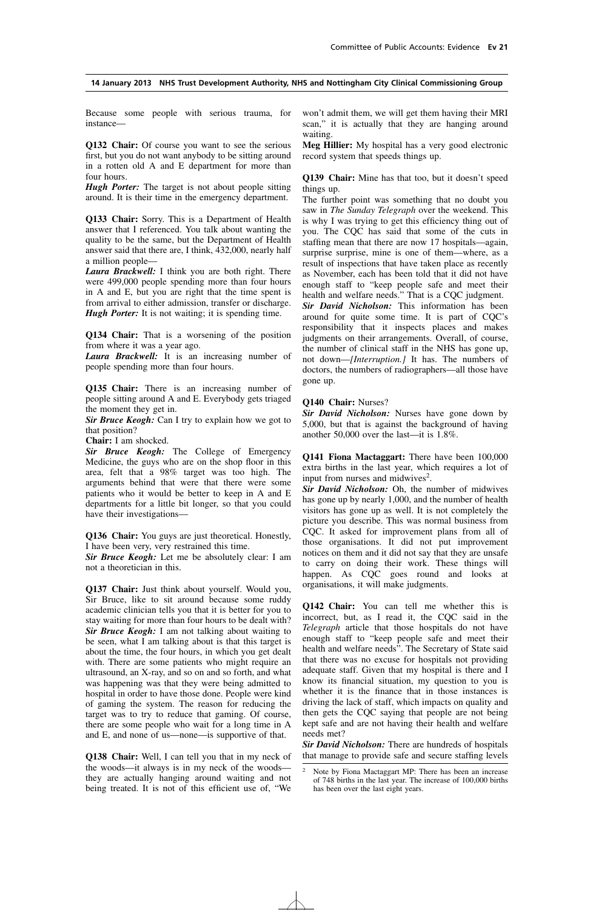Because some people with serious trauma, for instance—

**Q132 Chair:** Of course you want to see the serious first, but you do not want anybody to be sitting around in a rotten old A and E department for more than four hours.

***Hugh Porter:*** The target is not about people sitting around. It is their time in the emergency department.

**Q133 Chair:** Sorry. This is a Department of Health answer that I referenced. You talk about wanting the quality to be the same, but the Department of Health answer said that there are, I think, 432,000, nearly half a million people—

***Laura Brackwell:*** I think you are both right. There were 499,000 people spending more than four hours in A and E, but you are right that the time spent is from arrival to either admission, transfer or discharge.

***Hugh Porter:*** It is not waiting; it is spending time.

**Q134 Chair:** That is a worsening of the position from where it was a year ago.

***Laura Brackwell:*** It is an increasing number of people spending more than four hours.

**Q135 Chair:** There is an increasing number of people sitting around A and E. Everybody gets triaged the moment they get in.

***Sir Bruce Keogh:*** Can I try to explain how we got to that position?

**Chair:** I am shocked.

***Sir Bruce Keogh:*** The College of Emergency Medicine, the guys who are on the shop floor in this area, felt that a 98% target was too high. The arguments behind that were that there were some patients who it would be better to keep in A and E departments for a little bit longer, so that you could have their investigations—

**Q136 Chair:** You guys are just theoretical. Honestly, I have been very, very restrained this time.

***Sir Bruce Keogh:*** Let me be absolutely clear: I am not a theoretician in this.

**Q137 Chair:** Just think about yourself. Would you, Sir Bruce, like to sit around because some ruddy academic clinician tells you that it is better for you to stay waiting for more than four hours to be dealt with?

***Sir Bruce Keogh:*** I am not talking about waiting to be seen, what I am talking about is that this target is about the time, the four hours, in which you get dealt with. There are some patients who might require an ultrasound, an X-ray, and so on and so forth, and what was happening was that they were being admitted to hospital in order to have those done. People were kind of gaming the system. The reason for reducing the target was to try to reduce that gaming. Of course, there are some people who wait for a long time in A and E, and none of us—none—is supportive of that.

**Q138 Chair:** Well, I can tell you that in my neck of the woods—it always is in my neck of the woods—they are actually hanging around waiting and not being treated. It is not of this efficient use of, "We won't admit them, we will get them having their MRI scan," it is actually that they are hanging around waiting.

**Meg Hillier:** My hospital has a very good electronic record system that speeds things up.

**Q139 Chair:** Mine has that too, but it doesn't speed things up.

The further point was something that no doubt you saw in *The Sunday Telegraph* over the weekend. This is why I was trying to get this efficiency thing out of you. The CQC has said that some of the cuts in staffing mean that there are now 17 hospitals—again, surprise surprise, mine is one of them—where, as a result of inspections that have taken place as recently as November, each has been told that it did not have enough staff to "keep people safe and meet their health and welfare needs." That is a CQC judgment.

***Sir David Nicholson:*** This information has been around for quite some time. It is part of CQC's responsibility that it inspects places and makes judgments on their arrangements. Overall, of course, the number of clinical staff in the NHS has gone up, not down—*[Interruption.]* It has. The numbers of doctors, the numbers of radiographers—all those have gone up.

**Q140 Chair:** Nurses?

***Sir David Nicholson:*** Nurses have gone down by 5,000, but that is against the background of having another 50,000 over the last—it is 1.8%.

**Q141 Fiona Mactaggart:** There have been 100,000 extra births in the last year, which requires a lot of input from nurses and midwives[2].

***Sir David Nicholson:*** Oh, the number of midwives has gone up by nearly 1,000, and the number of health visitors has gone up as well. It is not completely the picture you describe. This was normal business from CQC. It asked for improvement plans from all of those organisations. It did not put improvement notices on them and it did not say that they are unsafe to carry on doing their work. These things will happen. As CQC goes round and looks at organisations, it will make judgments.

**Q142 Chair:** You can tell me whether this is incorrect, but, as I read it, the CQC said in the *Telegraph* article that those hospitals do not have enough staff to "keep people safe and meet their health and welfare needs". The Secretary of State said that there was no excuse for hospitals not providing adequate staff. Given that my hospital is there and I know its financial situation, my question to you is whether it is the finance that in those instances is driving the lack of staff, which impacts on quality and then gets the CQC saying that people are not being kept safe and are not having their health and welfare needs met?

***Sir David Nicholson:*** There are hundreds of hospitals that manage to provide safe and secure staffing levels

[2] Note by Fiona Mactaggart MP: There has been an increase of 748 births in the last year. The increase of 100,000 births has been over the last eight years.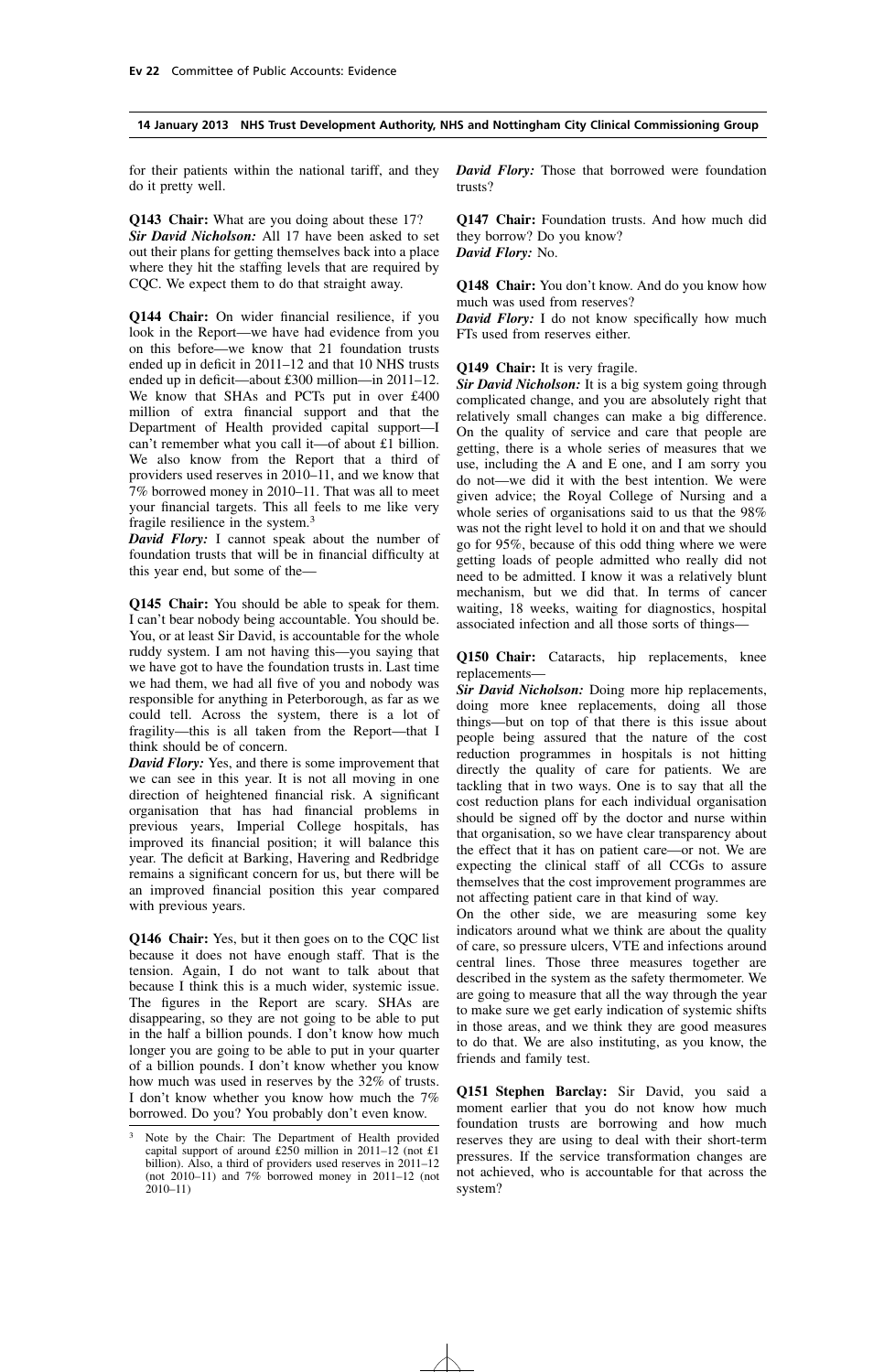for their patients within the national tariff, and they do it pretty well.

**Q143 Chair:** What are you doing about these 17?
***Sir David Nicholson:*** All 17 have been asked to set out their plans for getting themselves back into a place where they hit the staffing levels that are required by CQC. We expect them to do that straight away.

**Q144 Chair:** On wider financial resilience, if you look in the Report—we have had evidence from you on this before—we know that 21 foundation trusts ended up in deficit in 2011–12 and that 10 NHS trusts ended up in deficit—about £300 million—in 2011–12. We know that SHAs and PCTs put in over £400 million of extra financial support and that the Department of Health provided capital support—I can't remember what you call it—of about £1 billion. We also know from the Report that a third of providers used reserves in 2010–11, and we know that 7% borrowed money in 2010–11. That was all to meet your financial targets. This all feels to me like very fragile resilience in the system.[3]
***David Flory:*** I cannot speak about the number of foundation trusts that will be in financial difficulty at this year end, but some of the—

**Q145 Chair:** You should be able to speak for them. I can't bear nobody being accountable. You should be. You, or at least Sir David, is accountable for the whole ruddy system. I am not having this—you saying that we have got to have the foundation trusts in. Last time we had them, we had all five of you and nobody was responsible for anything in Peterborough, as far as we could tell. Across the system, there is a lot of fragility—this is all taken from the Report—that I think should be of concern.
***David Flory:*** Yes, and there is some improvement that we can see in this year. It is not all moving in one direction of heightened financial risk. A significant organisation that has had financial problems in previous years, Imperial College hospitals, has improved its financial position; it will balance this year. The deficit at Barking, Havering and Redbridge remains a significant concern for us, but there will be an improved financial position this year compared with previous years.

**Q146 Chair:** Yes, but it then goes on to the CQC list because it does not have enough staff. That is the tension. Again, I do not want to talk about that because I think this is a much wider, systemic issue. The figures in the Report are scary. SHAs are disappearing, so they are not going to be able to put in the half a billion pounds. I don't know how much longer you are going to be able to put in your quarter of a billion pounds. I don't know whether you know how much was used in reserves by the 32% of trusts. I don't know whether you know how much the 7% borrowed. Do you? You probably don't even know.
***David Flory:*** Those that borrowed were foundation trusts?

**Q147 Chair:** Foundation trusts. And how much did they borrow? Do you know?
***David Flory:*** No.

**Q148 Chair:** You don't know. And do you know how much was used from reserves?
***David Flory:*** I do not know specifically how much FTs used from reserves either.

**Q149 Chair:** It is very fragile.
***Sir David Nicholson:*** It is a big system going through complicated change, and you are absolutely right that relatively small changes can make a big difference. On the quality of service and care that people are getting, there is a whole series of measures that we use, including the A and E one, and I am sorry you do not—we did it with the best intention. We were given advice; the Royal College of Nursing and a whole series of organisations said to us that the 98% was not the right level to hold it on and that we should go for 95%, because of this odd thing where we were getting loads of people admitted who really did not need to be admitted. I know it was a relatively blunt mechanism, but we did that. In terms of cancer waiting, 18 weeks, waiting for diagnostics, hospital associated infection and all those sorts of things—

**Q150 Chair:** Cataracts, hip replacements, knee replacements—
***Sir David Nicholson:*** Doing more hip replacements, doing more knee replacements, doing all those things—but on top of that there is this issue about people being assured that the nature of the cost reduction programmes in hospitals is not hitting directly the quality of care for patients. We are tackling that in two ways. One is to say that all the cost reduction plans for each individual organisation should be signed off by the doctor and nurse within that organisation, so we have clear transparency about the effect that it has on patient care—or not. We are expecting the clinical staff of all CCGs to assure themselves that the cost improvement programmes are not affecting patient care in that kind of way.
On the other side, we are measuring some key indicators around what we think are about the quality of care, so pressure ulcers, VTE and infections around central lines. Those three measures together are described in the system as the safety thermometer. We are going to measure that all the way through the year to make sure we get early indication of systemic shifts in those areas, and we think they are good measures to do that. We are also instituting, as you know, the friends and family test.

**Q151 Stephen Barclay:** Sir David, you said a moment earlier that you do not know how much foundation trusts are borrowing and how much reserves they are using to deal with their short-term pressures. If the service transformation changes are not achieved, who is accountable for that across the system?

---

[3] Note by the Chair: The Department of Health provided capital support of around £250 million in 2011–12 (not £1 billion). Also, a third of providers used reserves in 2011–12 (not 2010–11) and 7% borrowed money in 2011–12 (not 2010–11)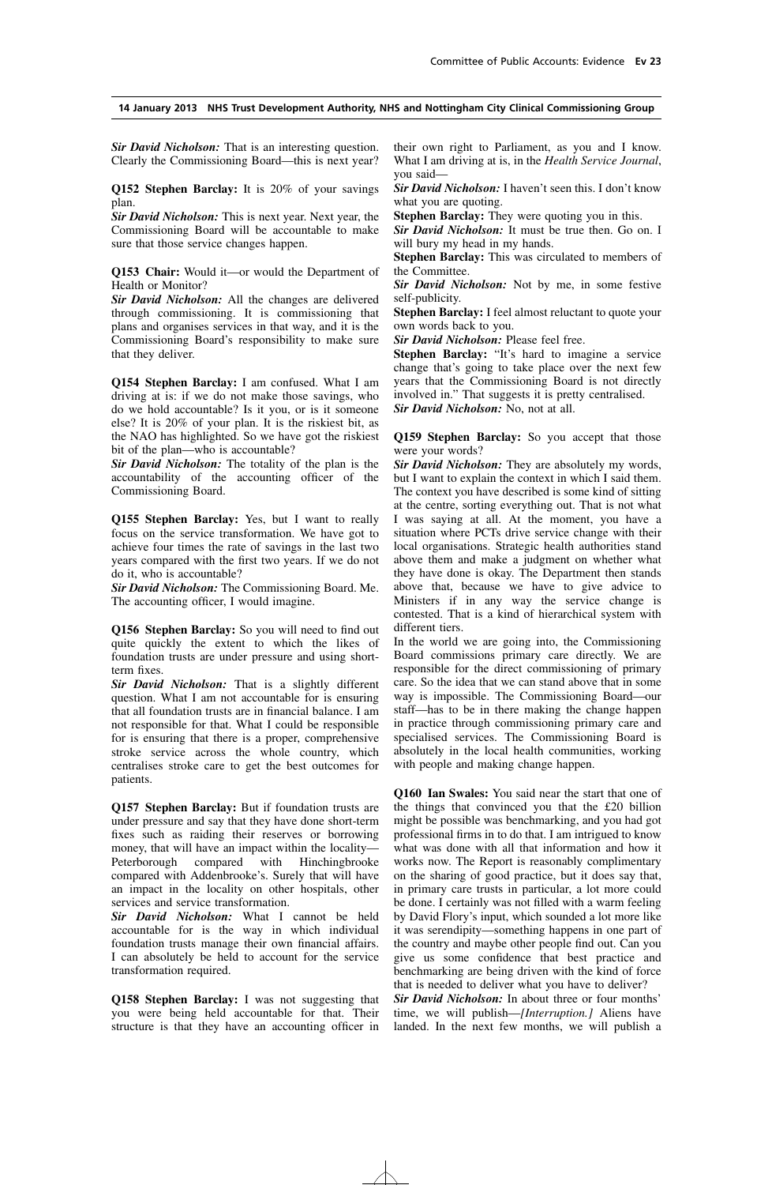***Sir David Nicholson:*** That is an interesting question. Clearly the Commissioning Board—this is next year?

**Q152 Stephen Barclay:** It is 20% of your savings plan.

***Sir David Nicholson:*** This is next year. Next year, the Commissioning Board will be accountable to make sure that those service changes happen.

**Q153 Chair:** Would it—or would the Department of Health or Monitor?

***Sir David Nicholson:*** All the changes are delivered through commissioning. It is commissioning that plans and organises services in that way, and it is the Commissioning Board's responsibility to make sure that they deliver.

**Q154 Stephen Barclay:** I am confused. What I am driving at is: if we do not make those savings, who do we hold accountable? Is it you, or is it someone else? It is 20% of your plan. It is the riskiest bit, as the NAO has highlighted. So we have got the riskiest bit of the plan—who is accountable?

***Sir David Nicholson:*** The totality of the plan is the accountability of the accounting officer of the Commissioning Board.

**Q155 Stephen Barclay:** Yes, but I want to really focus on the service transformation. We have got to achieve four times the rate of savings in the last two years compared with the first two years. If we do not do it, who is accountable?

***Sir David Nicholson:*** The Commissioning Board. Me. The accounting officer, I would imagine.

**Q156 Stephen Barclay:** So you will need to find out quite quickly the extent to which the likes of foundation trusts are under pressure and using short-term fixes.

***Sir David Nicholson:*** That is a slightly different question. What I am not accountable for is ensuring that all foundation trusts are in financial balance. I am not responsible for that. What I could be responsible for is ensuring that there is a proper, comprehensive stroke service across the whole country, which centralises stroke care to get the best outcomes for patients.

**Q157 Stephen Barclay:** But if foundation trusts are under pressure and say that they have done short-term fixes such as raiding their reserves or borrowing money, that will have an impact within the locality—Peterborough compared with Hinchingbrooke compared with Addenbrooke's. Surely that will have an impact in the locality on other hospitals, other services and service transformation.

***Sir David Nicholson:*** What I cannot be held accountable for is the way in which individual foundation trusts manage their own financial affairs. I can absolutely be held to account for the service transformation required.

**Q158 Stephen Barclay:** I was not suggesting that you were being held accountable for that. Their structure is that they have an accounting officer in their own right to Parliament, as you and I know. What I am driving at is, in the *Health Service Journal*, you said—

***Sir David Nicholson:*** I haven't seen this. I don't know what you are quoting.

**Stephen Barclay:** They were quoting you in this.

***Sir David Nicholson:*** It must be true then. Go on. I will bury my head in my hands.

**Stephen Barclay:** This was circulated to members of the Committee.

***Sir David Nicholson:*** Not by me, in some festive self-publicity.

**Stephen Barclay:** I feel almost reluctant to quote your own words back to you.

***Sir David Nicholson:*** Please feel free.

**Stephen Barclay:** "It's hard to imagine a service change that's going to take place over the next few years that the Commissioning Board is not directly involved in." That suggests it is pretty centralised.

***Sir David Nicholson:*** No, not at all.

**Q159 Stephen Barclay:** So you accept that those were your words?

***Sir David Nicholson:*** They are absolutely my words, but I want to explain the context in which I said them. The context you have described is some kind of sitting at the centre, sorting everything out. That is not what I was saying at all. At the moment, you have a situation where PCTs drive service change with their local organisations. Strategic health authorities stand above them and make a judgment on whether what they have done is okay. The Department then stands above that, because we have to give advice to Ministers if in any way the service change is contested. That is a kind of hierarchical system with different tiers.

In the world we are going into, the Commissioning Board commissions primary care directly. We are responsible for the direct commissioning of primary care. So the idea that we can stand above that in some way is impossible. The Commissioning Board—our staff—has to be in there making the change happen in practice through commissioning primary care and specialised services. The Commissioning Board is absolutely in the local health communities, working with people and making change happen.

**Q160 Ian Swales:** You said near the start that one of the things that convinced you that the £20 billion might be possible was benchmarking, and you had got professional firms in to do that. I am intrigued to know what was done with all that information and how it works now. The Report is reasonably complimentary on the sharing of good practice, but it does say that, in primary care trusts in particular, a lot more could be done. I certainly was not filled with a warm feeling by David Flory's input, which sounded a lot more like it was serendipity—something happens in one part of the country and maybe other people find out. Can you give us some confidence that best practice and benchmarking are being driven with the kind of force that is needed to deliver what you have to deliver?

***Sir David Nicholson:*** In about three or four months' time, we will publish—*[Interruption.]* Aliens have landed. In the next few months, we will publish a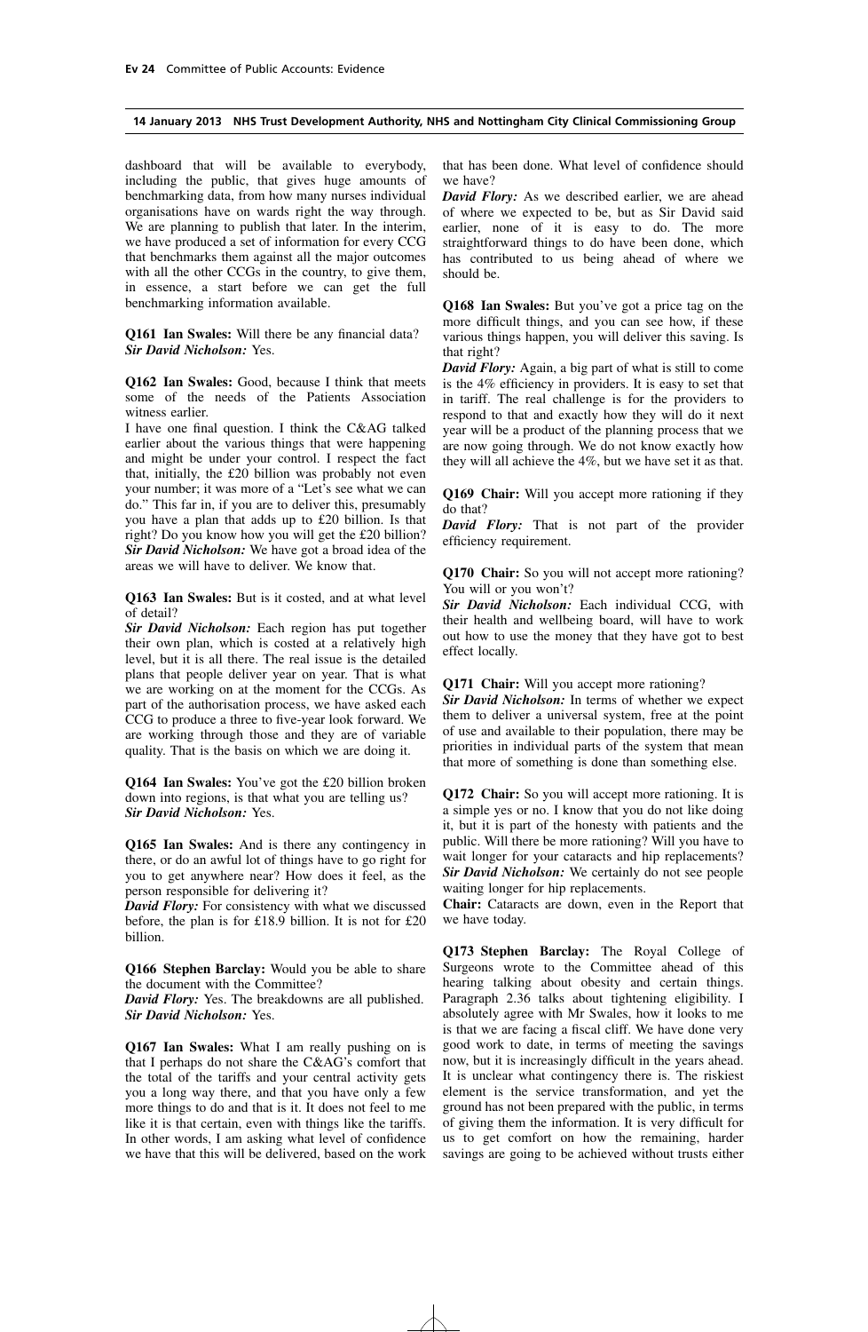dashboard that will be available to everybody, including the public, that gives huge amounts of benchmarking data, from how many nurses individual organisations have on wards right the way through. We are planning to publish that later. In the interim, we have produced a set of information for every CCG that benchmarks them against all the major outcomes with all the other CCGs in the country, to give them, in essence, a start before we can get the full benchmarking information available.

**Q161 Ian Swales:** Will there be any financial data?
***Sir David Nicholson:*** Yes.

**Q162 Ian Swales:** Good, because I think that meets some of the needs of the Patients Association witness earlier.

I have one final question. I think the C&AG talked earlier about the various things that were happening and might be under your control. I respect the fact that, initially, the £20 billion was probably not even your number; it was more of a "Let's see what we can do." This far in, if you are to deliver this, presumably you have a plan that adds up to £20 billion. Is that right? Do you know how you will get the £20 billion?
***Sir David Nicholson:*** We have got a broad idea of the areas we will have to deliver. We know that.

**Q163 Ian Swales:** But is it costed, and at what level of detail?
***Sir David Nicholson:*** Each region has put together their own plan, which is costed at a relatively high level, but it is all there. The real issue is the detailed plans that people deliver year on year. That is what we are working on at the moment for the CCGs. As part of the authorisation process, we have asked each CCG to produce a three to five-year look forward. We are working through those and they are of variable quality. That is the basis on which we are doing it.

**Q164 Ian Swales:** You've got the £20 billion broken down into regions, is that what you are telling us?
***Sir David Nicholson:*** Yes.

**Q165 Ian Swales:** And is there any contingency in there, or do an awful lot of things have to go right for you to get anywhere near? How does it feel, as the person responsible for delivering it?
***David Flory:*** For consistency with what we discussed before, the plan is for £18.9 billion. It is not for £20 billion.

**Q166 Stephen Barclay:** Would you be able to share the document with the Committee?
***David Flory:*** Yes. The breakdowns are all published.
***Sir David Nicholson:*** Yes.

**Q167 Ian Swales:** What I am really pushing on is that I perhaps do not share the C&AG's comfort that the total of the tariffs and your central activity gets you a long way there, and that you have only a few more things to do and that is it. It does not feel to me like it is that certain, even with things like the tariffs. In other words, I am asking what level of confidence we have that this will be delivered, based on the work that has been done. What level of confidence should we have?
***David Flory:*** As we described earlier, we are ahead of where we expected to be, but as Sir David said earlier, none of it is easy to do. The more straightforward things to do have been done, which has contributed to us being ahead of where we should be.

**Q168 Ian Swales:** But you've got a price tag on the more difficult things, and you can see how, if these various things happen, you will deliver this saving. Is that right?
***David Flory:*** Again, a big part of what is still to come is the 4% efficiency in providers. It is easy to set that in tariff. The real challenge is for the providers to respond to that and exactly how they will do it next year will be a product of the planning process that we are now going through. We do not know exactly how they will all achieve the 4%, but we have set it as that.

**Q169 Chair:** Will you accept more rationing if they do that?
***David Flory:*** That is not part of the provider efficiency requirement.

**Q170 Chair:** So you will not accept more rationing? You will or you won't?
***Sir David Nicholson:*** Each individual CCG, with their health and wellbeing board, will have to work out how to use the money that they have got to best effect locally.

**Q171 Chair:** Will you accept more rationing?
***Sir David Nicholson:*** In terms of whether we expect them to deliver a universal system, free at the point of use and available to their population, there may be priorities in individual parts of the system that mean that more of something is done than something else.

**Q172 Chair:** So you will accept more rationing. It is a simple yes or no. I know that you do not like doing it, but it is part of the honesty with patients and the public. Will there be more rationing? Will you have to wait longer for your cataracts and hip replacements?
***Sir David Nicholson:*** We certainly do not see people waiting longer for hip replacements.
**Chair:** Cataracts are down, even in the Report that we have today.

**Q173 Stephen Barclay:** The Royal College of Surgeons wrote to the Committee ahead of this hearing talking about obesity and certain things. Paragraph 2.36 talks about tightening eligibility. I absolutely agree with Mr Swales, how it looks to me is that we are facing a fiscal cliff. We have done very good work to date, in terms of meeting the savings now, but it is increasingly difficult in the years ahead. It is unclear what contingency there is. The riskiest element is the service transformation, and yet the ground has not been prepared with the public, in terms of giving them the information. It is very difficult for us to get comfort on how the remaining, harder savings are going to be achieved without trusts either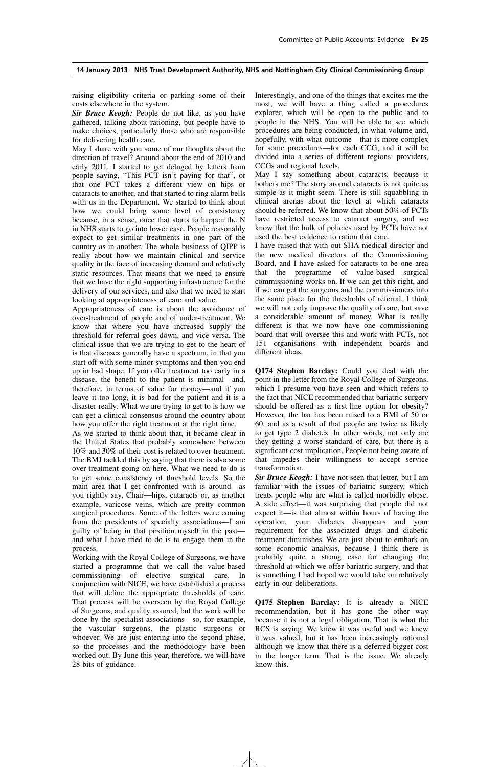raising eligibility criteria or parking some of their costs elsewhere in the system.

***Sir Bruce Keogh:*** People do not like, as you have gathered, talking about rationing, but people have to make choices, particularly those who are responsible for delivering health care.

May I share with you some of our thoughts about the direction of travel? Around about the end of 2010 and early 2011, I started to get deluged by letters from people saying, "This PCT isn't paying for that", or that one PCT takes a different view on hips or cataracts to another, and that started to ring alarm bells with us in the Department. We started to think about how we could bring some level of consistency because, in a sense, once that starts to happen the N in NHS starts to go into lower case. People reasonably expect to get similar treatments in one part of the country as in another. The whole business of QIPP is really about how we maintain clinical and service quality in the face of increasing demand and relatively static resources. That means that we need to ensure that we have the right supporting infrastructure for the delivery of our services, and also that we need to start looking at appropriateness of care and value.

Appropriateness of care is about the avoidance of over-treatment of people and of under-treatment. We know that where you have increased supply the threshold for referral goes down, and vice versa. The clinical issue that we are trying to get to the heart of is that diseases generally have a spectrum, in that you start off with some minor symptoms and then you end up in bad shape. If you offer treatment too early in a disease, the benefit to the patient is minimal—and, therefore, in terms of value for money—and if you leave it too long, it is bad for the patient and it is a disaster really. What we are trying to get to is how we can get a clinical consensus around the country about how you offer the right treatment at the right time.

As we started to think about that, it became clear in the United States that probably somewhere between 10% and 30% of their cost is related to over-treatment. The BMJ tackled this by saying that there is also some over-treatment going on here. What we need to do is to get some consistency of threshold levels. So the main area that I get confronted with is around—as you rightly say, Chair—hips, cataracts or, as another example, varicose veins, which are pretty common surgical procedures. Some of the letters were coming from the presidents of specialty associations—I am guilty of being in that position myself in the past—and what I have tried to do is to engage them in the process.

Working with the Royal College of Surgeons, we have started a programme that we call the value-based commissioning of elective surgical care. In conjunction with NICE, we have established a process that will define the appropriate thresholds of care. That process will be overseen by the Royal College of Surgeons, and quality assured, but the work will be done by the specialist associations—so, for example, the vascular surgeons, the plastic surgeons or whoever. We are just entering into the second phase, so the processes and the methodology have been worked out. By June this year, therefore, we will have 28 bits of guidance.

Interestingly, and one of the things that excites me the most, we will have a thing called a procedures explorer, which will be open to the public and to people in the NHS. You will be able to see which procedures are being conducted, in what volume and, hopefully, with what outcome—that is more complex for some procedures—for each CCG, and it will be divided into a series of different regions: providers, CCGs and regional levels.

May I say something about cataracts, because it bothers me? The story around cataracts is not quite as simple as it might seem. There is still squabbling in clinical arenas about the level at which cataracts should be referred. We know that about 50% of PCTs have restricted access to cataract surgery, and we know that the bulk of policies used by PCTs have not used the best evidence to ration that care.

I have raised that with out SHA medical director and the new medical directors of the Commissioning Board, and I have asked for cataracts to be one area that the programme of value-based surgical commissioning works on. If we can get this right, and if we can get the surgeons and the commissioners into the same place for the thresholds of referral, I think we will not only improve the quality of care, but save a considerable amount of money. What is really different is that we now have one commissioning board that will oversee this and work with PCTs, not 151 organisations with independent boards and different ideas.

**Q174 Stephen Barclay:** Could you deal with the point in the letter from the Royal College of Surgeons, which I presume you have seen and which refers to the fact that NICE recommended that bariatric surgery should be offered as a first-line option for obesity? However, the bar has been raised to a BMI of 50 or 60, and as a result of that people are twice as likely to get type 2 diabetes. In other words, not only are they getting a worse standard of care, but there is a significant cost implication. People not being aware of that impedes their willingness to accept service transformation.

***Sir Bruce Keogh:*** I have not seen that letter, but I am familiar with the issues of bariatric surgery, which treats people who are what is called morbidly obese. A side effect—it was surprising that people did not expect it—is that almost within hours of having the operation, your diabetes disappears and your requirement for the associated drugs and diabetic treatment diminishes. We are just about to embark on some economic analysis, because I think there is probably quite a strong case for changing the threshold at which we offer bariatric surgery, and that is something I had hoped we would take on relatively early in our deliberations.

**Q175 Stephen Barclay:** It is already a NICE recommendation, but it has gone the other way because it is not a legal obligation. That is what the RCS is saying. We knew it was useful and we knew it was valued, but it has been increasingly rationed although we know that there is a deferred bigger cost in the longer term. That is the issue. We already know this.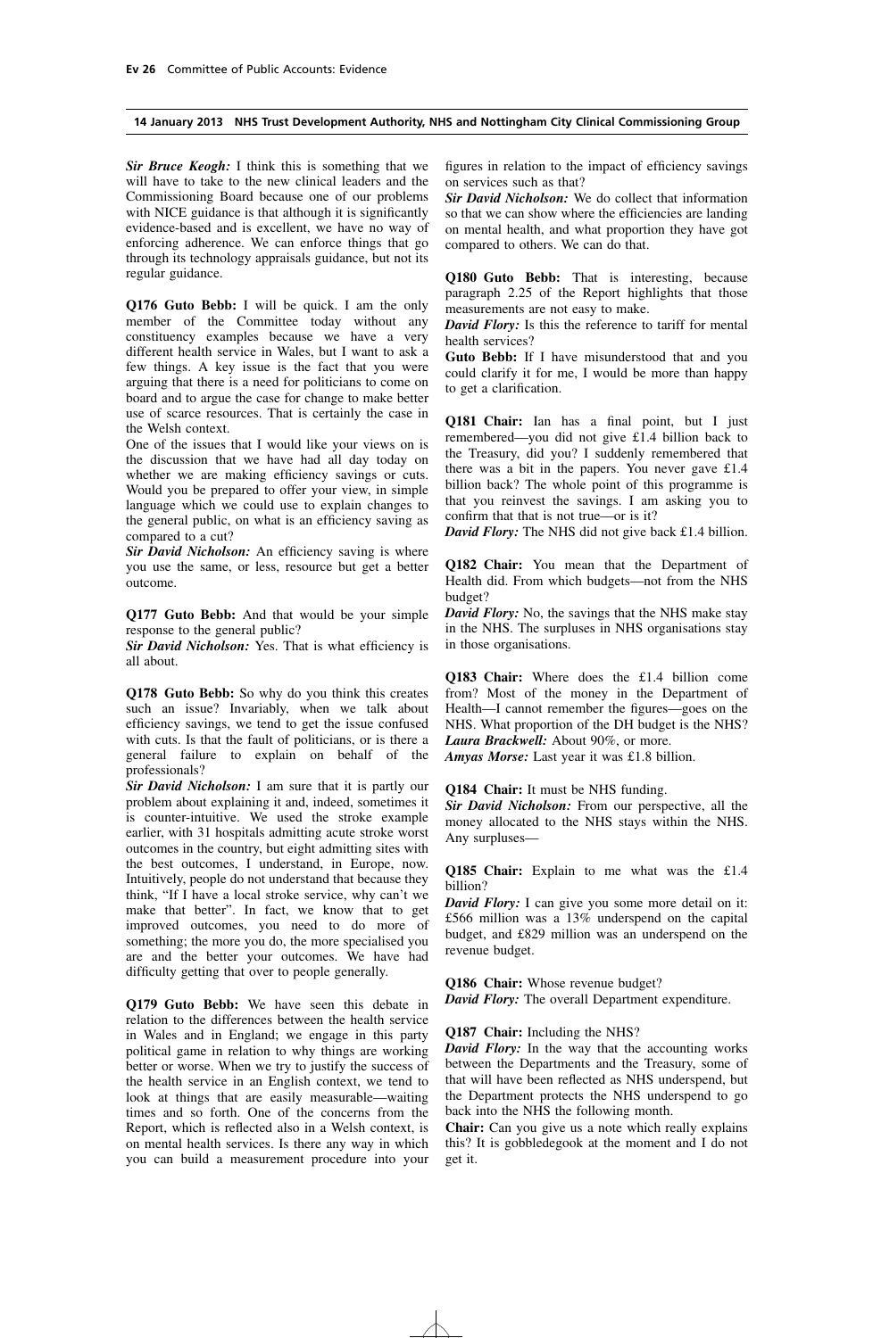*Sir Bruce Keogh:* I think this is something that we will have to take to the new clinical leaders and the Commissioning Board because one of our problems with NICE guidance is that although it is significantly evidence-based and is excellent, we have no way of enforcing adherence. We can enforce things that go through its technology appraisals guidance, but not its regular guidance.

**Q176 Guto Bebb:** I will be quick. I am the only member of the Committee today without any constituency examples because we have a very different health service in Wales, but I want to ask a few things. A key issue is the fact that you were arguing that there is a need for politicians to come on board and to argue the case for change to make better use of scarce resources. That is certainly the case in the Welsh context.

One of the issues that I would like your views on is the discussion that we have had all day today on whether we are making efficiency savings or cuts. Would you be prepared to offer your view, in simple language which we could use to explain changes to the general public, on what is an efficiency saving as compared to a cut?

*Sir David Nicholson:* An efficiency saving is where you use the same, or less, resource but get a better outcome.

**Q177 Guto Bebb:** And that would be your simple response to the general public?

*Sir David Nicholson:* Yes. That is what efficiency is all about.

**Q178 Guto Bebb:** So why do you think this creates such an issue? Invariably, when we talk about efficiency savings, we tend to get the issue confused with cuts. Is that the fault of politicians, or is there a general failure to explain on behalf of the professionals?

*Sir David Nicholson:* I am sure that it is partly our problem about explaining it and, indeed, sometimes it is counter-intuitive. We used the stroke example earlier, with 31 hospitals admitting acute stroke worst outcomes in the country, but eight admitting sites with the best outcomes, I understand, in Europe, now. Intuitively, people do not understand that because they think, "If I have a local stroke service, why can't we make that better". In fact, we know that to get improved outcomes, you need to do more of something; the more you do, the more specialised you are and the better your outcomes. We have had difficulty getting that over to people generally.

**Q179 Guto Bebb:** We have seen this debate in relation to the differences between the health service in Wales and in England; we engage in this party political game in relation to why things are working better or worse. When we try to justify the success of the health service in an English context, we tend to look at things that are easily measurable—waiting times and so forth. One of the concerns from the Report, which is reflected also in a Welsh context, is on mental health services. Is there any way in which you can build a measurement procedure into your figures in relation to the impact of efficiency savings on services such as that?

*Sir David Nicholson:* We do collect that information so that we can show where the efficiencies are landing on mental health, and what proportion they have got compared to others. We can do that.

**Q180 Guto Bebb:** That is interesting, because paragraph 2.25 of the Report highlights that those measurements are not easy to make.

*David Flory:* Is this the reference to tariff for mental health services?

**Guto Bebb:** If I have misunderstood that and you could clarify it for me, I would be more than happy to get a clarification.

**Q181 Chair:** Ian has a final point, but I just remembered—you did not give £1.4 billion back to the Treasury, did you? I suddenly remembered that there was a bit in the papers. You never gave £1.4 billion back? The whole point of this programme is that you reinvest the savings. I am asking you to confirm that that is not true—or is it?

*David Flory:* The NHS did not give back £1.4 billion.

**Q182 Chair:** You mean that the Department of Health did. From which budgets—not from the NHS budget?

*David Flory:* No, the savings that the NHS make stay in the NHS. The surpluses in NHS organisations stay in those organisations.

**Q183 Chair:** Where does the £1.4 billion come from? Most of the money in the Department of Health—I cannot remember the figures—goes on the NHS. What proportion of the DH budget is the NHS?

*Laura Brackwell:* About 90%, or more.

*Amyas Morse:* Last year it was £1.8 billion.

**Q184 Chair:** It must be NHS funding.

*Sir David Nicholson:* From our perspective, all the money allocated to the NHS stays within the NHS. Any surpluses—

**Q185 Chair:** Explain to me what was the £1.4 billion?

*David Flory:* I can give you some more detail on it: £566 million was a 13% underspend on the capital budget, and £829 million was an underspend on the revenue budget.

**Q186 Chair:** Whose revenue budget?

*David Flory:* The overall Department expenditure.

**Q187 Chair:** Including the NHS?

*David Flory:* In the way that the accounting works between the Departments and the Treasury, some of that will have been reflected as NHS underspend, but the Department protects the NHS underspend to go back into the NHS the following month.

**Chair:** Can you give us a note which really explains this? It is gobbledegook at the moment and I do not get it.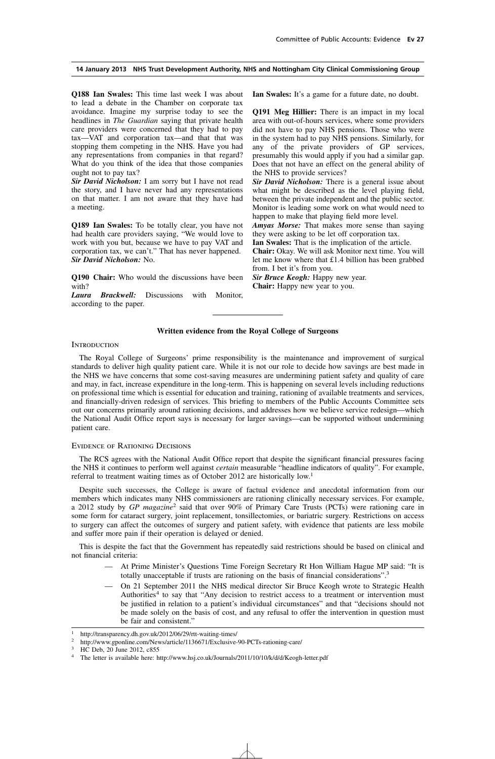**Q188 Ian Swales:** This time last week I was about to lead a debate in the Chamber on corporate tax avoidance. Imagine my surprise today to see the headlines in *The Guardian* saying that private health care providers were concerned that they had to pay tax—VAT and corporation tax—and that that was stopping them competing in the NHS. Have you had any representations from companies in that regard? What do you think of the idea that those companies ought not to pay tax?

***Sir David Nicholson:*** I am sorry but I have not read the story, and I have never had any representations on that matter. I am not aware that they have had a meeting.

**Q189 Ian Swales:** To be totally clear, you have not had health care providers saying, "We would love to work with you but, because we have to pay VAT and corporation tax, we can't." That has never happened.

***Sir David Nicholson:*** No.

**Q190 Chair:** Who would the discussions have been with?

***Laura Brackwell:*** Discussions with Monitor, according to the paper.

**Ian Swales:** It's a game for a future date, no doubt.

**Q191 Meg Hillier:** There is an impact in my local area with out-of-hours services, where some providers did not have to pay NHS pensions. Those who were in the system had to pay NHS pensions. Similarly, for any of the private providers of GP services, presumably this would apply if you had a similar gap. Does that not have an effect on the general ability of the NHS to provide services?

***Sir David Nicholson:*** There is a general issue about what might be described as the level playing field, between the private independent and the public sector. Monitor is leading some work on what would need to happen to make that playing field more level.

***Amyas Morse:*** That makes more sense than saying they were asking to be let off corporation tax.

**Ian Swales:** That is the implication of the article.

**Chair:** Okay. We will ask Monitor next time. You will let me know where that £1.4 billion has been grabbed from. I bet it's from you.

***Sir Bruce Keogh:*** Happy new year.

**Chair:** Happy new year to you.

---

## Written evidence from the Royal College of Surgeons

### Introduction

The Royal College of Surgeons' prime responsibility is the maintenance and improvement of surgical standards to deliver high quality patient care. While it is not our role to decide how savings are best made in the NHS we have concerns that some cost-saving measures are undermining patient safety and quality of care and may, in fact, increase expenditure in the long-term. This is happening on several levels including reductions on professional time which is essential for education and training, rationing of available treatments and services, and financially-driven redesign of services. This briefing to members of the Public Accounts Committee sets out our concerns primarily around rationing decisions, and addresses how we believe service redesign—which the National Audit Office report says is necessary for larger savings—can be supported without undermining patient care.

### Evidence of Rationing Decisions

The RCS agrees with the National Audit Office report that despite the significant financial pressures facing the NHS it continues to perform well against *certain* measurable "headline indicators of quality". For example, referral to treatment waiting times as of October 2012 are historically low.[1]

Despite such successes, the College is aware of factual evidence and anecdotal information from our members which indicates many NHS commissioners are rationing clinically necessary services. For example, a 2012 study by *GP magazine*[2] said that over 90% of Primary Care Trusts (PCTs) were rationing care in some form for cataract surgery, joint replacement, tonsillectomies, or bariatric surgery. Restrictions on access to surgery can affect the outcomes of surgery and patient safety, with evidence that patients are less mobile and suffer more pain if their operation is delayed or denied.

This is despite the fact that the Government has repeatedly said restrictions should be based on clinical and not financial criteria:

- At Prime Minister's Questions Time Foreign Secretary Rt Hon William Hague MP said: "It is totally unacceptable if trusts are rationing on the basis of financial considerations".[3]
- On 21 September 2011 the NHS medical director Sir Bruce Keogh wrote to Strategic Health Authorities[4] to say that "Any decision to restrict access to a treatment or intervention must be justified in relation to a patient's individual circumstances" and that "decisions should not be made solely on the basis of cost, and any refusal to offer the intervention in question must be fair and consistent."

---

[1] http://transparency.dh.gov.uk/2012/06/29/rtt-waiting-times/

[2] http://www.gponline.com/News/article/1136671/Exclusive-90-PCTs-rationing-care/

[3] HC Deb, 20 June 2012, c855

[4] The letter is available here: http://www.hsj.co.uk/Journals/2011/10/10/k/d/d/Keogh-letter.pdf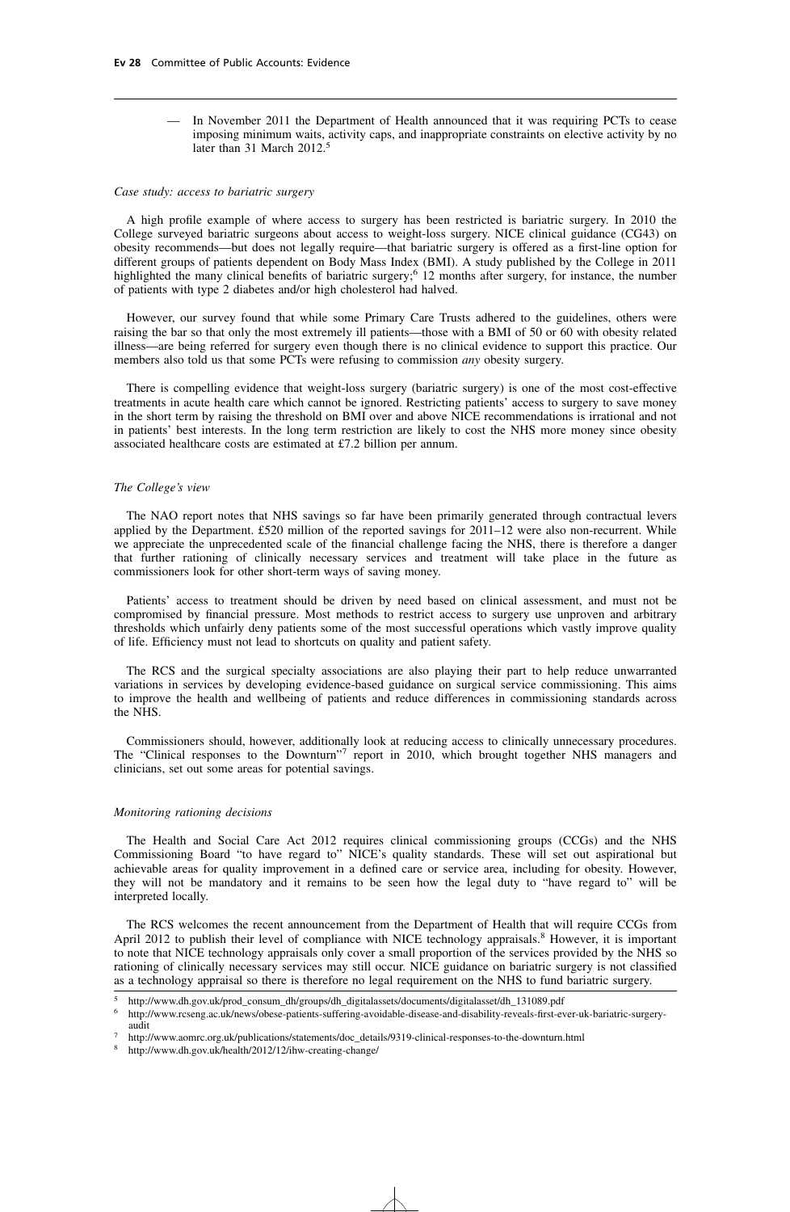— In November 2011 the Department of Health announced that it was requiring PCTs to cease imposing minimum waits, activity caps, and inappropriate constraints on elective activity by no later than 31 March 2012.[5]

*Case study: access to bariatric surgery*

A high profile example of where access to surgery has been restricted is bariatric surgery. In 2010 the College surveyed bariatric surgeons about access to weight-loss surgery. NICE clinical guidance (CG43) on obesity recommends—but does not legally require—that bariatric surgery is offered as a first-line option for different groups of patients dependent on Body Mass Index (BMI). A study published by the College in 2011 highlighted the many clinical benefits of bariatric surgery;[6] 12 months after surgery, for instance, the number of patients with type 2 diabetes and/or high cholesterol had halved.

However, our survey found that while some Primary Care Trusts adhered to the guidelines, others were raising the bar so that only the most extremely ill patients—those with a BMI of 50 or 60 with obesity related illness—are being referred for surgery even though there is no clinical evidence to support this practice. Our members also told us that some PCTs were refusing to commission *any* obesity surgery.

There is compelling evidence that weight-loss surgery (bariatric surgery) is one of the most cost-effective treatments in acute health care which cannot be ignored. Restricting patients' access to surgery to save money in the short term by raising the threshold on BMI over and above NICE recommendations is irrational and not in patients' best interests. In the long term restriction are likely to cost the NHS more money since obesity associated healthcare costs are estimated at £7.2 billion per annum.

*The College's view*

The NAO report notes that NHS savings so far have been primarily generated through contractual levers applied by the Department. £520 million of the reported savings for 2011–12 were also non-recurrent. While we appreciate the unprecedented scale of the financial challenge facing the NHS, there is therefore a danger that further rationing of clinically necessary services and treatment will take place in the future as commissioners look for other short-term ways of saving money.

Patients' access to treatment should be driven by need based on clinical assessment, and must not be compromised by financial pressure. Most methods to restrict access to surgery use unproven and arbitrary thresholds which unfairly deny patients some of the most successful operations which vastly improve quality of life. Efficiency must not lead to shortcuts on quality and patient safety.

The RCS and the surgical specialty associations are also playing their part to help reduce unwarranted variations in services by developing evidence-based guidance on surgical service commissioning. This aims to improve the health and wellbeing of patients and reduce differences in commissioning standards across the NHS.

Commissioners should, however, additionally look at reducing access to clinically unnecessary procedures. The "Clinical responses to the Downturn"[7] report in 2010, which brought together NHS managers and clinicians, set out some areas for potential savings.

*Monitoring rationing decisions*

The Health and Social Care Act 2012 requires clinical commissioning groups (CCGs) and the NHS Commissioning Board "to have regard to" NICE's quality standards. These will set out aspirational but achievable areas for quality improvement in a defined care or service area, including for obesity. However, they will not be mandatory and it remains to be seen how the legal duty to "have regard to" will be interpreted locally.

The RCS welcomes the recent announcement from the Department of Health that will require CCGs from April 2012 to publish their level of compliance with NICE technology appraisals.[8] However, it is important to note that NICE technology appraisals only cover a small proportion of the services provided by the NHS so rationing of clinically necessary services may still occur. NICE guidance on bariatric surgery is not classified as a technology appraisal so there is therefore no legal requirement on the NHS to fund bariatric surgery.

---

[5] http://www.dh.gov.uk/prod_consum_dh/groups/dh_digitalassets/documents/digitalasset/dh_131089.pdf

[6] http://www.rcseng.ac.uk/news/obese-patients-suffering-avoidable-disease-and-disability-reveals-first-ever-uk-bariatric-surgery-audit

[7] http://www.aomrc.org.uk/publications/statements/doc_details/9319-clinical-responses-to-the-downturn.html

[8] http://www.dh.gov.uk/health/2012/12/ihw-creating-change/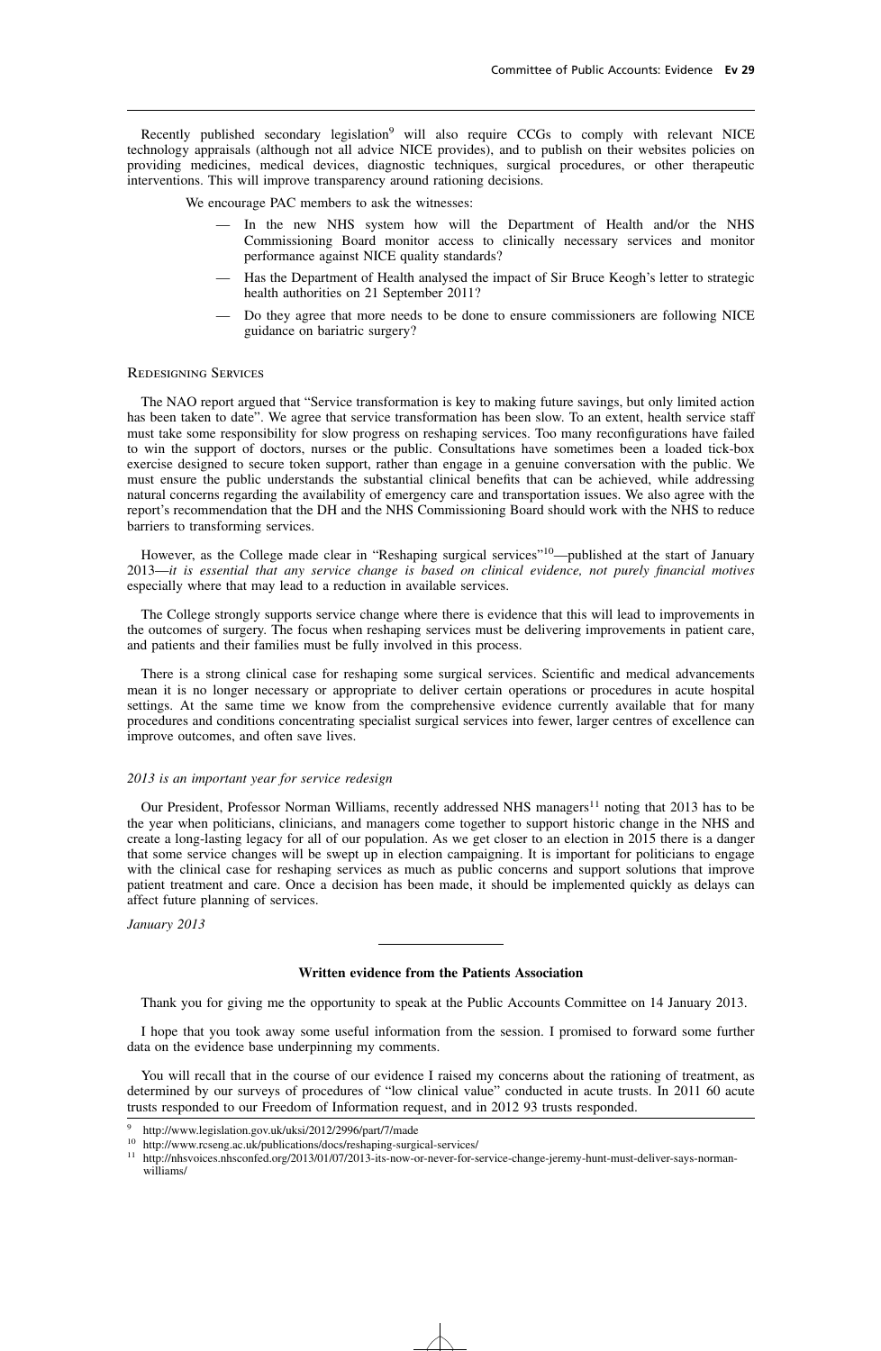Recently published secondary legislation[9] will also require CCGs to comply with relevant NICE technology appraisals (although not all advice NICE provides), and to publish on their websites policies on providing medicines, medical devices, diagnostic techniques, surgical procedures, or other therapeutic interventions. This will improve transparency around rationing decisions.

We encourage PAC members to ask the witnesses:

- In the new NHS system how will the Department of Health and/or the NHS Commissioning Board monitor access to clinically necessary services and monitor performance against NICE quality standards?
- Has the Department of Health analysed the impact of Sir Bruce Keogh's letter to strategic health authorities on 21 September 2011?
- Do they agree that more needs to be done to ensure commissioners are following NICE guidance on bariatric surgery?

### Redesigning Services

The NAO report argued that "Service transformation is key to making future savings, but only limited action has been taken to date". We agree that service transformation has been slow. To an extent, health service staff must take some responsibility for slow progress on reshaping services. Too many reconfigurations have failed to win the support of doctors, nurses or the public. Consultations have sometimes been a loaded tick-box exercise designed to secure token support, rather than engage in a genuine conversation with the public. We must ensure the public understands the substantial clinical benefits that can be achieved, while addressing natural concerns regarding the availability of emergency care and transportation issues. We also agree with the report's recommendation that the DH and the NHS Commissioning Board should work with the NHS to reduce barriers to transforming services.

However, as the College made clear in "Reshaping surgical services"[10]—published at the start of January 2013—*it is essential that any service change is based on clinical evidence, not purely financial motives* especially where that may lead to a reduction in available services.

The College strongly supports service change where there is evidence that this will lead to improvements in the outcomes of surgery. The focus when reshaping services must be delivering improvements in patient care, and patients and their families must be fully involved in this process.

There is a strong clinical case for reshaping some surgical services. Scientific and medical advancements mean it is no longer necessary or appropriate to deliver certain operations or procedures in acute hospital settings. At the same time we know from the comprehensive evidence currently available that for many procedures and conditions concentrating specialist surgical services into fewer, larger centres of excellence can improve outcomes, and often save lives.

*2013 is an important year for service redesign*

Our President, Professor Norman Williams, recently addressed NHS managers[11] noting that 2013 has to be the year when politicians, clinicians, and managers come together to support historic change in the NHS and create a long-lasting legacy for all of our population. As we get closer to an election in 2015 there is a danger that some service changes will be swept up in election campaigning. It is important for politicians to engage with the clinical case for reshaping services as much as public concerns and support solutions that improve patient treatment and care. Once a decision has been made, it should be implemented quickly as delays can affect future planning of services.

*January 2013*

---

## Written evidence from the Patients Association

Thank you for giving me the opportunity to speak at the Public Accounts Committee on 14 January 2013.

I hope that you took away some useful information from the session. I promised to forward some further data on the evidence base underpinning my comments.

You will recall that in the course of our evidence I raised my concerns about the rationing of treatment, as determined by our surveys of procedures of "low clinical value" conducted in acute trusts. In 2011 60 acute trusts responded to our Freedom of Information request, and in 2012 93 trusts responded.

---

[9] http://www.legislation.gov.uk/uksi/2012/2996/part/7/made

[10] http://www.rcseng.ac.uk/publications/docs/reshaping-surgical-services/

[11] http://nhsvoices.nhsconfed.org/2013/01/07/2013-its-now-or-never-for-service-change-jeremy-hunt-must-deliver-says-norman-williams/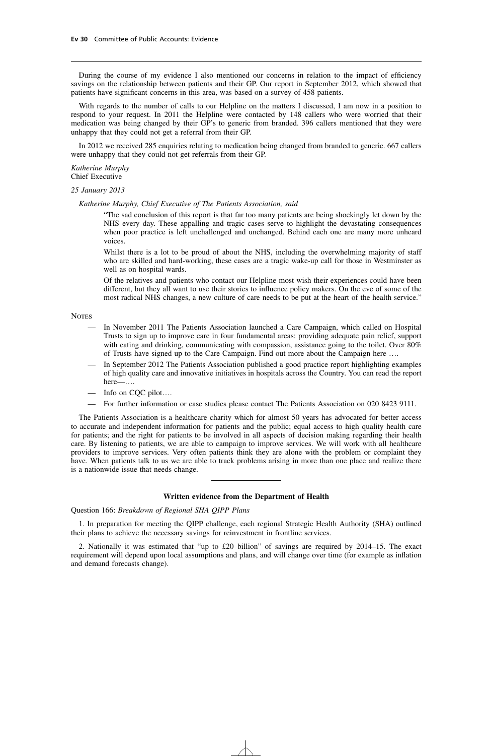During the course of my evidence I also mentioned our concerns in relation to the impact of efficiency savings on the relationship between patients and their GP. Our report in September 2012, which showed that patients have significant concerns in this area, was based on a survey of 458 patients.

With regards to the number of calls to our Helpline on the matters I discussed, I am now in a position to respond to your request. In 2011 the Helpline were contacted by 148 callers who were worried that their medication was being changed by their GP's to generic from branded. 396 callers mentioned that they were unhappy that they could not get a referral from their GP.

In 2012 we received 285 enquiries relating to medication being changed from branded to generic. 667 callers were unhappy that they could not get referrals from their GP.

*Katherine Murphy*
Chief Executive

*25 January 2013*

*Katherine Murphy, Chief Executive of The Patients Association, said*

> "The sad conclusion of this report is that far too many patients are being shockingly let down by the NHS every day. These appalling and tragic cases serve to highlight the devastating consequences when poor practice is left unchallenged and unchanged. Behind each one are many more unheard voices.
>
> Whilst there is a lot to be proud of about the NHS, including the overwhelming majority of staff who are skilled and hard-working, these cases are a tragic wake-up call for those in Westminster as well as on hospital wards.
>
> Of the relatives and patients who contact our Helpline most wish their experiences could have been different, but they all want to use their stories to influence policy makers. On the eve of some of the most radical NHS changes, a new culture of care needs to be put at the heart of the health service."

NOTES

- In November 2011 The Patients Association launched a Care Campaign, which called on Hospital Trusts to sign up to improve care in four fundamental areas: providing adequate pain relief, support with eating and drinking, communicating with compassion, assistance going to the toilet. Over 80% of Trusts have signed up to the Care Campaign. Find out more about the Campaign here ….
- In September 2012 The Patients Association published a good practice report highlighting examples of high quality care and innovative initiatives in hospitals across the Country. You can read the report here—….
- Info on CQC pilot….
- For further information or case studies please contact The Patients Association on 020 8423 9111.

The Patients Association is a healthcare charity which for almost 50 years has advocated for better access to accurate and independent information for patients and the public; equal access to high quality health care for patients; and the right for patients to be involved in all aspects of decision making regarding their health care. By listening to patients, we are able to campaign to improve services. We will work with all healthcare providers to improve services. Very often patients think they are alone with the problem or complaint they have. When patients talk to us we are able to track problems arising in more than one place and realize there is a nationwide issue that needs change.

---

## Written evidence from the Department of Health

Question 166: *Breakdown of Regional SHA QIPP Plans*

1. In preparation for meeting the QIPP challenge, each regional Strategic Health Authority (SHA) outlined their plans to achieve the necessary savings for reinvestment in frontline services.

2. Nationally it was estimated that "up to £20 billion" of savings are required by 2014–15. The exact requirement will depend upon local assumptions and plans, and will change over time (for example as inflation and demand forecasts change).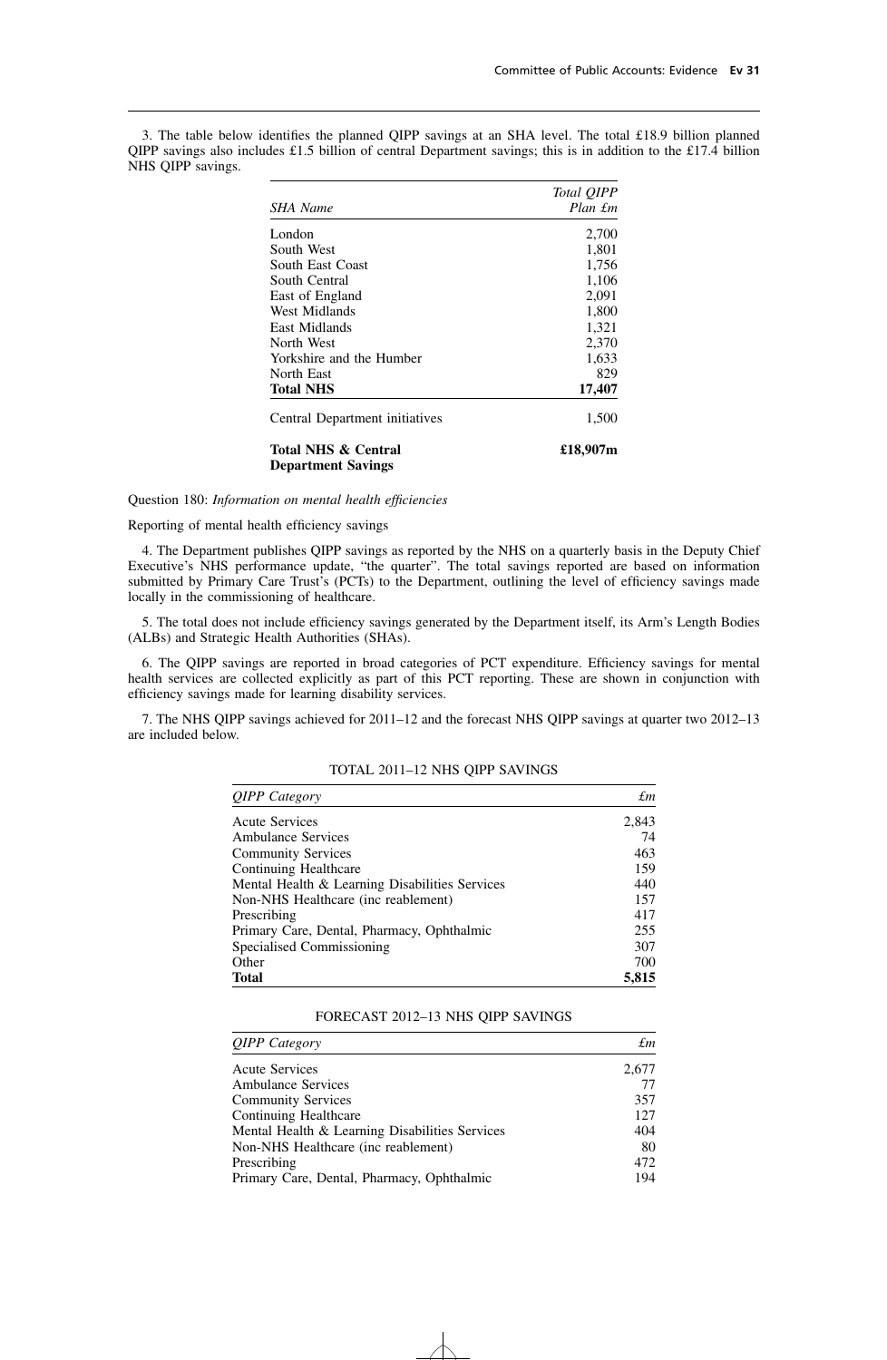3. The table below identifies the planned QIPP savings at an SHA level. The total £18.9 billion planned QIPP savings also includes £1.5 billion of central Department savings; this is in addition to the £17.4 billion NHS QIPP savings.

| *SHA Name* | *Total QIPP Plan £m* |
|---|---|
| London | 2,700 |
| South West | 1,801 |
| South East Coast | 1,756 |
| South Central | 1,106 |
| East of England | 2,091 |
| West Midlands | 1,800 |
| East Midlands | 1,321 |
| North West | 2,370 |
| Yorkshire and the Humber | 1,633 |
| North East | 829 |
| **Total NHS** | **17,407** |
| Central Department initiatives | 1,500 |
| **Total NHS & Central Department Savings** | **£18,907m** |

Question 180: *Information on mental health efficiencies*

Reporting of mental health efficiency savings

4. The Department publishes QIPP savings as reported by the NHS on a quarterly basis in the Deputy Chief Executive's NHS performance update, "the quarter". The total savings reported are based on information submitted by Primary Care Trust's (PCTs) to the Department, outlining the level of efficiency savings made locally in the commissioning of healthcare.

5. The total does not include efficiency savings generated by the Department itself, its Arm's Length Bodies (ALBs) and Strategic Health Authorities (SHAs).

6. The QIPP savings are reported in broad categories of PCT expenditure. Efficiency savings for mental health services are collected explicitly as part of this PCT reporting. These are shown in conjunction with efficiency savings made for learning disability services.

7. The NHS QIPP savings achieved for 2011–12 and the forecast NHS QIPP savings at quarter two 2012–13 are included below.

TOTAL 2011–12 NHS QIPP SAVINGS

| *QIPP Category* | *£m* |
|---|---|
| Acute Services | 2,843 |
| Ambulance Services | 74 |
| Community Services | 463 |
| Continuing Healthcare | 159 |
| Mental Health & Learning Disabilities Services | 440 |
| Non-NHS Healthcare (inc reablement) | 157 |
| Prescribing | 417 |
| Primary Care, Dental, Pharmacy, Ophthalmic | 255 |
| Specialised Commissioning | 307 |
| Other | 700 |
| **Total** | **5,815** |

FORECAST 2012–13 NHS QIPP SAVINGS

| *QIPP Category* | *£m* |
|---|---|
| Acute Services | 2,677 |
| Ambulance Services | 77 |
| Community Services | 357 |
| Continuing Healthcare | 127 |
| Mental Health & Learning Disabilities Services | 404 |
| Non-NHS Healthcare (inc reablement) | 80 |
| Prescribing | 472 |
| Primary Care, Dental, Pharmacy, Ophthalmic | 194 |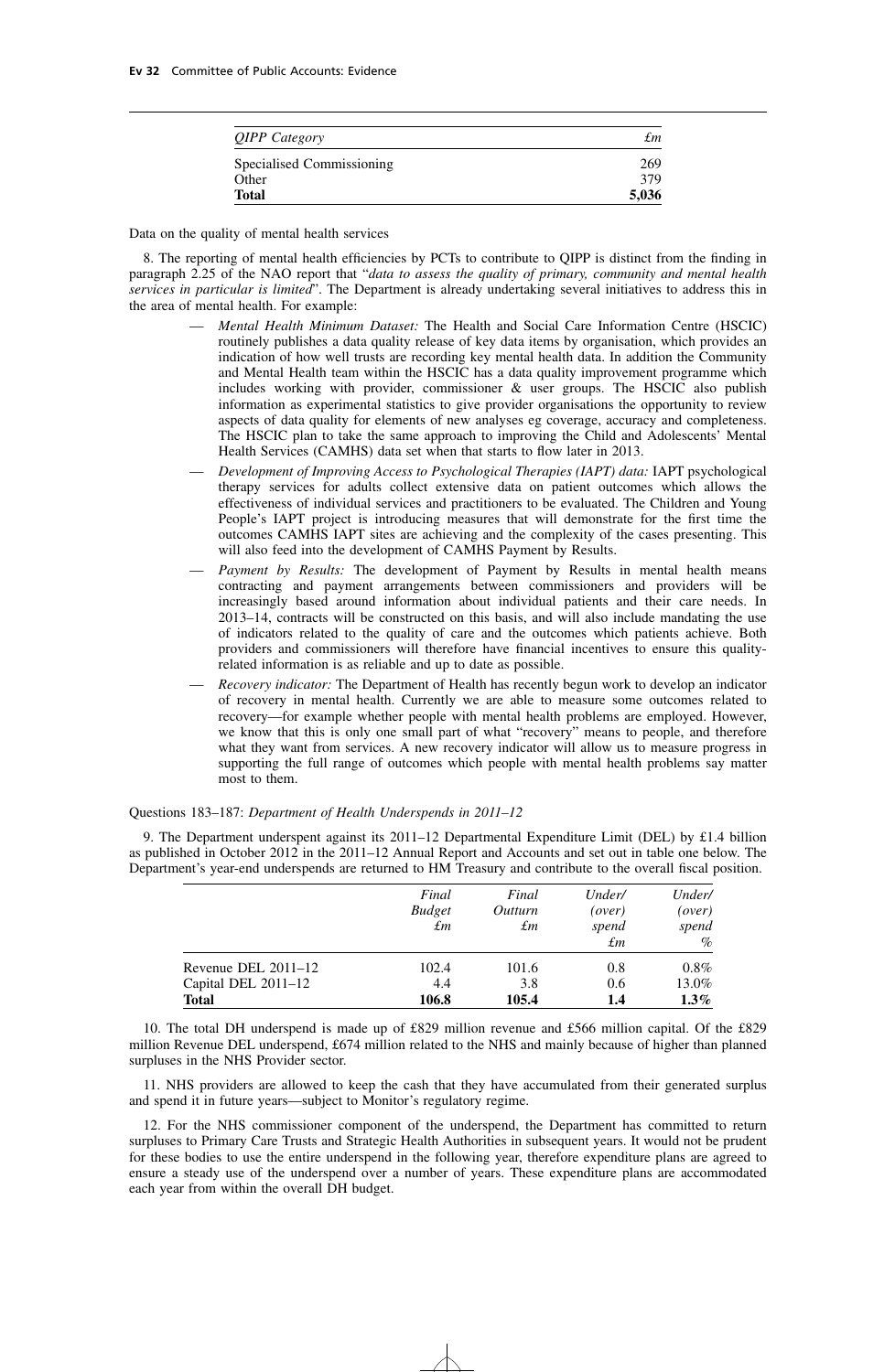| *QIPP Category* | *£m* |
|---|---|
| Specialised Commissioning | 269 |
| Other | 379 |
| **Total** | **5,036** |

Data on the quality of mental health services

8. The reporting of mental health efficiencies by PCTs to contribute to QIPP is distinct from the finding in paragraph 2.25 of the NAO report that "*data to assess the quality of primary, community and mental health services in particular is limited*". The Department is already undertaking several initiatives to address this in the area of mental health. For example:

- *Mental Health Minimum Dataset:* The Health and Social Care Information Centre (HSCIC) routinely publishes a data quality release of key data items by organisation, which provides an indication of how well trusts are recording key mental health data. In addition the Community and Mental Health team within the HSCIC has a data quality improvement programme which includes working with provider, commissioner & user groups. The HSCIC also publish information as experimental statistics to give provider organisations the opportunity to review aspects of data quality for elements of new analyses eg coverage, accuracy and completeness. The HSCIC plan to take the same approach to improving the Child and Adolescents' Mental Health Services (CAMHS) data set when that starts to flow later in 2013.
- *Development of Improving Access to Psychological Therapies (IAPT) data:* IAPT psychological therapy services for adults collect extensive data on patient outcomes which allows the effectiveness of individual services and practitioners to be evaluated. The Children and Young People's IAPT project is introducing measures that will demonstrate for the first time the outcomes CAMHS IAPT sites are achieving and the complexity of the cases presenting. This will also feed into the development of CAMHS Payment by Results.
- *Payment by Results:* The development of Payment by Results in mental health means contracting and payment arrangements between commissioners and providers will be increasingly based around information about individual patients and their care needs. In 2013–14, contracts will be constructed on this basis, and will also include mandating the use of indicators related to the quality of care and the outcomes which patients achieve. Both providers and commissioners will therefore have financial incentives to ensure this quality-related information is as reliable and up to date as possible.
- *Recovery indicator:* The Department of Health has recently begun work to develop an indicator of recovery in mental health. Currently we are able to measure some outcomes related to recovery—for example whether people with mental health problems are employed. However, we know that this is only one small part of what "recovery" means to people, and therefore what they want from services. A new recovery indicator will allow us to measure progress in supporting the full range of outcomes which people with mental health problems say matter most to them.

Questions 183–187: *Department of Health Underspends in 2011–12*

9. The Department underspent against its 2011–12 Departmental Expenditure Limit (DEL) by £1.4 billion as published in October 2012 in the 2011–12 Annual Report and Accounts and set out in table one below. The Department's year-end underspends are returned to HM Treasury and contribute to the overall fiscal position.

| | *Final Budget £m* | *Final Outturn £m* | *Under/ (over) spend £m* | *Under/ (over) spend %* |
|---|---|---|---|---|
| Revenue DEL 2011–12 | 102.4 | 101.6 | 0.8 | 0.8% |
| Capital DEL 2011–12 | 4.4 | 3.8 | 0.6 | 13.0% |
| **Total** | **106.8** | **105.4** | **1.4** | **1.3%** |

10. The total DH underspend is made up of £829 million revenue and £566 million capital. Of the £829 million Revenue DEL underspend, £674 million related to the NHS and mainly because of higher than planned surpluses in the NHS Provider sector.

11. NHS providers are allowed to keep the cash that they have accumulated from their generated surplus and spend it in future years—subject to Monitor's regulatory regime.

12. For the NHS commissioner component of the underspend, the Department has committed to return surpluses to Primary Care Trusts and Strategic Health Authorities in subsequent years. It would not be prudent for these bodies to use the entire underspend in the following year, therefore expenditure plans are agreed to ensure a steady use of the underspend over a number of years. These expenditure plans are accommodated each year from within the overall DH budget.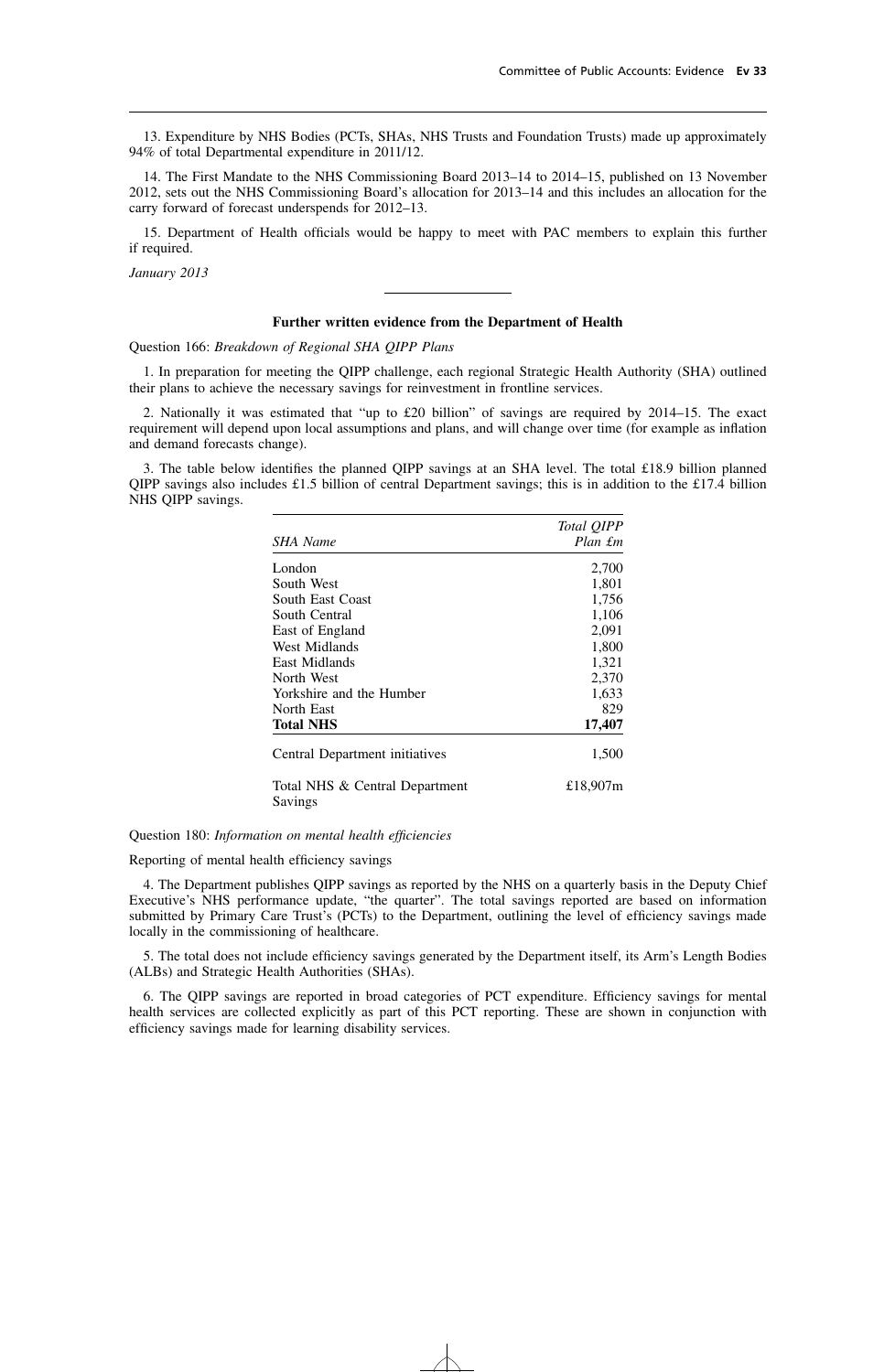13. Expenditure by NHS Bodies (PCTs, SHAs, NHS Trusts and Foundation Trusts) made up approximately 94% of total Departmental expenditure in 2011/12.

14. The First Mandate to the NHS Commissioning Board 2013–14 to 2014–15, published on 13 November 2012, sets out the NHS Commissioning Board's allocation for 2013–14 and this includes an allocation for the carry forward of forecast underspends for 2012–13.

15. Department of Health officials would be happy to meet with PAC members to explain this further if required.

*January 2013*

---

### Further written evidence from the Department of Health

Question 166: *Breakdown of Regional SHA QIPP Plans*

1. In preparation for meeting the QIPP challenge, each regional Strategic Health Authority (SHA) outlined their plans to achieve the necessary savings for reinvestment in frontline services.

2. Nationally it was estimated that "up to £20 billion" of savings are required by 2014–15. The exact requirement will depend upon local assumptions and plans, and will change over time (for example as inflation and demand forecasts change).

3. The table below identifies the planned QIPP savings at an SHA level. The total £18.9 billion planned QIPP savings also includes £1.5 billion of central Department savings; this is in addition to the £17.4 billion NHS QIPP savings.

| *SHA Name* | *Total QIPP Plan £m* |
|---|---|
| London | 2,700 |
| South West | 1,801 |
| South East Coast | 1,756 |
| South Central | 1,106 |
| East of England | 2,091 |
| West Midlands | 1,800 |
| East Midlands | 1,321 |
| North West | 2,370 |
| Yorkshire and the Humber | 1,633 |
| North East | 829 |
| **Total NHS** | **17,407** |
| Central Department initiatives | 1,500 |
| Total NHS & Central Department Savings | £18,907m |

Question 180: *Information on mental health efficiencies*

Reporting of mental health efficiency savings

4. The Department publishes QIPP savings as reported by the NHS on a quarterly basis in the Deputy Chief Executive's NHS performance update, "the quarter". The total savings reported are based on information submitted by Primary Care Trust's (PCTs) to the Department, outlining the level of efficiency savings made locally in the commissioning of healthcare.

5. The total does not include efficiency savings generated by the Department itself, its Arm's Length Bodies (ALBs) and Strategic Health Authorities (SHAs).

6. The QIPP savings are reported in broad categories of PCT expenditure. Efficiency savings for mental health services are collected explicitly as part of this PCT reporting. These are shown in conjunction with efficiency savings made for learning disability services.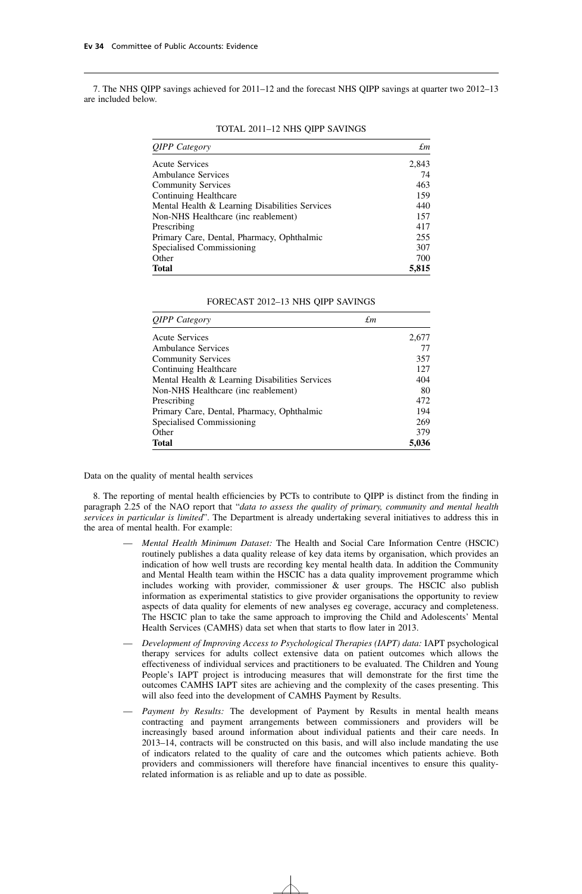7. The NHS QIPP savings achieved for 2011–12 and the forecast NHS QIPP savings at quarter two 2012–13 are included below.

TOTAL 2011–12 NHS QIPP SAVINGS

| *QIPP Category* | *£m* |
|---|---|
| Acute Services | 2,843 |
| Ambulance Services | 74 |
| Community Services | 463 |
| Continuing Healthcare | 159 |
| Mental Health & Learning Disabilities Services | 440 |
| Non-NHS Healthcare (inc reablement) | 157 |
| Prescribing | 417 |
| Primary Care, Dental, Pharmacy, Ophthalmic | 255 |
| Specialised Commissioning | 307 |
| Other | 700 |
| **Total** | **5,815** |

FORECAST 2012–13 NHS QIPP SAVINGS

| *QIPP Category* | *£m* |
|---|---|
| Acute Services | 2,677 |
| Ambulance Services | 77 |
| Community Services | 357 |
| Continuing Healthcare | 127 |
| Mental Health & Learning Disabilities Services | 404 |
| Non-NHS Healthcare (inc reablement) | 80 |
| Prescribing | 472 |
| Primary Care, Dental, Pharmacy, Ophthalmic | 194 |
| Specialised Commissioning | 269 |
| Other | 379 |
| **Total** | **5,036** |

Data on the quality of mental health services

8. The reporting of mental health efficiencies by PCTs to contribute to QIPP is distinct from the finding in paragraph 2.25 of the NAO report that "*data to assess the quality of primary, community and mental health services in particular is limited*". The Department is already undertaking several initiatives to address this in the area of mental health. For example:

- *Mental Health Minimum Dataset:* The Health and Social Care Information Centre (HSCIC) routinely publishes a data quality release of key data items by organisation, which provides an indication of how well trusts are recording key mental health data. In addition the Community and Mental Health team within the HSCIC has a data quality improvement programme which includes working with provider, commissioner & user groups. The HSCIC also publish information as experimental statistics to give provider organisations the opportunity to review aspects of data quality for elements of new analyses eg coverage, accuracy and completeness. The HSCIC plan to take the same approach to improving the Child and Adolescents' Mental Health Services (CAMHS) data set when that starts to flow later in 2013.
- *Development of Improving Access to Psychological Therapies (IAPT) data:* IAPT psychological therapy services for adults collect extensive data on patient outcomes which allows the effectiveness of individual services and practitioners to be evaluated. The Children and Young People's IAPT project is introducing measures that will demonstrate for the first time the outcomes CAMHS IAPT sites are achieving and the complexity of the cases presenting. This will also feed into the development of CAMHS Payment by Results.
- *Payment by Results:* The development of Payment by Results in mental health means contracting and payment arrangements between commissioners and providers will be increasingly based around information about individual patients and their care needs. In 2013–14, contracts will be constructed on this basis, and will also include mandating the use of indicators related to the quality of care and the outcomes which patients achieve. Both providers and commissioners will therefore have financial incentives to ensure this quality-related information is as reliable and up to date as possible.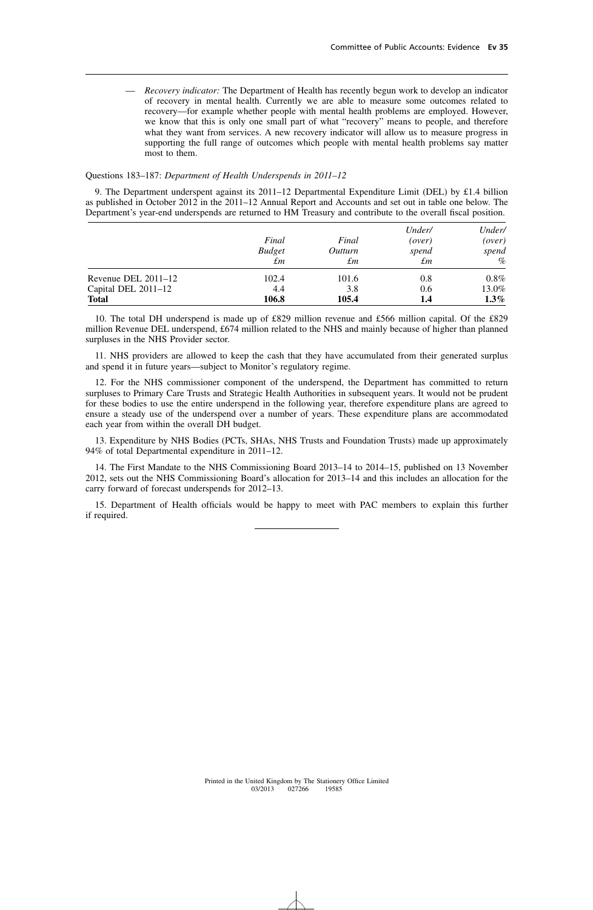— *Recovery indicator:* The Department of Health has recently begun work to develop an indicator of recovery in mental health. Currently we are able to measure some outcomes related to recovery—for example whether people with mental health problems are employed. However, we know that this is only one small part of what "recovery" means to people, and therefore what they want from services. A new recovery indicator will allow us to measure progress in supporting the full range of outcomes which people with mental health problems say matter most to them.

Questions 183–187: *Department of Health Underspends in 2011–12*

9. The Department underspent against its 2011–12 Departmental Expenditure Limit (DEL) by £1.4 billion as published in October 2012 in the 2011–12 Annual Report and Accounts and set out in table one below. The Department's year-end underspends are returned to HM Treasury and contribute to the overall fiscal position.

| | *Final Budget £m* | *Final Outturn £m* | *Under/ (over) spend £m* | *Under/ (over) spend %* |
|---|---|---|---|---|
| Revenue DEL 2011–12 | 102.4 | 101.6 | 0.8 | 0.8% |
| Capital DEL 2011–12 | 4.4 | 3.8 | 0.6 | 13.0% |
| **Total** | **106.8** | **105.4** | **1.4** | **1.3%** |

10. The total DH underspend is made up of £829 million revenue and £566 million capital. Of the £829 million Revenue DEL underspend, £674 million related to the NHS and mainly because of higher than planned surpluses in the NHS Provider sector.

11. NHS providers are allowed to keep the cash that they have accumulated from their generated surplus and spend it in future years—subject to Monitor's regulatory regime.

12. For the NHS commissioner component of the underspend, the Department has committed to return surpluses to Primary Care Trusts and Strategic Health Authorities in subsequent years. It would not be prudent for these bodies to use the entire underspend in the following year, therefore expenditure plans are agreed to ensure a steady use of the underspend over a number of years. These expenditure plans are accommodated each year from within the overall DH budget.

13. Expenditure by NHS Bodies (PCTs, SHAs, NHS Trusts and Foundation Trusts) made up approximately 94% of total Departmental expenditure in 2011–12.

14. The First Mandate to the NHS Commissioning Board 2013–14 to 2014–15, published on 13 November 2012, sets out the NHS Commissioning Board's allocation for 2013–14 and this includes an allocation for the carry forward of forecast underspends for 2012–13.

15. Department of Health officials would be happy to meet with PAC members to explain this further if required.

Printed in the United Kingdom by The Stationery Office Limited
03/2013 027266 19585